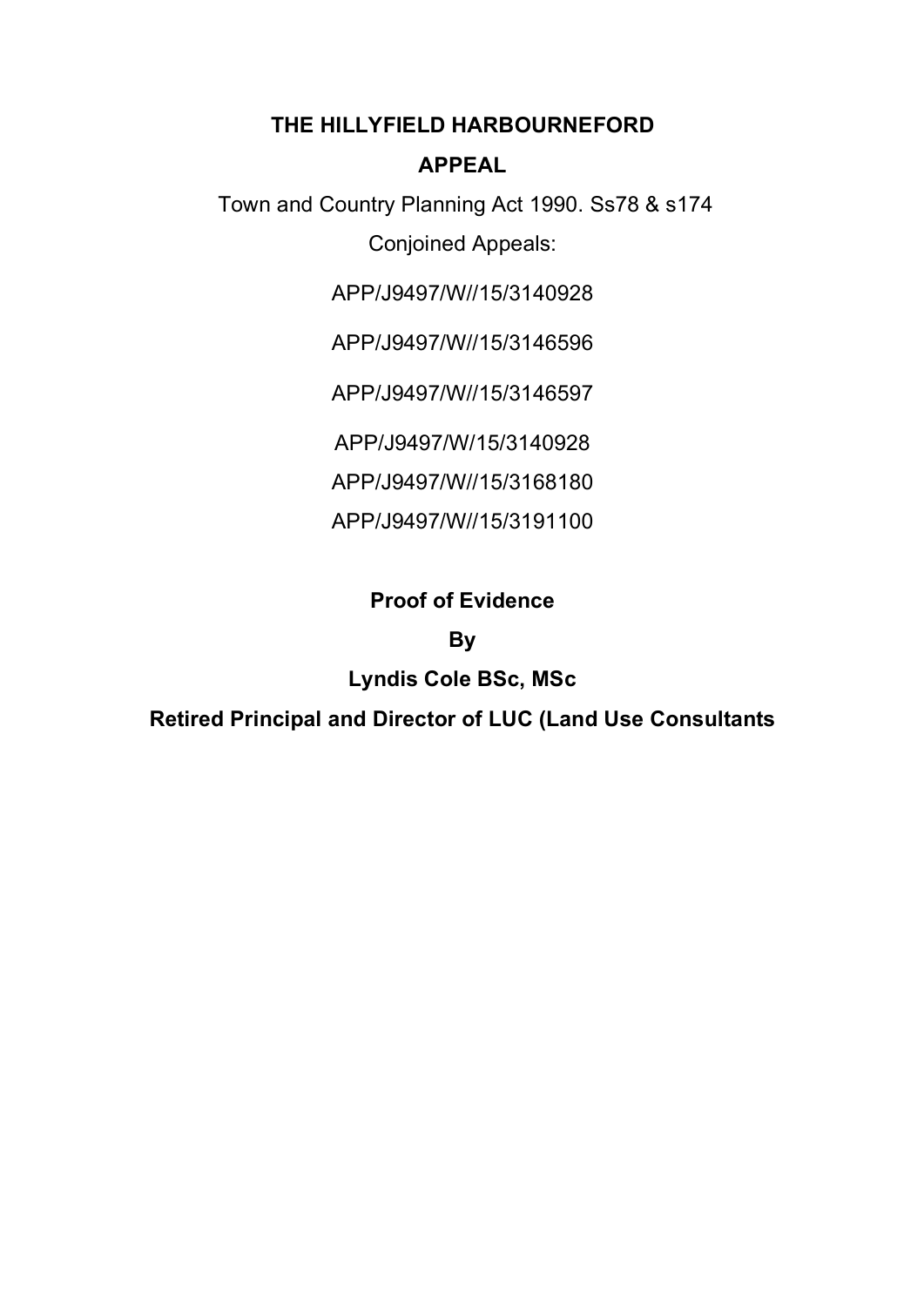# THE HILLYFIELD HARBOURNEFORD

# APPEAL

Town and Country Planning Act 1990. Ss78 & s174

Conjoined Appeals:

APP/J9497/W//15/3140928

APP/J9497/W//15/3146596

APP/J9497/W//15/3146597

APP/J9497/W/15/3140928

APP/J9497/W//15/3168180

APP/J9497/W//15/3191100

**Proof of Evidence**

**By**

**Lyndis Cole BSc, MSc**

**Retired Principal and Director of LUC (Land Use Consultants**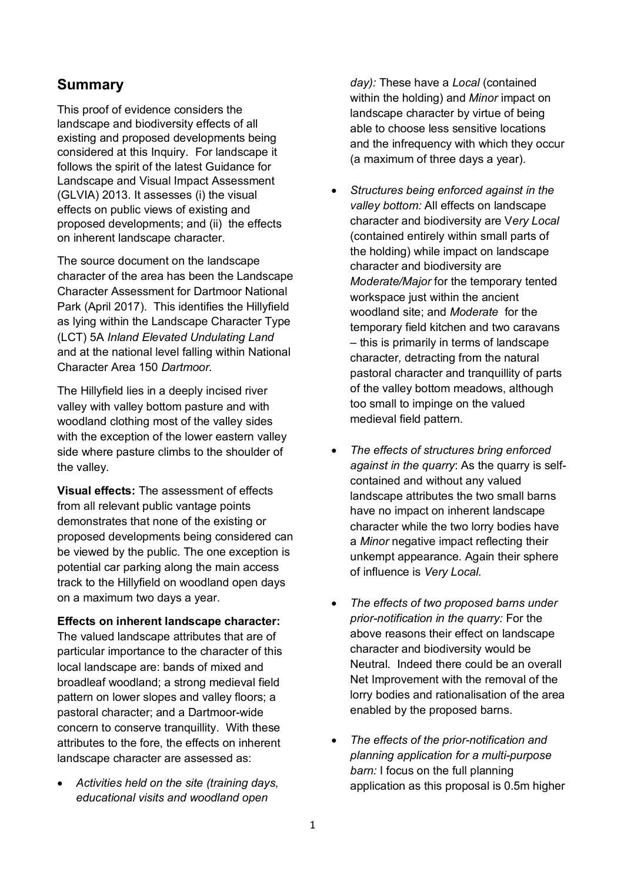## Summary

This proof of evidence considers the landscape and biodiversity effects of all existing and proposed developments being considered at this Inquiry. For landscape it follows the spirit of the latest Guidance for Landscape and Visual Impact Assessment (GLVIA) 2013. It assesses (i) the visual effects on public views of existing and proposed developments; and (ii) the effects on inherent landscape character.

The source document on the landscape character of the area has been the Landscape Character Assessment for Dartmoor National Park (April 2017). This identifies the Hillyfield as lying within the Landscape Character Type (LCT) 5A *Inland Elevated Undulating Land* and at the national level falling within National Character Area 150 *Dartmoor.*

The Hillyfield lies in a deeply incised river valley with valley bottom pasture and with woodland clothing most of the valley sides with the exception of the lower eastern valley side where pasture climbs to the shoulder of the valley.

**Visual effects:** The assessment of effects from all relevant public vantage points demonstrates that none of the existing or proposed developments being considered can be viewed by the public. The one exception is potential car parking along the main access track to the Hillyfield on woodland open days on a maximum two days a year.

**Effects on inherent landscape character:** The valued landscape attributes that are of particular importance to the character of this local landscape are: bands of mixed and broadleaf woodland; a strong medieval field pattern on lower slopes and valley floors; a pastoral character; and a Dartmoor-wide concern to conserve tranquillity. With these attributes to the fore, the effects on inherent landscape character are assessed as:

- *Activities held on the site (training days, educational visits and woodland open day):* These have a *Local* (contained within the holding) and *Minor* impact on landscape character by virtue of being able to choose less sensitive locations and the infrequency with which they occur (a maximum of three days a year).

- *Structures being enforced against in the valley bottom:* All effects on landscape character and biodiversity are V*ery Local* (contained entirely within small parts of the holding) while impact on landscape character and biodiversity are *Moderate/Major* for the temporary tented workspace just within the ancient woodland site; and *Moderate* for the temporary field kitchen and two caravans – this is primarily in terms of landscape character*,* detracting from the natural pastoral character and tranquillity of parts of the valley bottom meadows, although too small to impinge on the valued medieval field pattern.

- *The effects of structures bring enforced against in the quarry*: As the quarry is self-contained and without any valued landscape attributes the two small barns have no impact on inherent landscape character while the two lorry bodies have a *Minor* negative impact reflecting their unkempt appearance. Again their sphere of influence is *Very Local.*

- *The effects of two proposed barns under prior-notification in the quarry:* For the above reasons their effect on landscape character and biodiversity would be Neutral. Indeed there could be an overall Net Improvement with the removal of the lorry bodies and rationalisation of the area enabled by the proposed barns.

- *The effects of the prior-notification and planning application for a multi-purpose barn:* I focus on the full planning application as this proposal is 0.5m higher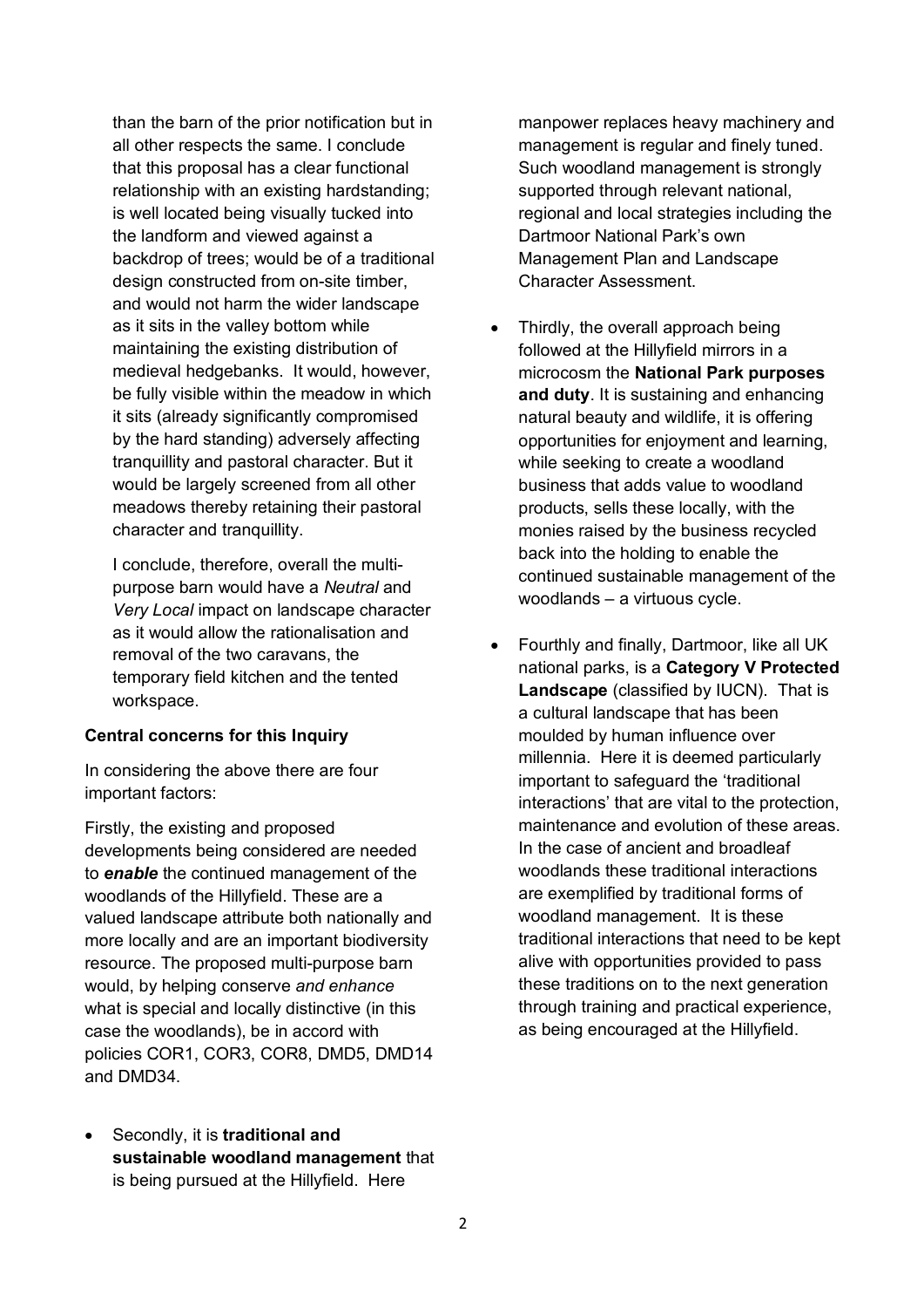than the barn of the prior notification but in all other respects the same. I conclude that this proposal has a clear functional relationship with an existing hardstanding; is well located being visually tucked into the landform and viewed against a backdrop of trees; would be of a traditional design constructed from on-site timber, and would not harm the wider landscape as it sits in the valley bottom while maintaining the existing distribution of medieval hedgebanks. It would, however, be fully visible within the meadow in which it sits (already significantly compromised by the hard standing) adversely affecting tranquillity and pastoral character. But it would be largely screened from all other meadows thereby retaining their pastoral character and tranquillity.

I conclude, therefore, overall the multi-purpose barn would have a *Neutral* and *Very Local* impact on landscape character as it would allow the rationalisation and removal of the two caravans, the temporary field kitchen and the tented workspace.

**Central concerns for this Inquiry**

In considering the above there are four important factors:

Firstly, the existing and proposed developments being considered are needed to ***enable*** the continued management of the woodlands of the Hillyfield. These are a valued landscape attribute both nationally and more locally and are an important biodiversity resource. The proposed multi-purpose barn would, by helping conserve *and enhance* what is special and locally distinctive (in this case the woodlands), be in accord with policies COR1, COR3, COR8, DMD5, DMD14 and DMD34.

- Secondly, it is **traditional and sustainable woodland management** that is being pursued at the Hillyfield. Here manpower replaces heavy machinery and management is regular and finely tuned. Such woodland management is strongly supported through relevant national, regional and local strategies including the Dartmoor National Park's own Management Plan and Landscape Character Assessment.

- Thirdly, the overall approach being followed at the Hillyfield mirrors in a microcosm the **National Park purposes and duty**. It is sustaining and enhancing natural beauty and wildlife, it is offering opportunities for enjoyment and learning, while seeking to create a woodland business that adds value to woodland products, sells these locally, with the monies raised by the business recycled back into the holding to enable the continued sustainable management of the woodlands – a virtuous cycle.

- Fourthly and finally, Dartmoor, like all UK national parks, is a **Category V Protected Landscape** (classified by IUCN). That is a cultural landscape that has been moulded by human influence over millennia. Here it is deemed particularly important to safeguard the 'traditional interactions' that are vital to the protection, maintenance and evolution of these areas. In the case of ancient and broadleaf woodlands these traditional interactions are exemplified by traditional forms of woodland management. It is these traditional interactions that need to be kept alive with opportunities provided to pass these traditions on to the next generation through training and practical experience, as being encouraged at the Hillyfield.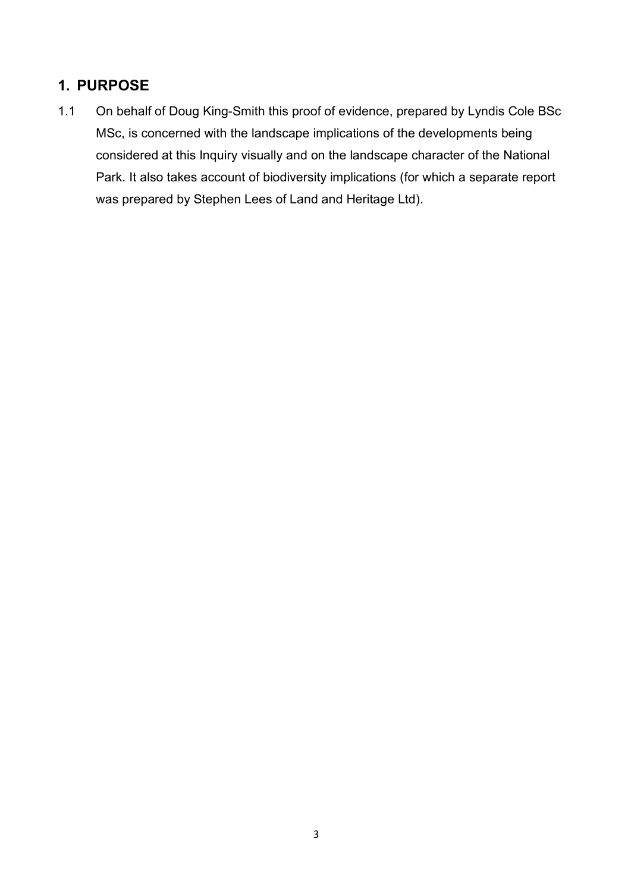## 1. PURPOSE

1.1 On behalf of Doug King-Smith this proof of evidence, prepared by Lyndis Cole BSc MSc, is concerned with the landscape implications of the developments being considered at this Inquiry visually and on the landscape character of the National Park. It also takes account of biodiversity implications (for which a separate report was prepared by Stephen Lees of Land and Heritage Ltd).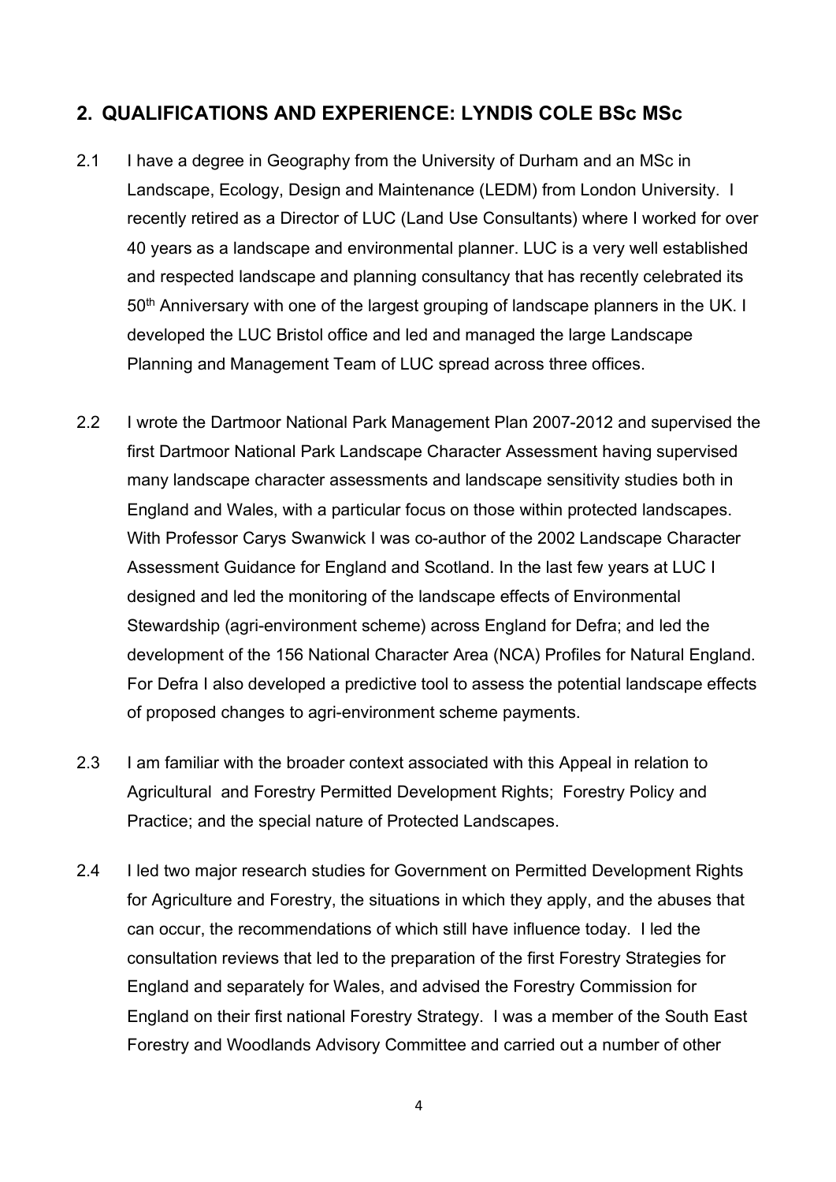## 2. QUALIFICATIONS AND EXPERIENCE: LYNDIS COLE BSc MSc

2.1 I have a degree in Geography from the University of Durham and an MSc in Landscape, Ecology, Design and Maintenance (LEDM) from London University. I recently retired as a Director of LUC (Land Use Consultants) where I worked for over 40 years as a landscape and environmental planner. LUC is a very well established and respected landscape and planning consultancy that has recently celebrated its 50th Anniversary with one of the largest grouping of landscape planners in the UK. I developed the LUC Bristol office and led and managed the large Landscape Planning and Management Team of LUC spread across three offices.

2.2 I wrote the Dartmoor National Park Management Plan 2007-2012 and supervised the first Dartmoor National Park Landscape Character Assessment having supervised many landscape character assessments and landscape sensitivity studies both in England and Wales, with a particular focus on those within protected landscapes. With Professor Carys Swanwick I was co-author of the 2002 Landscape Character Assessment Guidance for England and Scotland. In the last few years at LUC I designed and led the monitoring of the landscape effects of Environmental Stewardship (agri-environment scheme) across England for Defra; and led the development of the 156 National Character Area (NCA) Profiles for Natural England. For Defra I also developed a predictive tool to assess the potential landscape effects of proposed changes to agri-environment scheme payments.

2.3 I am familiar with the broader context associated with this Appeal in relation to Agricultural and Forestry Permitted Development Rights; Forestry Policy and Practice; and the special nature of Protected Landscapes.

2.4 I led two major research studies for Government on Permitted Development Rights for Agriculture and Forestry, the situations in which they apply, and the abuses that can occur, the recommendations of which still have influence today. I led the consultation reviews that led to the preparation of the first Forestry Strategies for England and separately for Wales, and advised the Forestry Commission for England on their first national Forestry Strategy. I was a member of the South East Forestry and Woodlands Advisory Committee and carried out a number of other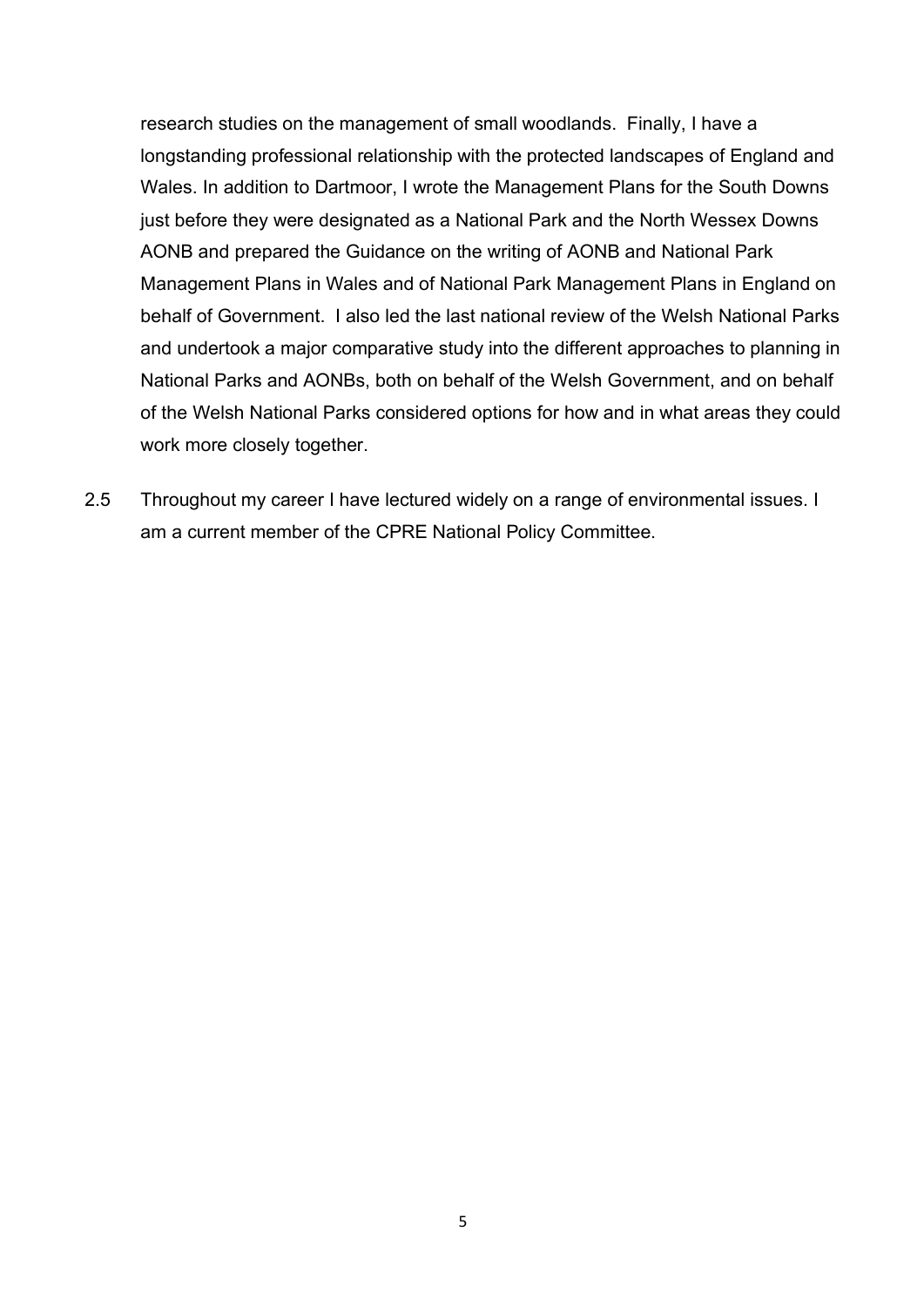research studies on the management of small woodlands. Finally, I have a longstanding professional relationship with the protected landscapes of England and Wales. In addition to Dartmoor, I wrote the Management Plans for the South Downs just before they were designated as a National Park and the North Wessex Downs AONB and prepared the Guidance on the writing of AONB and National Park Management Plans in Wales and of National Park Management Plans in England on behalf of Government. I also led the last national review of the Welsh National Parks and undertook a major comparative study into the different approaches to planning in National Parks and AONBs, both on behalf of the Welsh Government, and on behalf of the Welsh National Parks considered options for how and in what areas they could work more closely together.

2.5 Throughout my career I have lectured widely on a range of environmental issues. I am a current member of the CPRE National Policy Committee.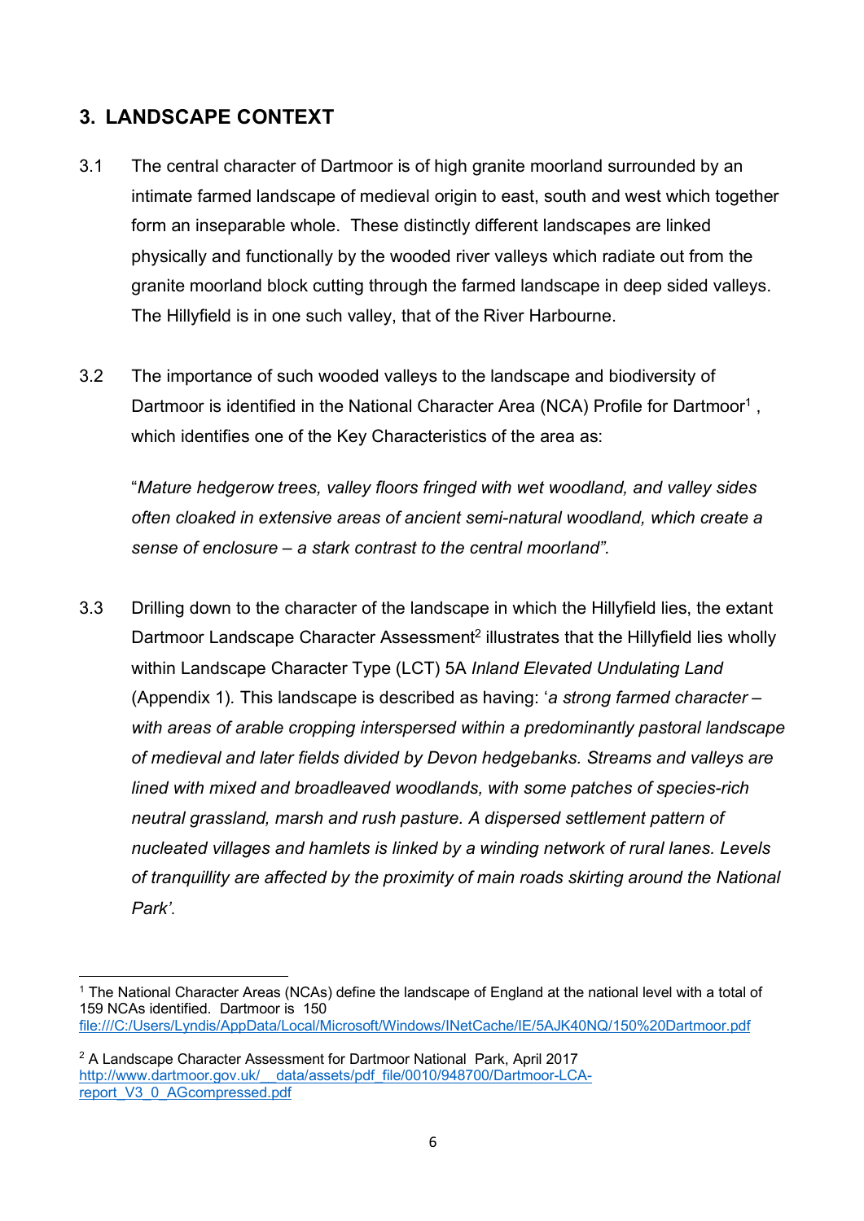## 3. LANDSCAPE CONTEXT

3.1 The central character of Dartmoor is of high granite moorland surrounded by an intimate farmed landscape of medieval origin to east, south and west which together form an inseparable whole. These distinctly different landscapes are linked physically and functionally by the wooded river valleys which radiate out from the granite moorland block cutting through the farmed landscape in deep sided valleys. The Hillyfield is in one such valley, that of the River Harbourne.

3.2 The importance of such wooded valleys to the landscape and biodiversity of Dartmoor is identified in the National Character Area (NCA) Profile for Dartmoor[1] , which identifies one of the Key Characteristics of the area as:

"*Mature hedgerow trees, valley floors fringed with wet woodland, and valley sides often cloaked in extensive areas of ancient semi-natural woodland, which create a sense of enclosure – a stark contrast to the central moorland".*

3.3 Drilling down to the character of the landscape in which the Hillyfield lies, the extant Dartmoor Landscape Character Assessment[2] illustrates that the Hillyfield lies wholly within Landscape Character Type (LCT) 5A *Inland Elevated Undulating Land* (Appendix 1). This landscape is described as having: '*a strong farmed character – with areas of arable cropping interspersed within a predominantly pastoral landscape of medieval and later fields divided by Devon hedgebanks. Streams and valleys are lined with mixed and broadleaved woodlands, with some patches of species-rich neutral grassland, marsh and rush pasture. A dispersed settlement pattern of nucleated villages and hamlets is linked by a winding network of rural lanes. Levels of tranquillity are affected by the proximity of main roads skirting around the National Park'*.

---

[1] The National Character Areas (NCAs) define the landscape of England at the national level with a total of 159 NCAs identified. Dartmoor is 150 file:///C:/Users/Lyndis/AppData/Local/Microsoft/Windows/INetCache/IE/5AJK40NQ/150%20Dartmoor.pdf

[2] A Landscape Character Assessment for Dartmoor National Park, April 2017 http://www.dartmoor.gov.uk/__data/assets/pdf_file/0010/948700/Dartmoor-LCA-report_V3_0_AGcompressed.pdf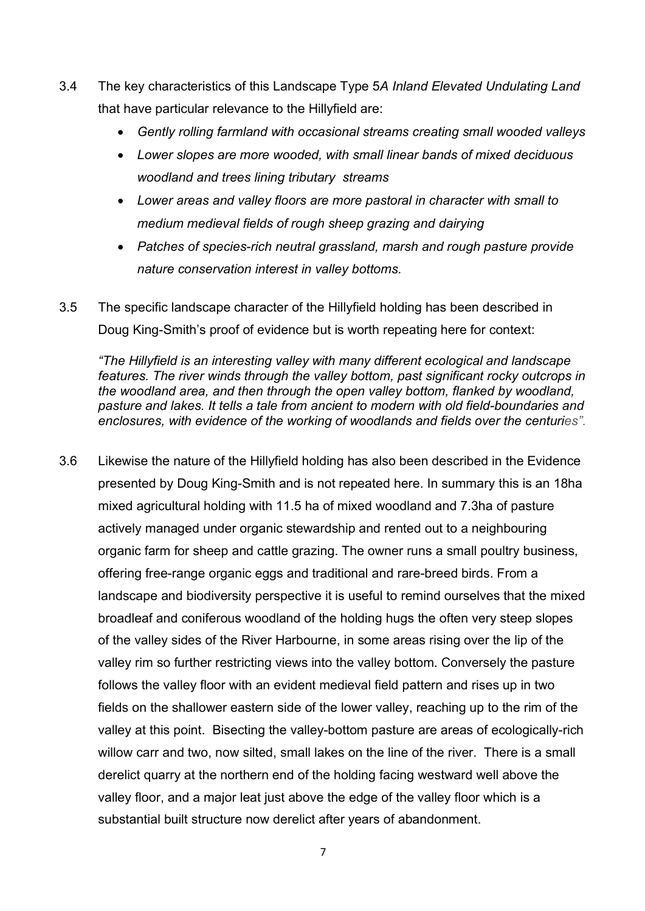3.4 The key characteristics of this Landscape Type 5*A Inland Elevated Undulating Land* that have particular relevance to the Hillyfield are:

- *Gently rolling farmland with occasional streams creating small wooded valleys*
- *Lower slopes are more wooded, with small linear bands of mixed deciduous woodland and trees lining tributary streams*
- *Lower areas and valley floors are more pastoral in character with small to medium medieval fields of rough sheep grazing and dairying*
- *Patches of species-rich neutral grassland, marsh and rough pasture provide nature conservation interest in valley bottoms.*

3.5 The specific landscape character of the Hillyfield holding has been described in Doug King-Smith's proof of evidence but is worth repeating here for context:

*"The Hillyfield is an interesting valley with many different ecological and landscape features. The river winds through the valley bottom, past significant rocky outcrops in the woodland area, and then through the open valley bottom, flanked by woodland, pasture and lakes. It tells a tale from ancient to modern with old field-boundaries and enclosures, with evidence of the working of woodlands and fields over the centuries".*

3.6 Likewise the nature of the Hillyfield holding has also been described in the Evidence presented by Doug King-Smith and is not repeated here. In summary this is an 18ha mixed agricultural holding with 11.5 ha of mixed woodland and 7.3ha of pasture actively managed under organic stewardship and rented out to a neighbouring organic farm for sheep and cattle grazing. The owner runs a small poultry business, offering free-range organic eggs and traditional and rare-breed birds. From a landscape and biodiversity perspective it is useful to remind ourselves that the mixed broadleaf and coniferous woodland of the holding hugs the often very steep slopes of the valley sides of the River Harbourne, in some areas rising over the lip of the valley rim so further restricting views into the valley bottom. Conversely the pasture follows the valley floor with an evident medieval field pattern and rises up in two fields on the shallower eastern side of the lower valley, reaching up to the rim of the valley at this point. Bisecting the valley-bottom pasture are areas of ecologically-rich willow carr and two, now silted, small lakes on the line of the river. There is a small derelict quarry at the northern end of the holding facing westward well above the valley floor, and a major leat just above the edge of the valley floor which is a substantial built structure now derelict after years of abandonment.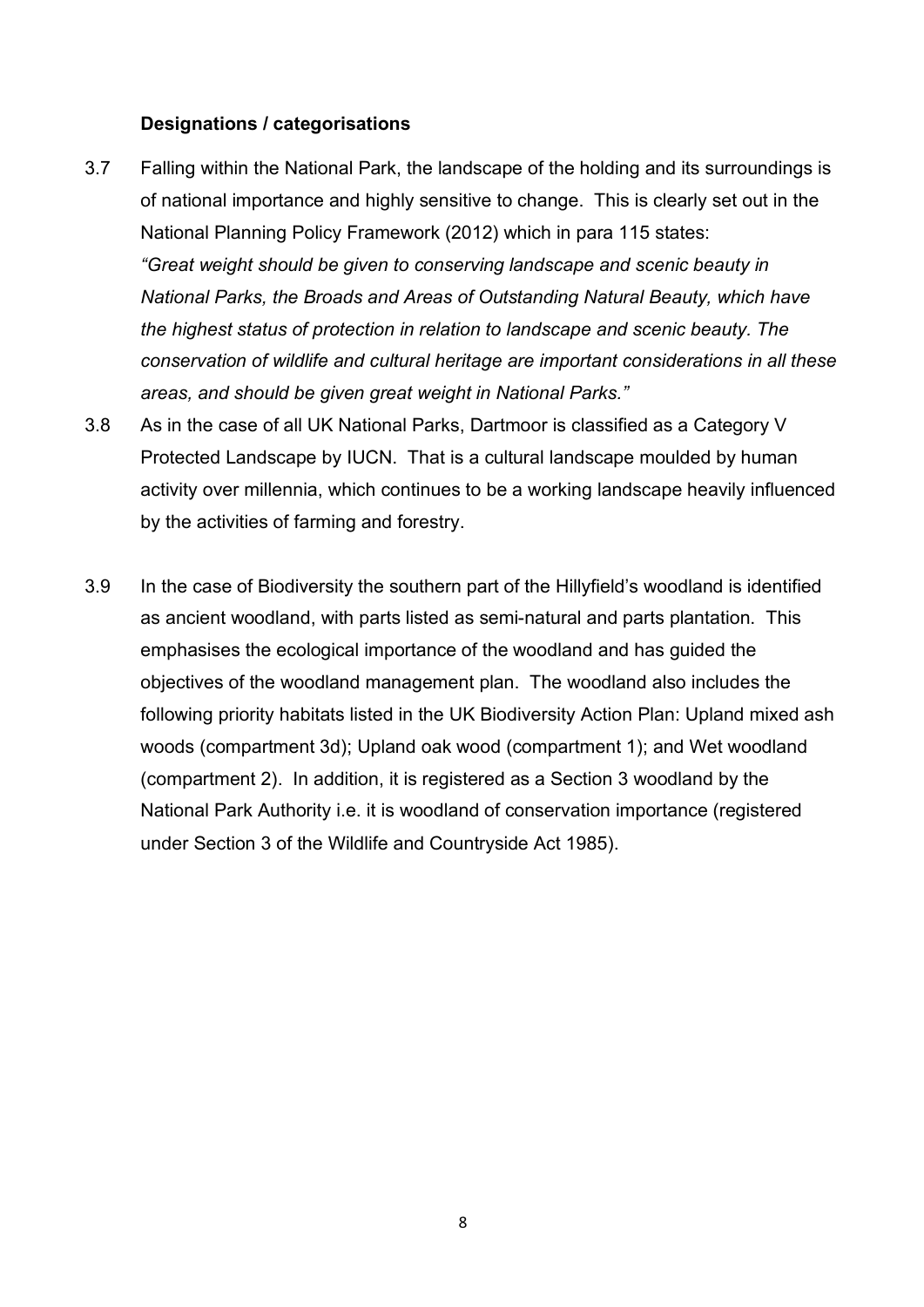**Designations / categorisations**

3.7 Falling within the National Park, the landscape of the holding and its surroundings is of national importance and highly sensitive to change. This is clearly set out in the National Planning Policy Framework (2012) which in para 115 states: *"Great weight should be given to conserving landscape and scenic beauty in National Parks, the Broads and Areas of Outstanding Natural Beauty, which have the highest status of protection in relation to landscape and scenic beauty. The conservation of wildlife and cultural heritage are important considerations in all these areas, and should be given great weight in National Parks."*

3.8 As in the case of all UK National Parks, Dartmoor is classified as a Category V Protected Landscape by IUCN. That is a cultural landscape moulded by human activity over millennia, which continues to be a working landscape heavily influenced by the activities of farming and forestry.

3.9 In the case of Biodiversity the southern part of the Hillyfield's woodland is identified as ancient woodland, with parts listed as semi-natural and parts plantation. This emphasises the ecological importance of the woodland and has guided the objectives of the woodland management plan. The woodland also includes the following priority habitats listed in the UK Biodiversity Action Plan: Upland mixed ash woods (compartment 3d); Upland oak wood (compartment 1); and Wet woodland (compartment 2). In addition, it is registered as a Section 3 woodland by the National Park Authority i.e. it is woodland of conservation importance (registered under Section 3 of the Wildlife and Countryside Act 1985).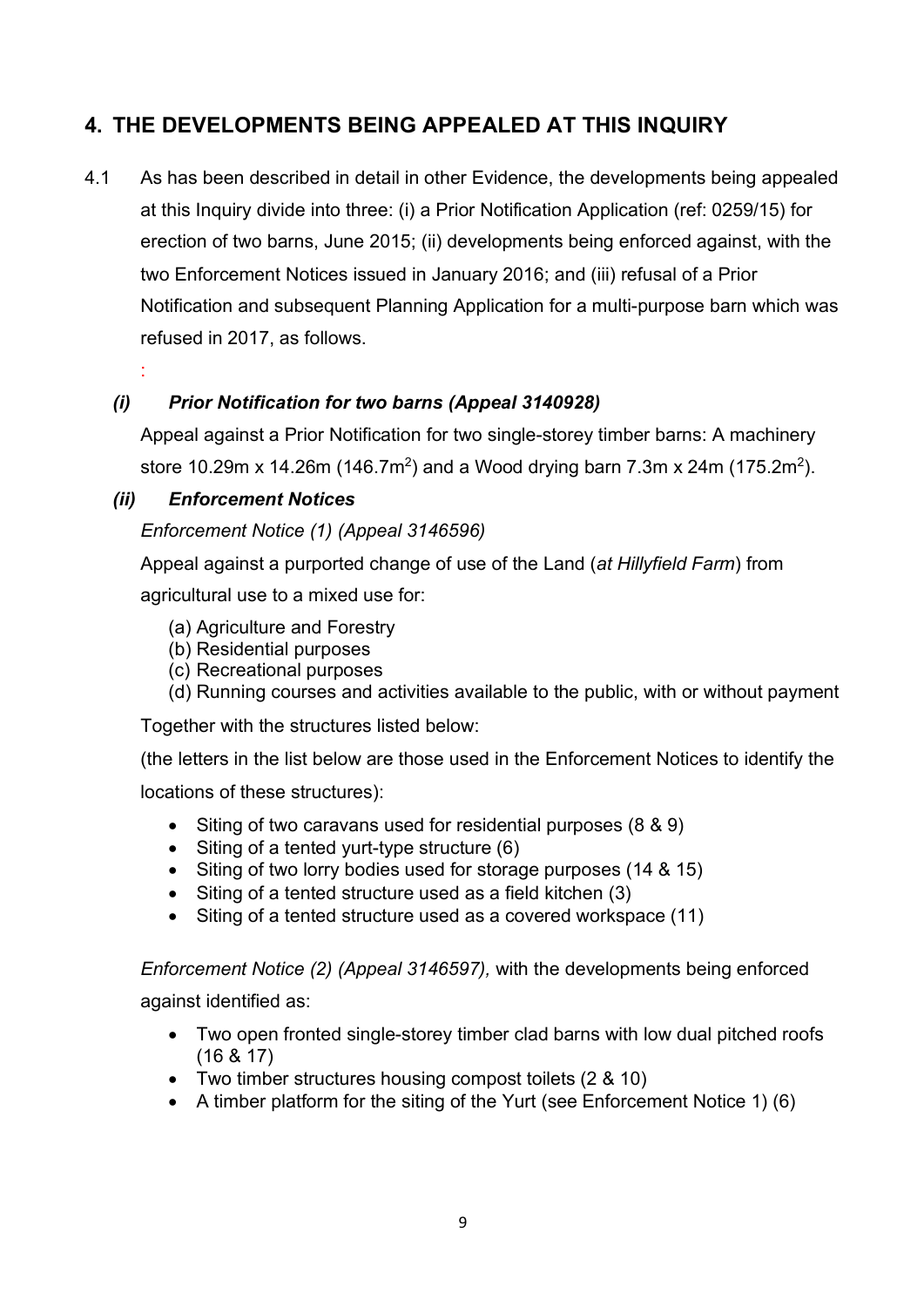## 4. THE DEVELOPMENTS BEING APPEALED AT THIS INQUIRY

4.1 As has been described in detail in other Evidence, the developments being appealed at this Inquiry divide into three: (i) a Prior Notification Application (ref: 0259/15) for erection of two barns, June 2015; (ii) developments being enforced against, with the two Enforcement Notices issued in January 2016; and (iii) refusal of a Prior Notification and subsequent Planning Application for a multi-purpose barn which was refused in 2017, as follows.

:

***(i) Prior Notification for two barns (Appeal 3140928)***

Appeal against a Prior Notification for two single-storey timber barns: A machinery store 10.29m x 14.26m (146.7m$^2$) and a Wood drying barn 7.3m x 24m (175.2m$^2$).

***(ii) Enforcement Notices***

*Enforcement Notice (1) (Appeal 3146596)*

Appeal against a purported change of use of the Land (*at Hillyfield Farm*) from agricultural use to a mixed use for:

(a) Agriculture and Forestry
(b) Residential purposes
(c) Recreational purposes
(d) Running courses and activities available to the public, with or without payment

Together with the structures listed below:

(the letters in the list below are those used in the Enforcement Notices to identify the locations of these structures):

- Siting of two caravans used for residential purposes (8 & 9)
- Siting of a tented yurt-type structure (6)
- Siting of two lorry bodies used for storage purposes (14 & 15)
- Siting of a tented structure used as a field kitchen (3)
- Siting of a tented structure used as a covered workspace (11)

*Enforcement Notice (2) (Appeal 3146597),* with the developments being enforced against identified as:

- Two open fronted single-storey timber clad barns with low dual pitched roofs (16 & 17)
- Two timber structures housing compost toilets (2 & 10)
- A timber platform for the siting of the Yurt (see Enforcement Notice 1) (6)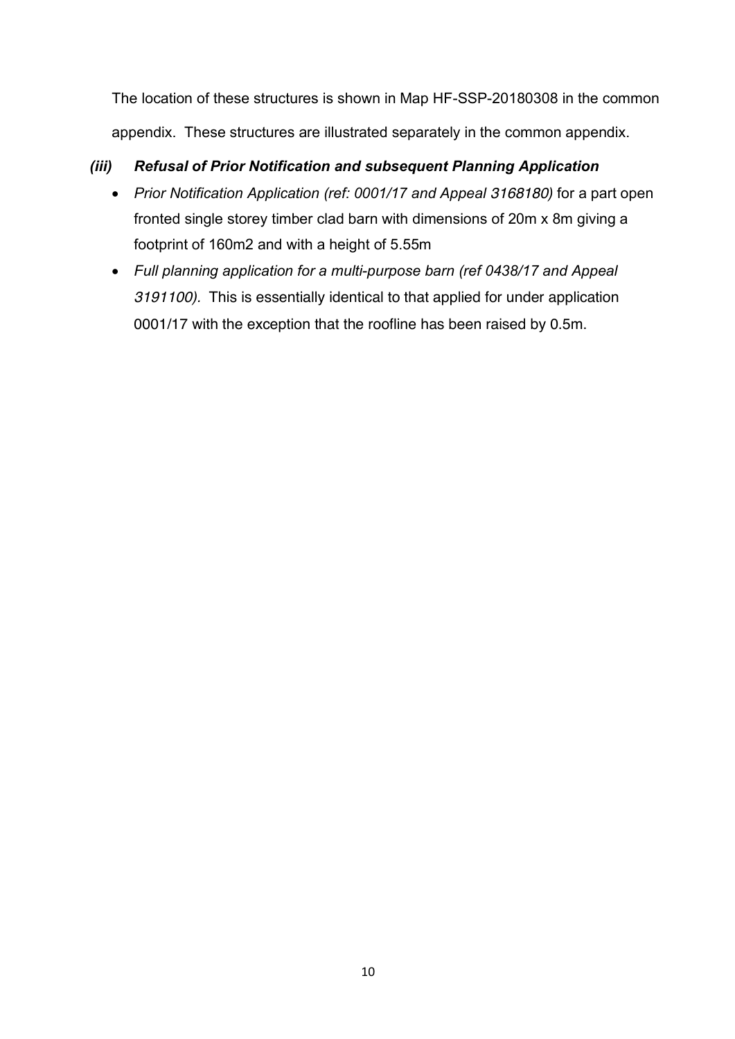The location of these structures is shown in Map HF-SSP-20180308 in the common appendix. These structures are illustrated separately in the common appendix.

### *(iii) Refusal of Prior Notification and subsequent Planning Application*

- *Prior Notification Application (ref: 0001/17 and Appeal 3168180)* for a part open fronted single storey timber clad barn with dimensions of 20m x 8m giving a footprint of 160m2 and with a height of 5.55m
- *Full planning application for a multi-purpose barn (ref 0438/17 and Appeal 3191100).* This is essentially identical to that applied for under application 0001/17 with the exception that the roofline has been raised by 0.5m.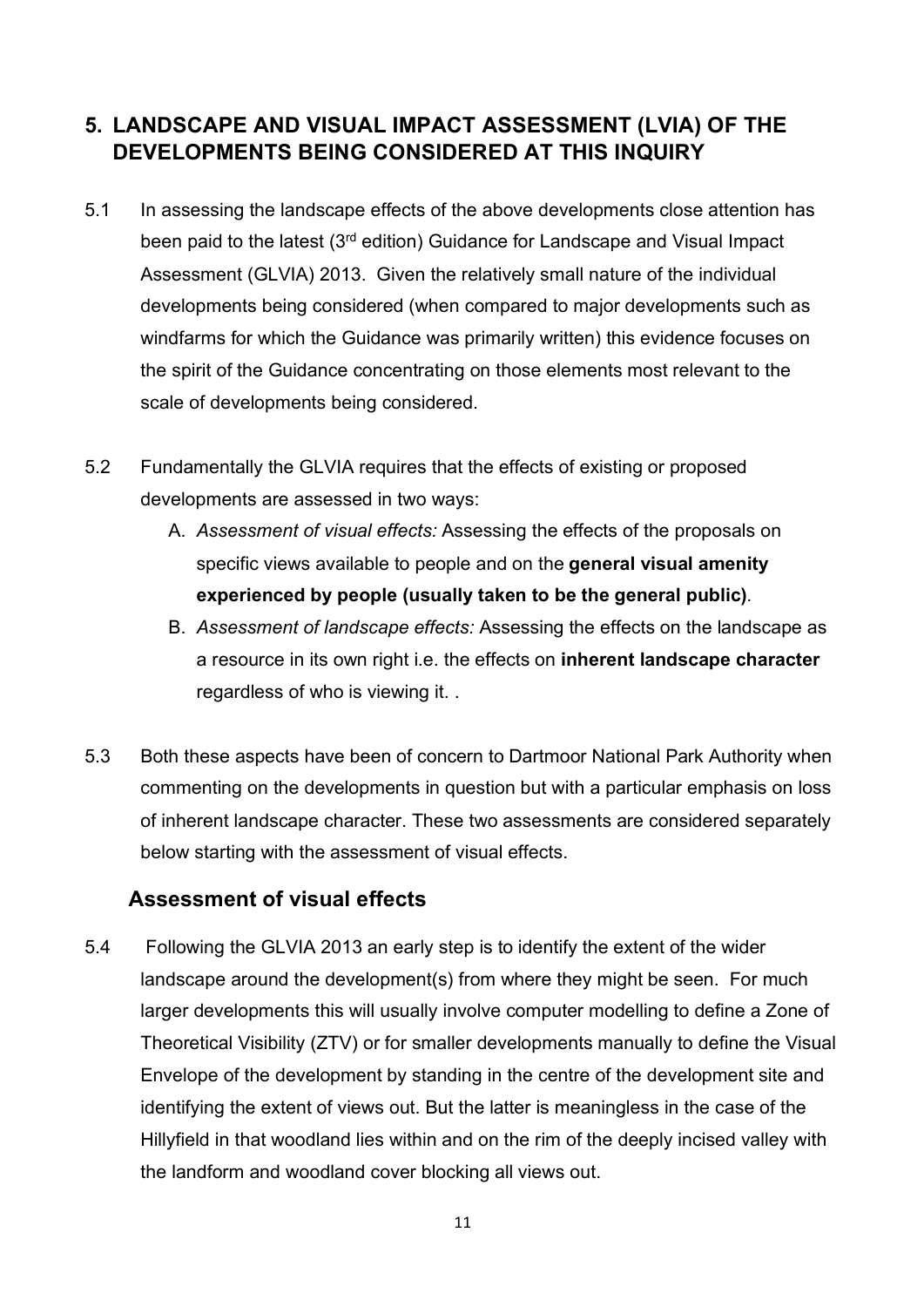## 5. LANDSCAPE AND VISUAL IMPACT ASSESSMENT (LVIA) OF THE DEVELOPMENTS BEING CONSIDERED AT THIS INQUIRY

5.1 In assessing the landscape effects of the above developments close attention has been paid to the latest (3rd edition) Guidance for Landscape and Visual Impact Assessment (GLVIA) 2013. Given the relatively small nature of the individual developments being considered (when compared to major developments such as windfarms for which the Guidance was primarily written) this evidence focuses on the spirit of the Guidance concentrating on those elements most relevant to the scale of developments being considered.

5.2 Fundamentally the GLVIA requires that the effects of existing or proposed developments are assessed in two ways:

A. *Assessment of visual effects:* Assessing the effects of the proposals on specific views available to people and on the **general visual amenity experienced by people (usually taken to be the general public)**.

B. *Assessment of landscape effects:* Assessing the effects on the landscape as a resource in its own right i.e. the effects on **inherent landscape character** regardless of who is viewing it. .

5.3 Both these aspects have been of concern to Dartmoor National Park Authority when commenting on the developments in question but with a particular emphasis on loss of inherent landscape character. These two assessments are considered separately below starting with the assessment of visual effects.

### Assessment of visual effects

5.4 Following the GLVIA 2013 an early step is to identify the extent of the wider landscape around the development(s) from where they might be seen. For much larger developments this will usually involve computer modelling to define a Zone of Theoretical Visibility (ZTV) or for smaller developments manually to define the Visual Envelope of the development by standing in the centre of the development site and identifying the extent of views out. But the latter is meaningless in the case of the Hillyfield in that woodland lies within and on the rim of the deeply incised valley with the landform and woodland cover blocking all views out.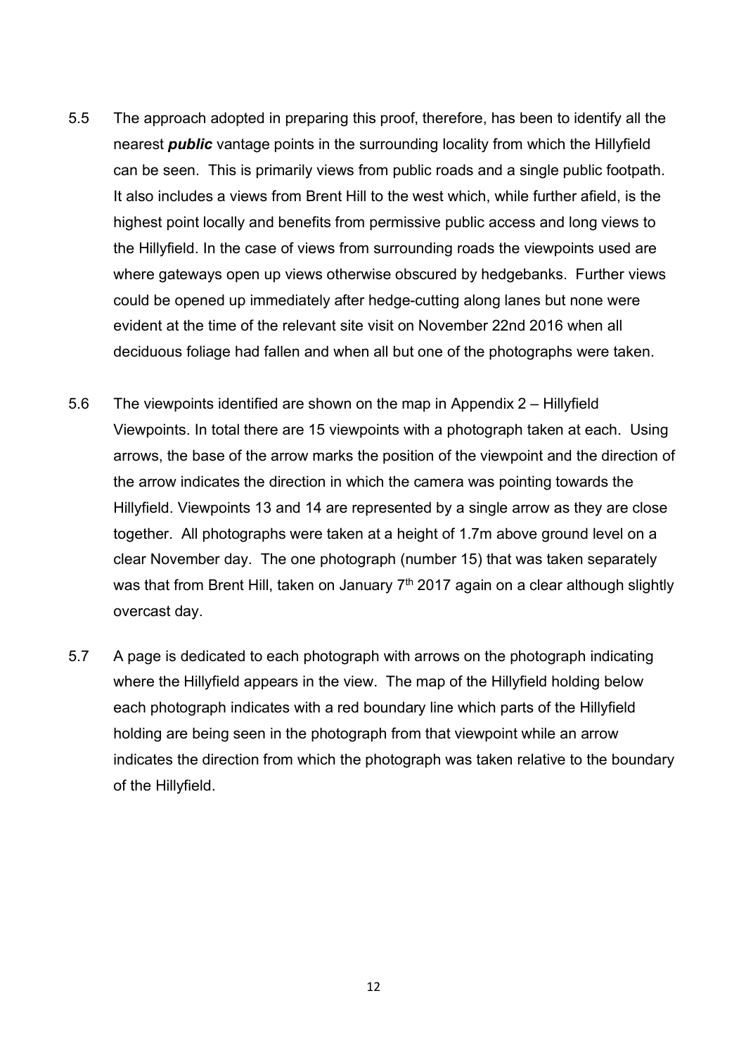5.5 The approach adopted in preparing this proof, therefore, has been to identify all the nearest ***public*** vantage points in the surrounding locality from which the Hillyfield can be seen. This is primarily views from public roads and a single public footpath. It also includes a views from Brent Hill to the west which, while further afield, is the highest point locally and benefits from permissive public access and long views to the Hillyfield. In the case of views from surrounding roads the viewpoints used are where gateways open up views otherwise obscured by hedgebanks. Further views could be opened up immediately after hedge-cutting along lanes but none were evident at the time of the relevant site visit on November 22nd 2016 when all deciduous foliage had fallen and when all but one of the photographs were taken.

5.6 The viewpoints identified are shown on the map in Appendix 2 – Hillyfield Viewpoints. In total there are 15 viewpoints with a photograph taken at each. Using arrows, the base of the arrow marks the position of the viewpoint and the direction of the arrow indicates the direction in which the camera was pointing towards the Hillyfield. Viewpoints 13 and 14 are represented by a single arrow as they are close together. All photographs were taken at a height of 1.7m above ground level on a clear November day. The one photograph (number 15) that was taken separately was that from Brent Hill, taken on January 7th 2017 again on a clear although slightly overcast day.

5.7 A page is dedicated to each photograph with arrows on the photograph indicating where the Hillyfield appears in the view. The map of the Hillyfield holding below each photograph indicates with a red boundary line which parts of the Hillyfield holding are being seen in the photograph from that viewpoint while an arrow indicates the direction from which the photograph was taken relative to the boundary of the Hillyfield.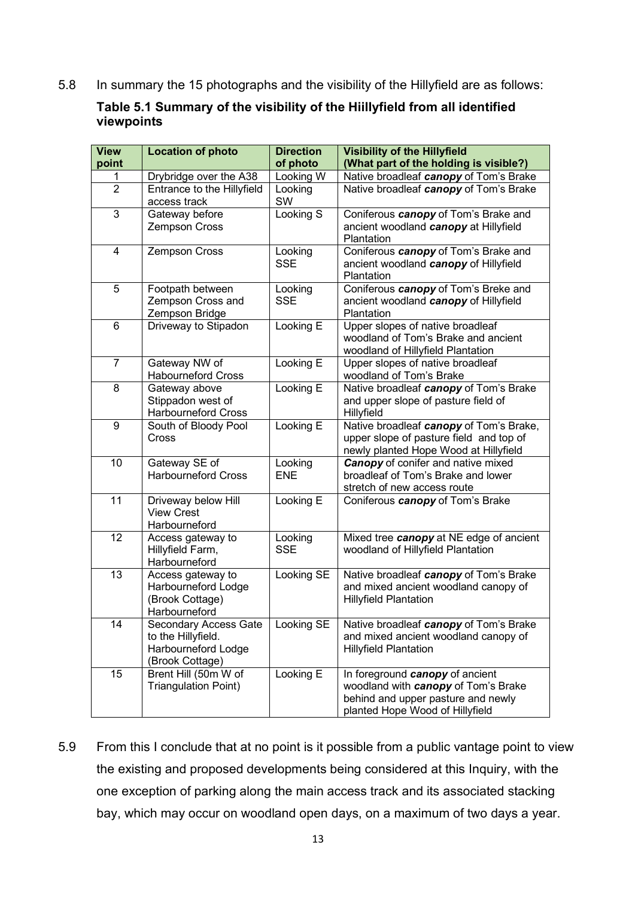5.8 In summary the 15 photographs and the visibility of the Hillyfield are as follows:

**Table 5.1 Summary of the visibility of the Hiillyfield from all identified viewpoints**

| View point | Location of photo | Direction of photo | Visibility of the Hillyfield (What part of the holding is visible?) |
|---|---|---|---|
| 1 | Drybridge over the A38 | Looking W | Native broadleaf ***canopy*** of Tom's Brake |
| 2 | Entrance to the Hillyfield access track | Looking SW | Native broadleaf ***canopy*** of Tom's Brake |
| 3 | Gateway before Zempson Cross | Looking S | Coniferous ***canopy*** of Tom's Brake and ancient woodland ***canopy*** at Hillyfield Plantation |
| 4 | Zempson Cross | Looking SSE | Coniferous ***canopy*** of Tom's Brake and ancient woodland ***canopy*** of Hillyfield Plantation |
| 5 | Footpath between Zempson Cross and Zempson Bridge | Looking SSE | Coniferous ***canopy*** of Tom's Breke and ancient woodland ***canopy*** of Hillyfield Plantation |
| 6 | Driveway to Stipadon | Looking E | Upper slopes of native broadleaf woodland of Tom's Brake and ancient woodland of Hillyfield Plantation |
| 7 | Gateway NW of Habourneford Cross | Looking E | Upper slopes of native broadleaf woodland of Tom's Brake |
| 8 | Gateway above Stippadon west of Harbourneford Cross | Looking E | Native broadleaf ***canopy*** of Tom's Brake and upper slope of pasture field of Hillyfield |
| 9 | South of Bloody Pool Cross | Looking E | Native broadleaf ***canopy*** of Tom's Brake, upper slope of pasture field and top of newly planted Hope Wood at Hillyfield |
| 10 | Gateway SE of Harbourneford Cross | Looking ENE | ***Canopy*** of conifer and native mixed broadleaf of Tom's Brake and lower stretch of new access route |
| 11 | Driveway below Hill View Crest Harbourneford | Looking E | Coniferous ***canopy*** of Tom's Brake |
| 12 | Access gateway to Hillyfield Farm, Harbourneford | Looking SSE | Mixed tree ***canopy*** at NE edge of ancient woodland of Hillyfield Plantation |
| 13 | Access gateway to Harbourneford Lodge (Brook Cottage) Harbourneford | Looking SE | Native broadleaf ***canopy*** of Tom's Brake and mixed ancient woodland canopy of Hillyfield Plantation |
| 14 | Secondary Access Gate to the Hillyfield. Harbourneford Lodge (Brook Cottage) | Looking SE | Native broadleaf ***canopy*** of Tom's Brake and mixed ancient woodland canopy of Hillyfield Plantation |
| 15 | Brent Hill (50m W of Triangulation Point) | Looking E | In foreground ***canopy*** of ancient woodland with ***canopy*** of Tom's Brake behind and upper pasture and newly planted Hope Wood of Hillyfield |

5.9 From this I conclude that at no point is it possible from a public vantage point to view the existing and proposed developments being considered at this Inquiry, with the one exception of parking along the main access track and its associated stacking bay, which may occur on woodland open days, on a maximum of two days a year.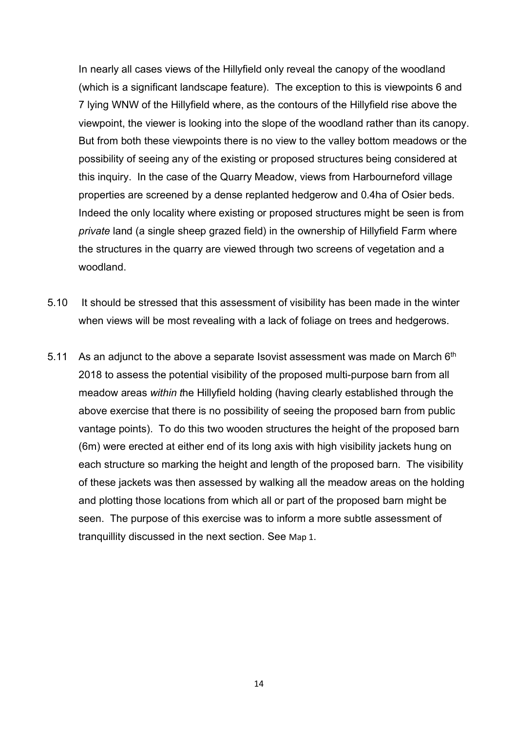In nearly all cases views of the Hillyfield only reveal the canopy of the woodland (which is a significant landscape feature). The exception to this is viewpoints 6 and 7 lying WNW of the Hillyfield where, as the contours of the Hillyfield rise above the viewpoint, the viewer is looking into the slope of the woodland rather than its canopy. But from both these viewpoints there is no view to the valley bottom meadows or the possibility of seeing any of the existing or proposed structures being considered at this inquiry. In the case of the Quarry Meadow, views from Harbourneford village properties are screened by a dense replanted hedgerow and 0.4ha of Osier beds. Indeed the only locality where existing or proposed structures might be seen is from *private* land (a single sheep grazed field) in the ownership of Hillyfield Farm where the structures in the quarry are viewed through two screens of vegetation and a woodland.

5.10 It should be stressed that this assessment of visibility has been made in the winter when views will be most revealing with a lack of foliage on trees and hedgerows.

5.11 As an adjunct to the above a separate Isovist assessment was made on March 6th 2018 to assess the potential visibility of the proposed multi-purpose barn from all meadow areas *within t*he Hillyfield holding (having clearly established through the above exercise that there is no possibility of seeing the proposed barn from public vantage points). To do this two wooden structures the height of the proposed barn (6m) were erected at either end of its long axis with high visibility jackets hung on each structure so marking the height and length of the proposed barn. The visibility of these jackets was then assessed by walking all the meadow areas on the holding and plotting those locations from which all or part of the proposed barn might be seen. The purpose of this exercise was to inform a more subtle assessment of tranquillity discussed in the next section. See Map 1.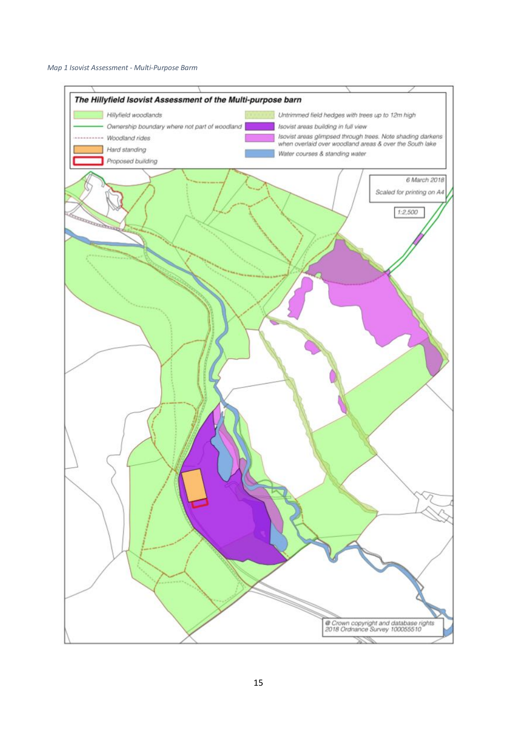*Map 1 Isovist Assessment - Multi-Purpose Barm*

**The Hillyfield Isovist Assessment of the Multi-purpose barn**

- Hillyfield woodlands
- Ownership boundary where not part of woodland
- Woodland rides
- Hard standing
- Proposed building
- Untrimmed field hedges with trees up to 12m high
- Isovist areas building in full view
- Isovist areas glimpsed through trees. Note shading darkens when overlaid over woodland areas & over the South lake
- Water courses & standing water

6 March 2018

Scaled for printing on A4

1:2,500

@ Crown copyright and database rights 2018 Ordnance Survey 100055510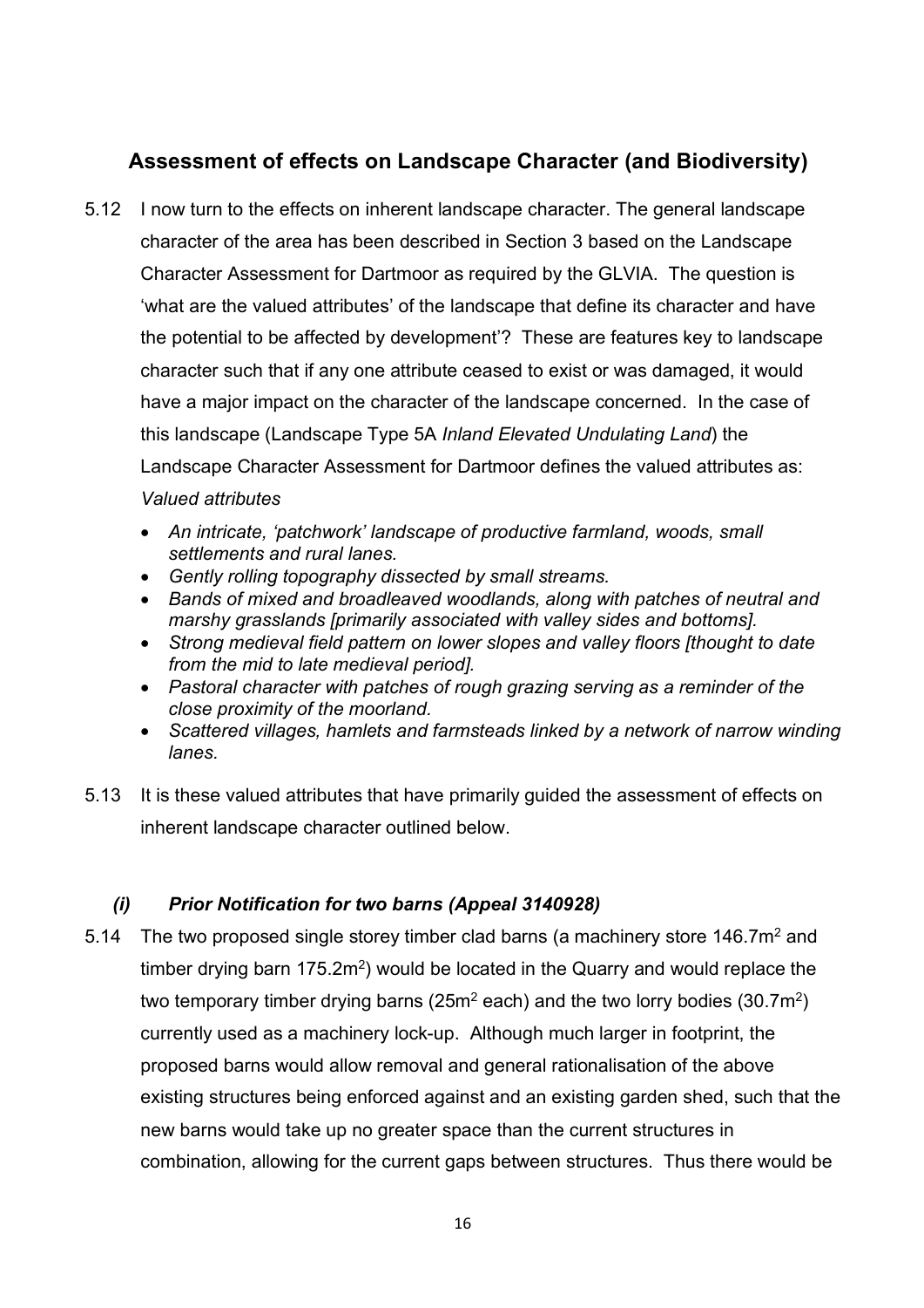## Assessment of effects on Landscape Character (and Biodiversity)

5.12 I now turn to the effects on inherent landscape character. The general landscape character of the area has been described in Section 3 based on the Landscape Character Assessment for Dartmoor as required by the GLVIA. The question is 'what are the valued attributes' of the landscape that define its character and have the potential to be affected by development'? These are features key to landscape character such that if any one attribute ceased to exist or was damaged, it would have a major impact on the character of the landscape concerned. In the case of this landscape (Landscape Type 5A *Inland Elevated Undulating Land*) the Landscape Character Assessment for Dartmoor defines the valued attributes as:

*Valued attributes*

- *An intricate, 'patchwork' landscape of productive farmland, woods, small settlements and rural lanes.*
- *Gently rolling topography dissected by small streams.*
- *Bands of mixed and broadleaved woodlands, along with patches of neutral and marshy grasslands [primarily associated with valley sides and bottoms].*
- *Strong medieval field pattern on lower slopes and valley floors [thought to date from the mid to late medieval period].*
- *Pastoral character with patches of rough grazing serving as a reminder of the close proximity of the moorland.*
- *Scattered villages, hamlets and farmsteads linked by a network of narrow winding lanes.*

5.13 It is these valued attributes that have primarily guided the assessment of effects on inherent landscape character outlined below.

### *(i) Prior Notification for two barns (Appeal 3140928)*

5.14 The two proposed single storey timber clad barns (a machinery store 146.7m$^2$ and timber drying barn 175.2m$^2$) would be located in the Quarry and would replace the two temporary timber drying barns (25m$^2$ each) and the two lorry bodies (30.7m$^2$) currently used as a machinery lock-up. Although much larger in footprint, the proposed barns would allow removal and general rationalisation of the above existing structures being enforced against and an existing garden shed, such that the new barns would take up no greater space than the current structures in combination, allowing for the current gaps between structures. Thus there would be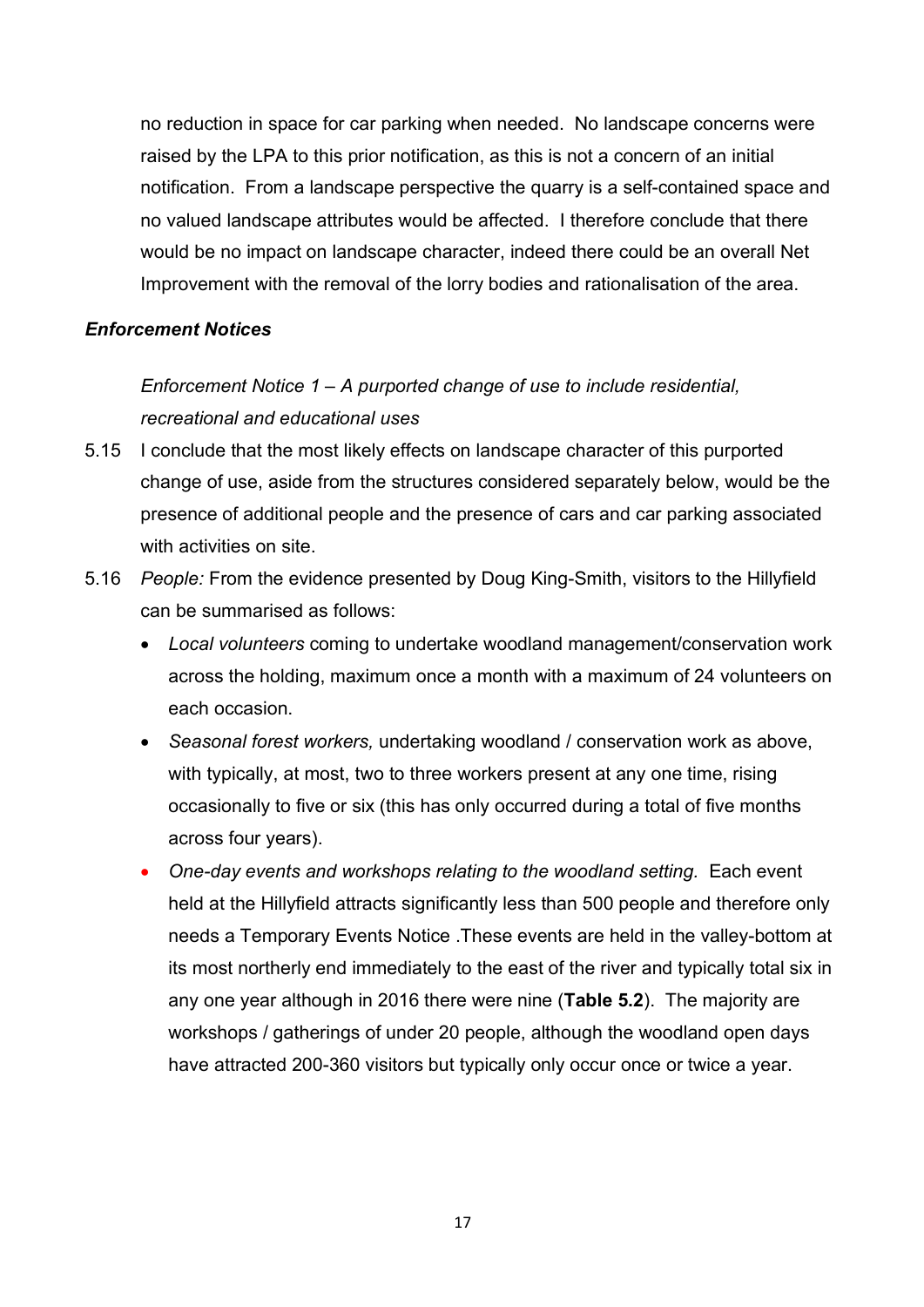no reduction in space for car parking when needed. No landscape concerns were raised by the LPA to this prior notification, as this is not a concern of an initial notification. From a landscape perspective the quarry is a self-contained space and no valued landscape attributes would be affected. I therefore conclude that there would be no impact on landscape character, indeed there could be an overall Net Improvement with the removal of the lorry bodies and rationalisation of the area.

***Enforcement Notices***

*Enforcement Notice 1 – A purported change of use to include residential, recreational and educational uses*

5.15 I conclude that the most likely effects on landscape character of this purported change of use, aside from the structures considered separately below, would be the presence of additional people and the presence of cars and car parking associated with activities on site.

5.16 *People:* From the evidence presented by Doug King-Smith, visitors to the Hillyfield can be summarised as follows:

- *Local volunteers* coming to undertake woodland management/conservation work across the holding, maximum once a month with a maximum of 24 volunteers on each occasion.
- *Seasonal forest workers,* undertaking woodland / conservation work as above, with typically, at most, two to three workers present at any one time, rising occasionally to five or six (this has only occurred during a total of five months across four years).
- *One-day events and workshops relating to the woodland setting.* Each event held at the Hillyfield attracts significantly less than 500 people and therefore only needs a Temporary Events Notice .These events are held in the valley-bottom at its most northerly end immediately to the east of the river and typically total six in any one year although in 2016 there were nine (**Table 5.2**). The majority are workshops / gatherings of under 20 people, although the woodland open days have attracted 200-360 visitors but typically only occur once or twice a year.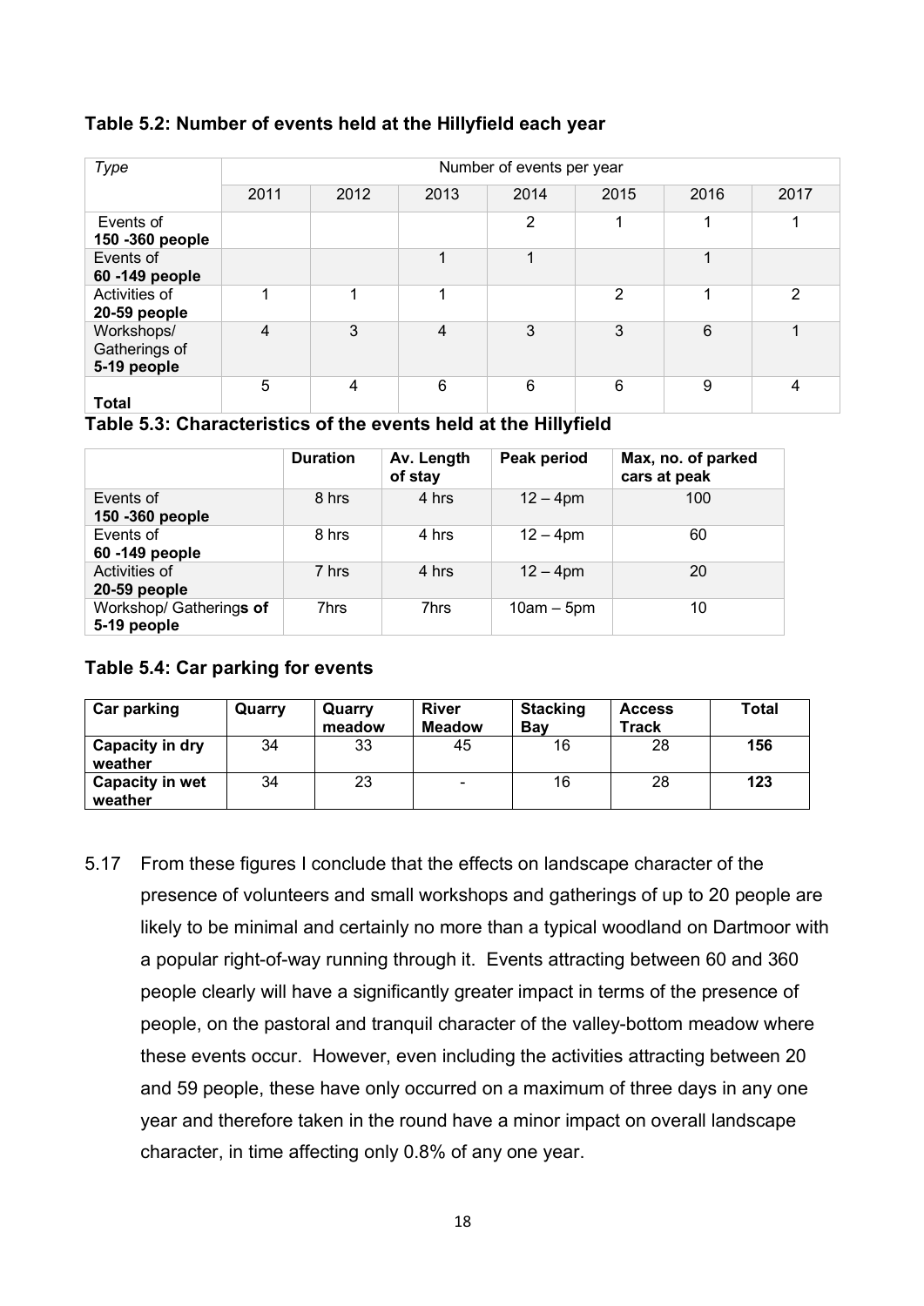**Table 5.2: Number of events held at the Hillyfield each year**

| *Type* | Number of events per year | | | | | | |
|---|---|---|---|---|---|---|---|
| | 2011 | 2012 | 2013 | 2014 | 2015 | 2016 | 2017 |
| Events of **150 -360 people** | | | | 2 | 1 | 1 | 1 |
| Events of **60 -149 people** | | | 1 | 1 | | 1 | |
| Activities of **20-59 people** | 1 | 1 | 1 | | 2 | 1 | 2 |
| Workshops/ Gatherings of **5-19 people** | 4 | 3 | 4 | 3 | 3 | 6 | 1 |
| **Total** | 5 | 4 | 6 | 6 | 6 | 9 | 4 |

**Table 5.3: Characteristics of the events held at the Hillyfield**

| | **Duration** | **Av. Length of stay** | **Peak period** | **Max, no. of parked cars at peak** |
|---|---|---|---|---|
| Events of **150 -360 people** | 8 hrs | 4 hrs | 12 – 4pm | 100 |
| Events of **60 -149 people** | 8 hrs | 4 hrs | 12 – 4pm | 60 |
| Activities of **20-59 people** | 7 hrs | 4 hrs | 12 – 4pm | 20 |
| Workshop/ Gathering**s of 5-19 people** | 7hrs | 7hrs | 10am – 5pm | 10 |

**Table 5.4: Car parking for events**

| **Car parking** | **Quarry** | **Quarry meadow** | **River Meadow** | **Stacking Bay** | **Access Track** | **Total** |
|---|---|---|---|---|---|---|
| **Capacity in dry weather** | 34 | 33 | 45 | 16 | 28 | **156** |
| **Capacity in wet weather** | 34 | 23 | - | 16 | 28 | **123** |

5.17 From these figures I conclude that the effects on landscape character of the presence of volunteers and small workshops and gatherings of up to 20 people are likely to be minimal and certainly no more than a typical woodland on Dartmoor with a popular right-of-way running through it. Events attracting between 60 and 360 people clearly will have a significantly greater impact in terms of the presence of people, on the pastoral and tranquil character of the valley-bottom meadow where these events occur. However, even including the activities attracting between 20 and 59 people, these have only occurred on a maximum of three days in any one year and therefore taken in the round have a minor impact on overall landscape character, in time affecting only 0.8% of any one year.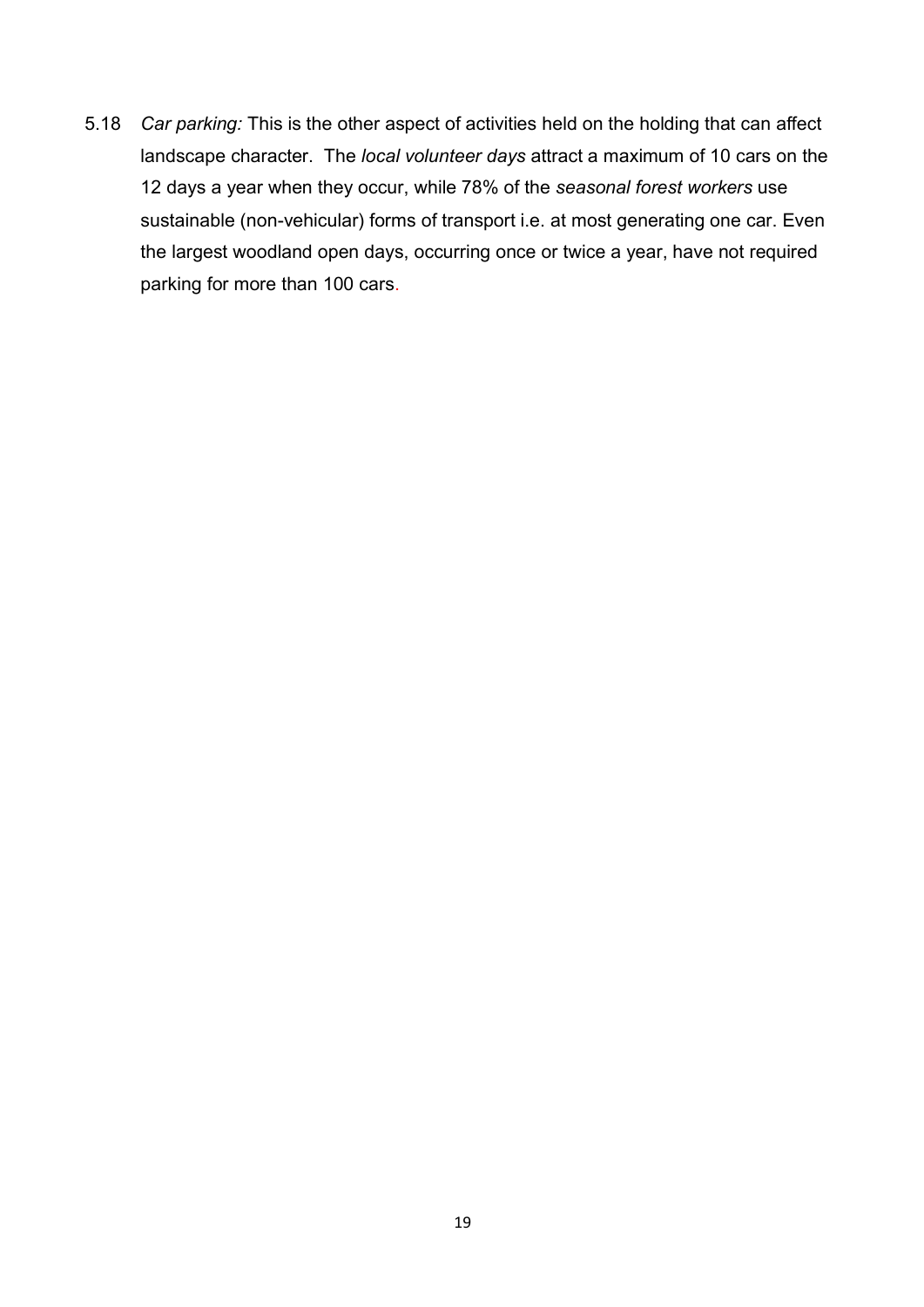5.18 *Car parking:* This is the other aspect of activities held on the holding that can affect landscape character. The *local volunteer days* attract a maximum of 10 cars on the 12 days a year when they occur, while 78% of the *seasonal forest workers* use sustainable (non-vehicular) forms of transport i.e. at most generating one car. Even the largest woodland open days, occurring once or twice a year, have not required parking for more than 100 cars.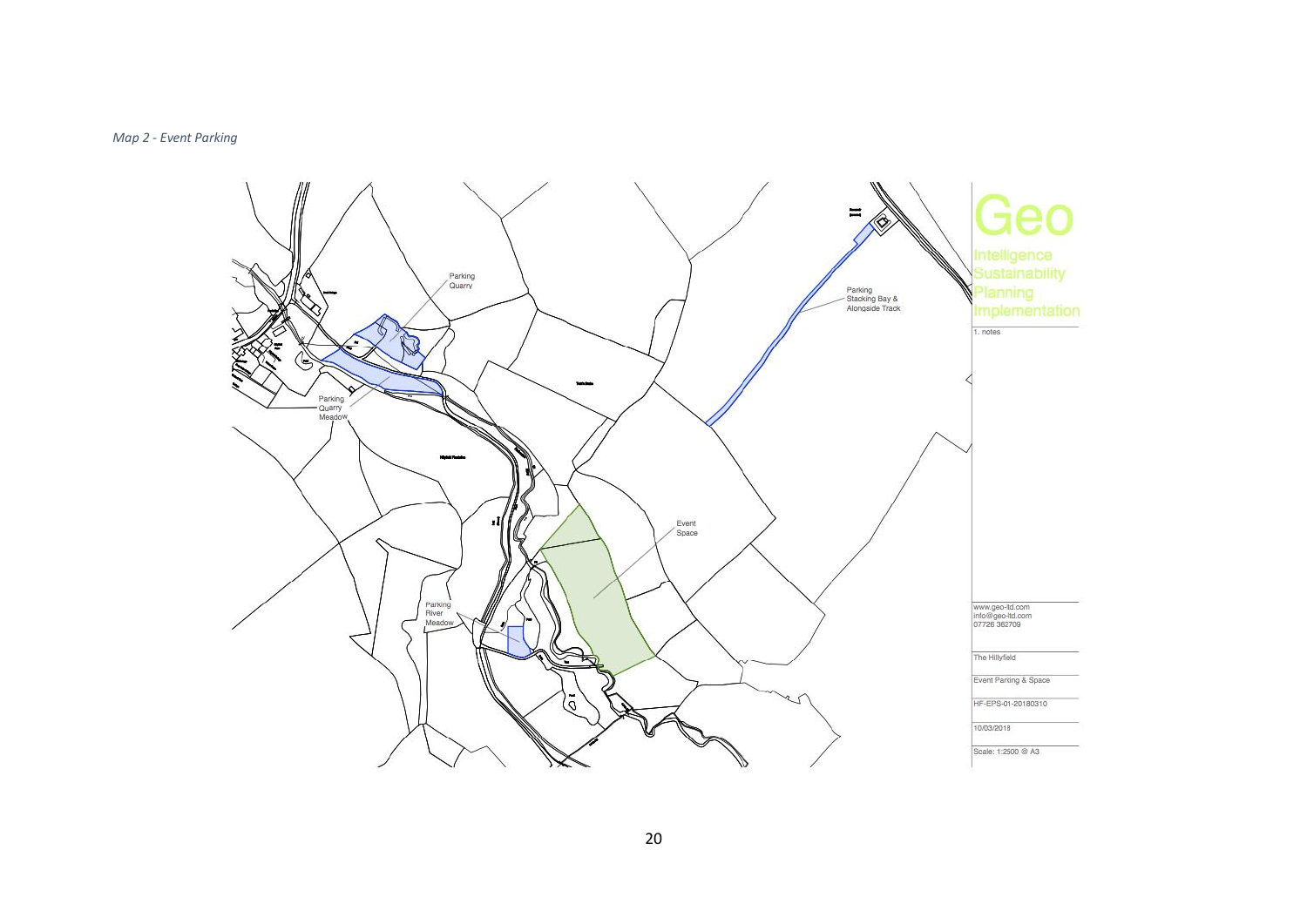*Map 2 - Event Parking*

Parking
Quarry

Parking
Stacking Bay &
Alongside Track

Parking
Quarry
Meadow

Event
Space

Parking
River
Meadow

Geo

Intelligence
Sustainability
Planning
Implementation

1. notes

www.geo-ltd.com
info@geo-ltd.com
07726 362709

The Hillyfield

Event Parking & Space

HF-EPS-01-20180310

10/03/2018

Scale: 1:2500 @ A3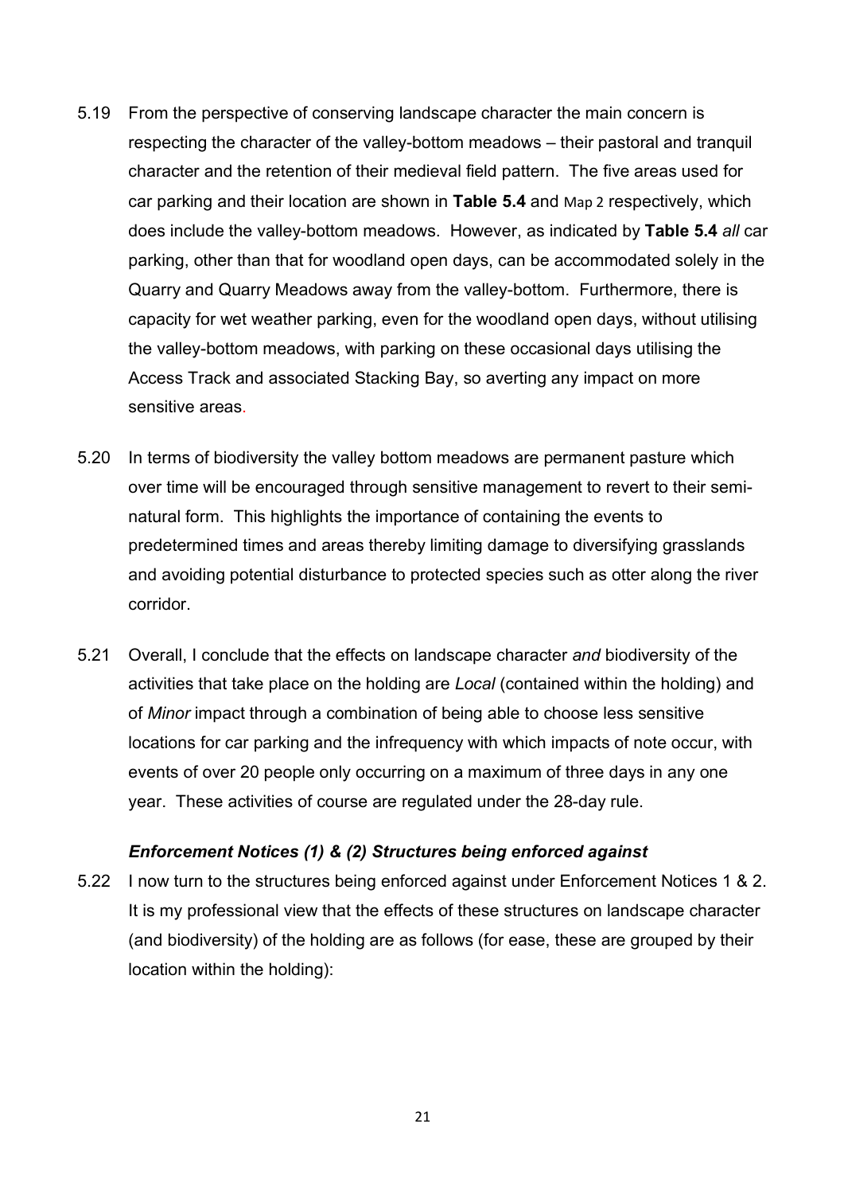5.19 From the perspective of conserving landscape character the main concern is respecting the character of the valley-bottom meadows – their pastoral and tranquil character and the retention of their medieval field pattern. The five areas used for car parking and their location are shown in **Table 5.4** and Map 2 respectively, which does include the valley-bottom meadows. However, as indicated by **Table 5.4** *all* car parking, other than that for woodland open days, can be accommodated solely in the Quarry and Quarry Meadows away from the valley-bottom. Furthermore, there is capacity for wet weather parking, even for the woodland open days, without utilising the valley-bottom meadows, with parking on these occasional days utilising the Access Track and associated Stacking Bay, so averting any impact on more sensitive areas.

5.20 In terms of biodiversity the valley bottom meadows are permanent pasture which over time will be encouraged through sensitive management to revert to their semi-natural form. This highlights the importance of containing the events to predetermined times and areas thereby limiting damage to diversifying grasslands and avoiding potential disturbance to protected species such as otter along the river corridor.

5.21 Overall, I conclude that the effects on landscape character *and* biodiversity of the activities that take place on the holding are *Local* (contained within the holding) and of *Minor* impact through a combination of being able to choose less sensitive locations for car parking and the infrequency with which impacts of note occur, with events of over 20 people only occurring on a maximum of three days in any one year. These activities of course are regulated under the 28-day rule.

#### ***Enforcement Notices (1) & (2) Structures being enforced against***

5.22 I now turn to the structures being enforced against under Enforcement Notices 1 & 2. It is my professional view that the effects of these structures on landscape character (and biodiversity) of the holding are as follows (for ease, these are grouped by their location within the holding):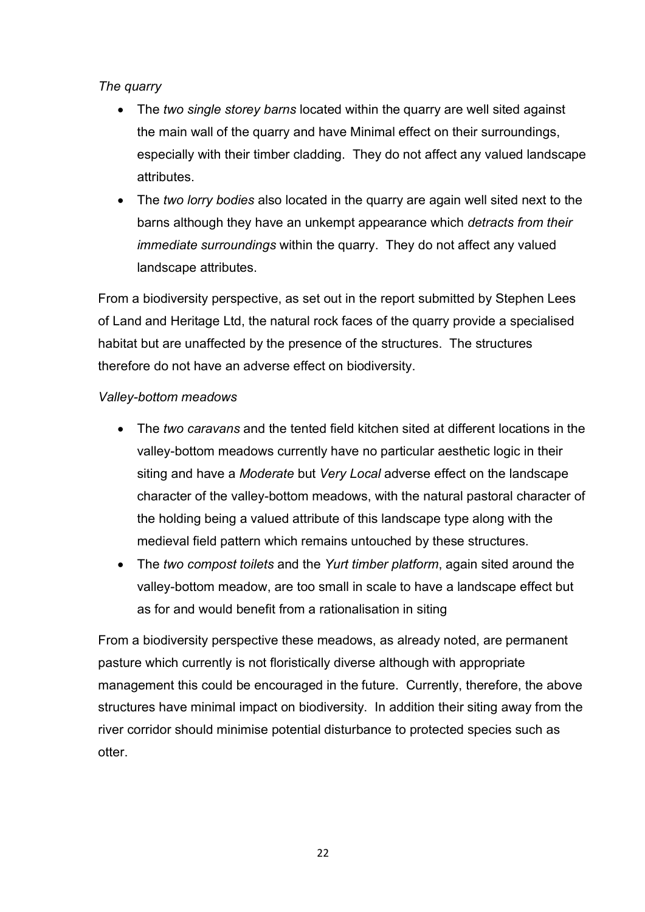*The quarry*

- The *two single storey barns* located within the quarry are well sited against the main wall of the quarry and have Minimal effect on their surroundings, especially with their timber cladding. They do not affect any valued landscape attributes.
- The *two lorry bodies* also located in the quarry are again well sited next to the barns although they have an unkempt appearance which *detracts from their immediate surroundings* within the quarry. They do not affect any valued landscape attributes.

From a biodiversity perspective, as set out in the report submitted by Stephen Lees of Land and Heritage Ltd, the natural rock faces of the quarry provide a specialised habitat but are unaffected by the presence of the structures. The structures therefore do not have an adverse effect on biodiversity.

*Valley-bottom meadows*

- The *two caravans* and the tented field kitchen sited at different locations in the valley-bottom meadows currently have no particular aesthetic logic in their siting and have a *Moderate* but *Very Local* adverse effect on the landscape character of the valley-bottom meadows, with the natural pastoral character of the holding being a valued attribute of this landscape type along with the medieval field pattern which remains untouched by these structures.
- The *two compost toilets* and the *Yurt timber platform*, again sited around the valley-bottom meadow, are too small in scale to have a landscape effect but as for and would benefit from a rationalisation in siting

From a biodiversity perspective these meadows, as already noted, are permanent pasture which currently is not floristically diverse although with appropriate management this could be encouraged in the future. Currently, therefore, the above structures have minimal impact on biodiversity. In addition their siting away from the river corridor should minimise potential disturbance to protected species such as otter.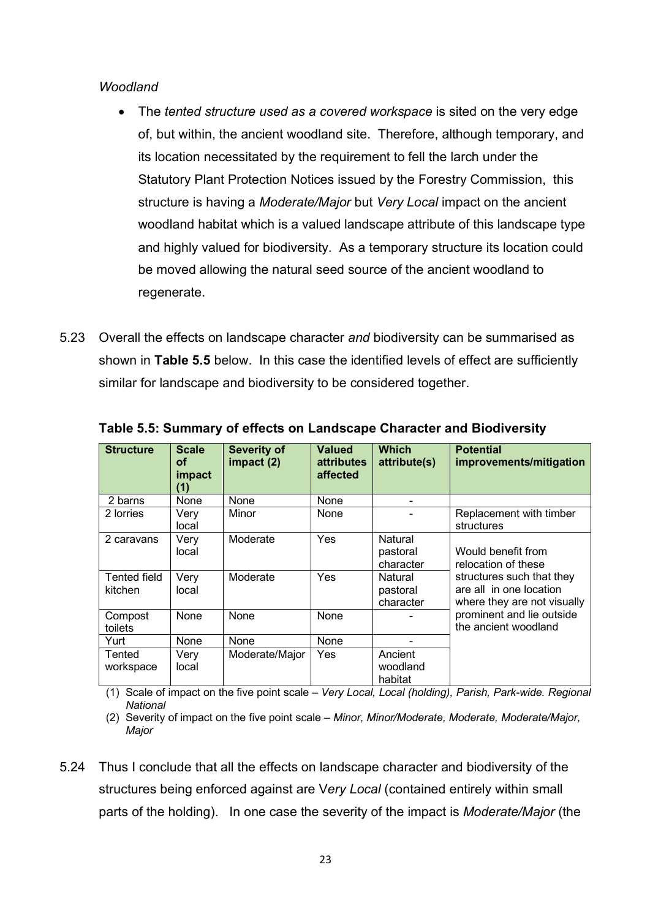*Woodland*

- The *tented structure used as a covered workspace* is sited on the very edge of, but within, the ancient woodland site. Therefore, although temporary, and its location necessitated by the requirement to fell the larch under the Statutory Plant Protection Notices issued by the Forestry Commission, this structure is having a *Moderate/Major* but *Very Local* impact on the ancient woodland habitat which is a valued landscape attribute of this landscape type and highly valued for biodiversity. As a temporary structure its location could be moved allowing the natural seed source of the ancient woodland to regenerate.

5.23 Overall the effects on landscape character *and* biodiversity can be summarised as shown in **Table 5.5** below. In this case the identified levels of effect are sufficiently similar for landscape and biodiversity to be considered together.

**Table 5.5: Summary of effects on Landscape Character and Biodiversity**

| Structure | Scale of impact (1) | Severity of impact (2) | Valued attributes affected | Which attribute(s) | Potential improvements/mitigation |
|---|---|---|---|---|---|
| 2 barns | None | None | None | - | |
| 2 lorries | Very local | Minor | None | - | Replacement with timber structures |
| 2 caravans | Very local | Moderate | Yes | Natural pastoral character | Would benefit from relocation of these structures such that they are all in one location where they are not visually prominent and lie outside the ancient woodland |
| Tented field kitchen | Very local | Moderate | Yes | Natural pastoral character | |
| Compost toilets | None | None | None | - | |
| Yurt | None | None | None | - | |
| Tented workspace | Very local | Moderate/Major | Yes | Ancient woodland habitat | |

(1) Scale of impact on the five point scale – *Very Local, Local (holding), Parish, Park-wide. Regional National*

(2) Severity of impact on the five point scale – *Minor, Minor/Moderate, Moderate, Moderate/Major, Major*

5.24 Thus I conclude that all the effects on landscape character and biodiversity of the structures being enforced against are V*ery Local* (contained entirely within small parts of the holding). In one case the severity of the impact is *Moderate/Major* (the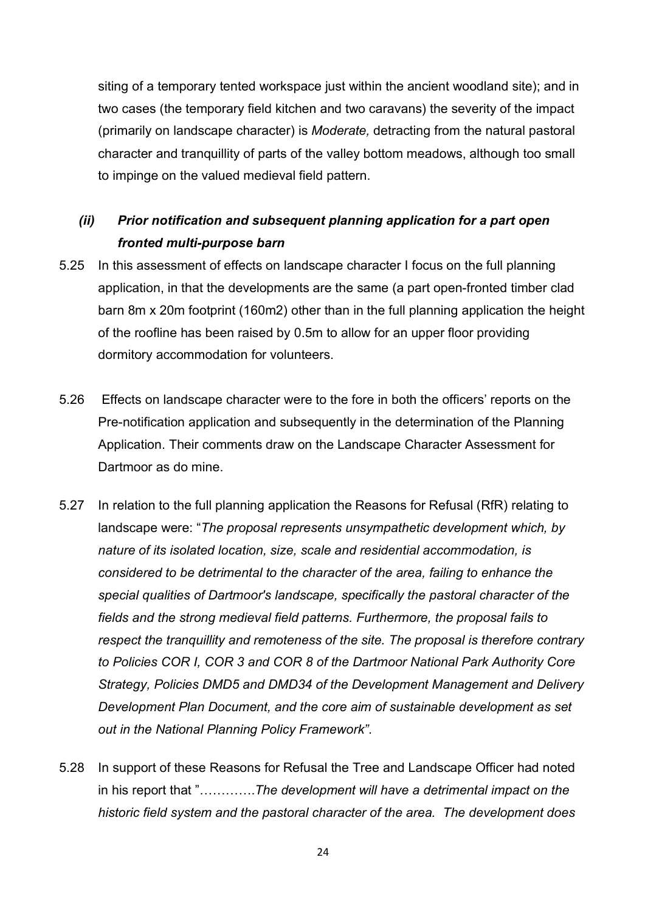siting of a temporary tented workspace just within the ancient woodland site); and in two cases (the temporary field kitchen and two caravans) the severity of the impact (primarily on landscape character) is *Moderate,* detracting from the natural pastoral character and tranquillity of parts of the valley bottom meadows, although too small to impinge on the valued medieval field pattern.

### *(ii) Prior notification and subsequent planning application for a part open fronted multi-purpose barn*

5.25 In this assessment of effects on landscape character I focus on the full planning application, in that the developments are the same (a part open-fronted timber clad barn 8m x 20m footprint (160m2) other than in the full planning application the height of the roofline has been raised by 0.5m to allow for an upper floor providing dormitory accommodation for volunteers.

5.26 Effects on landscape character were to the fore in both the officers' reports on the Pre-notification application and subsequently in the determination of the Planning Application. Their comments draw on the Landscape Character Assessment for Dartmoor as do mine.

5.27 In relation to the full planning application the Reasons for Refusal (RfR) relating to landscape were: "*The proposal represents unsympathetic development which, by nature of its isolated location, size, scale and residential accommodation, is considered to be detrimental to the character of the area, failing to enhance the special qualities of Dartmoor's landscape, specifically the pastoral character of the fields and the strong medieval field patterns. Furthermore, the proposal fails to respect the tranquillity and remoteness of the site. The proposal is therefore contrary to Policies COR I, COR 3 and COR 8 of the Dartmoor National Park Authority Core Strategy, Policies DMD5 and DMD34 of the Development Management and Delivery Development Plan Document, and the core aim of sustainable development as set out in the National Planning Policy Framework"*.

5.28 In support of these Reasons for Refusal the Tree and Landscape Officer had noted in his report that "…………*The development will have a detrimental impact on the historic field system and the pastoral character of the area. The development does*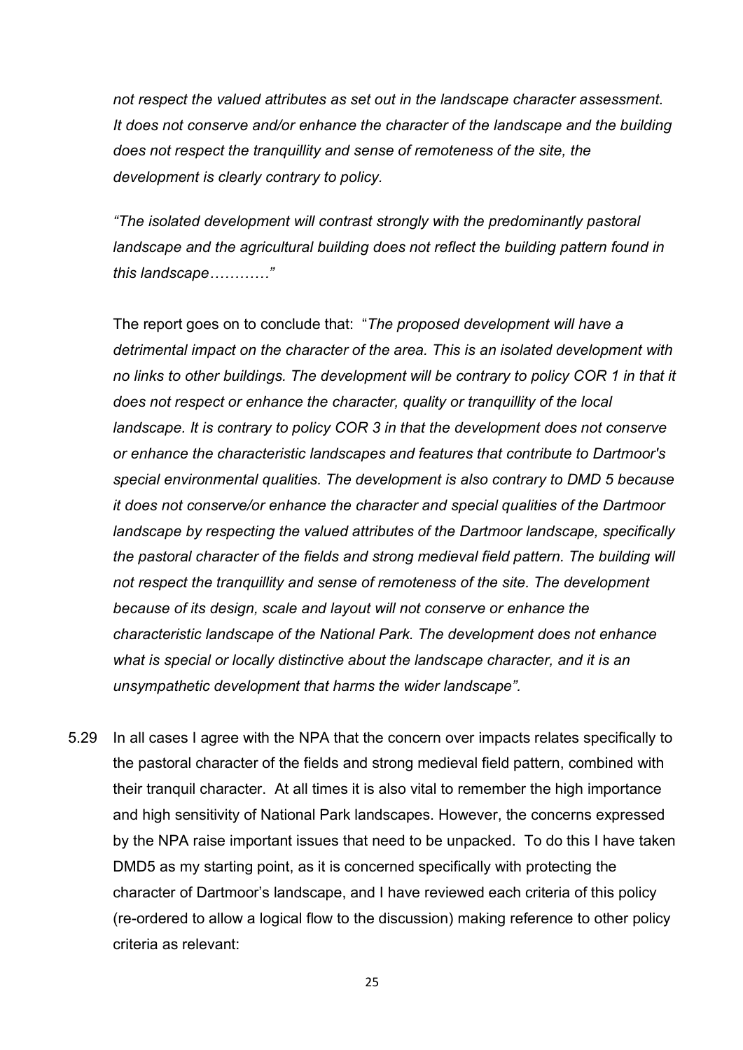*not respect the valued attributes as set out in the landscape character assessment. It does not conserve and/or enhance the character of the landscape and the building does not respect the tranquillity and sense of remoteness of the site, the development is clearly contrary to policy.*

*"The isolated development will contrast strongly with the predominantly pastoral landscape and the agricultural building does not reflect the building pattern found in this landscape………."*

The report goes on to conclude that: "*The proposed development will have a detrimental impact on the character of the area. This is an isolated development with no links to other buildings. The development will be contrary to policy COR 1 in that it does not respect or enhance the character, quality or tranquillity of the local landscape. It is contrary to policy COR 3 in that the development does not conserve or enhance the characteristic landscapes and features that contribute to Dartmoor's special environmental qualities. The development is also contrary to DMD 5 because it does not conserve/or enhance the character and special qualities of the Dartmoor landscape by respecting the valued attributes of the Dartmoor landscape, specifically the pastoral character of the fields and strong medieval field pattern. The building will not respect the tranquillity and sense of remoteness of the site. The development because of its design, scale and layout will not conserve or enhance the characteristic landscape of the National Park. The development does not enhance what is special or locally distinctive about the landscape character, and it is an unsympathetic development that harms the wider landscape".*

5.29 In all cases I agree with the NPA that the concern over impacts relates specifically to the pastoral character of the fields and strong medieval field pattern, combined with their tranquil character. At all times it is also vital to remember the high importance and high sensitivity of National Park landscapes. However, the concerns expressed by the NPA raise important issues that need to be unpacked. To do this I have taken DMD5 as my starting point, as it is concerned specifically with protecting the character of Dartmoor's landscape, and I have reviewed each criteria of this policy (re-ordered to allow a logical flow to the discussion) making reference to other policy criteria as relevant: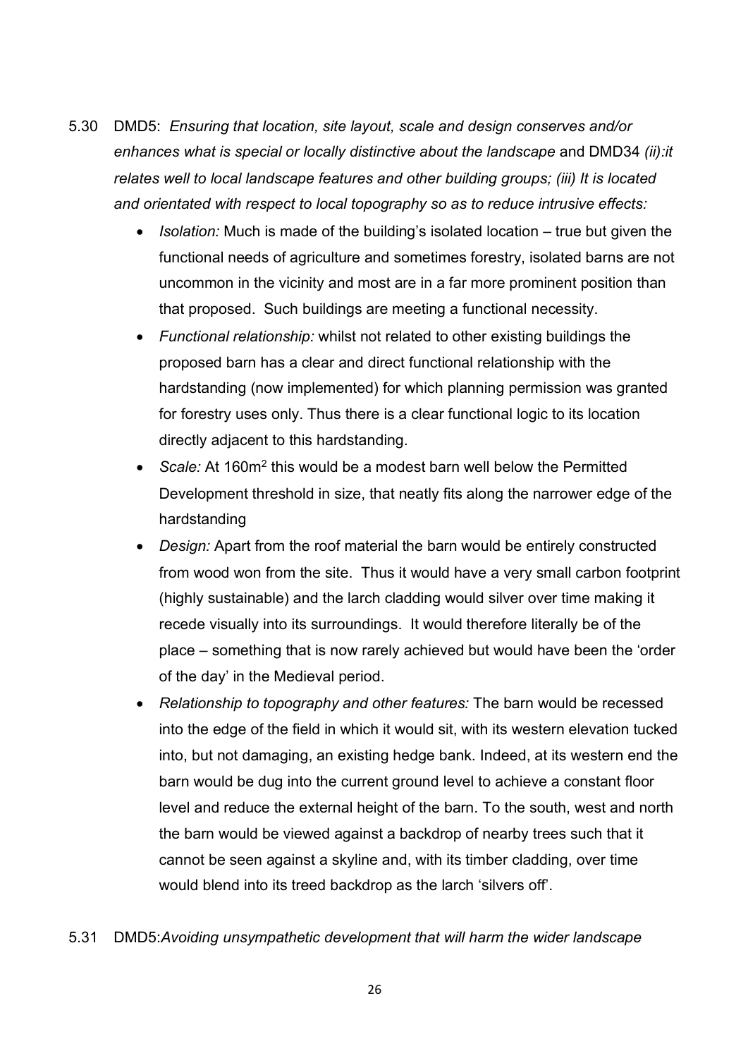5.30 DMD5: *Ensuring that location, site layout, scale and design conserves and/or enhances what is special or locally distinctive about the landscape* and DMD34 *(ii):it relates well to local landscape features and other building groups; (iii) It is located and orientated with respect to local topography so as to reduce intrusive effects:*

- *Isolation:* Much is made of the building's isolated location – true but given the functional needs of agriculture and sometimes forestry, isolated barns are not uncommon in the vicinity and most are in a far more prominent position than that proposed. Such buildings are meeting a functional necessity.
- *Functional relationship:* whilst not related to other existing buildings the proposed barn has a clear and direct functional relationship with the hardstanding (now implemented) for which planning permission was granted for forestry uses only. Thus there is a clear functional logic to its location directly adjacent to this hardstanding.
- *Scale:* At 160m$^2$ this would be a modest barn well below the Permitted Development threshold in size, that neatly fits along the narrower edge of the hardstanding
- *Design:* Apart from the roof material the barn would be entirely constructed from wood won from the site. Thus it would have a very small carbon footprint (highly sustainable) and the larch cladding would silver over time making it recede visually into its surroundings. It would therefore literally be of the place – something that is now rarely achieved but would have been the 'order of the day' in the Medieval period.
- *Relationship to topography and other features:* The barn would be recessed into the edge of the field in which it would sit, with its western elevation tucked into, but not damaging, an existing hedge bank. Indeed, at its western end the barn would be dug into the current ground level to achieve a constant floor level and reduce the external height of the barn. To the south, west and north the barn would be viewed against a backdrop of nearby trees such that it cannot be seen against a skyline and, with its timber cladding, over time would blend into its treed backdrop as the larch 'silvers off'.

5.31 DMD5:*Avoiding unsympathetic development that will harm the wider landscape*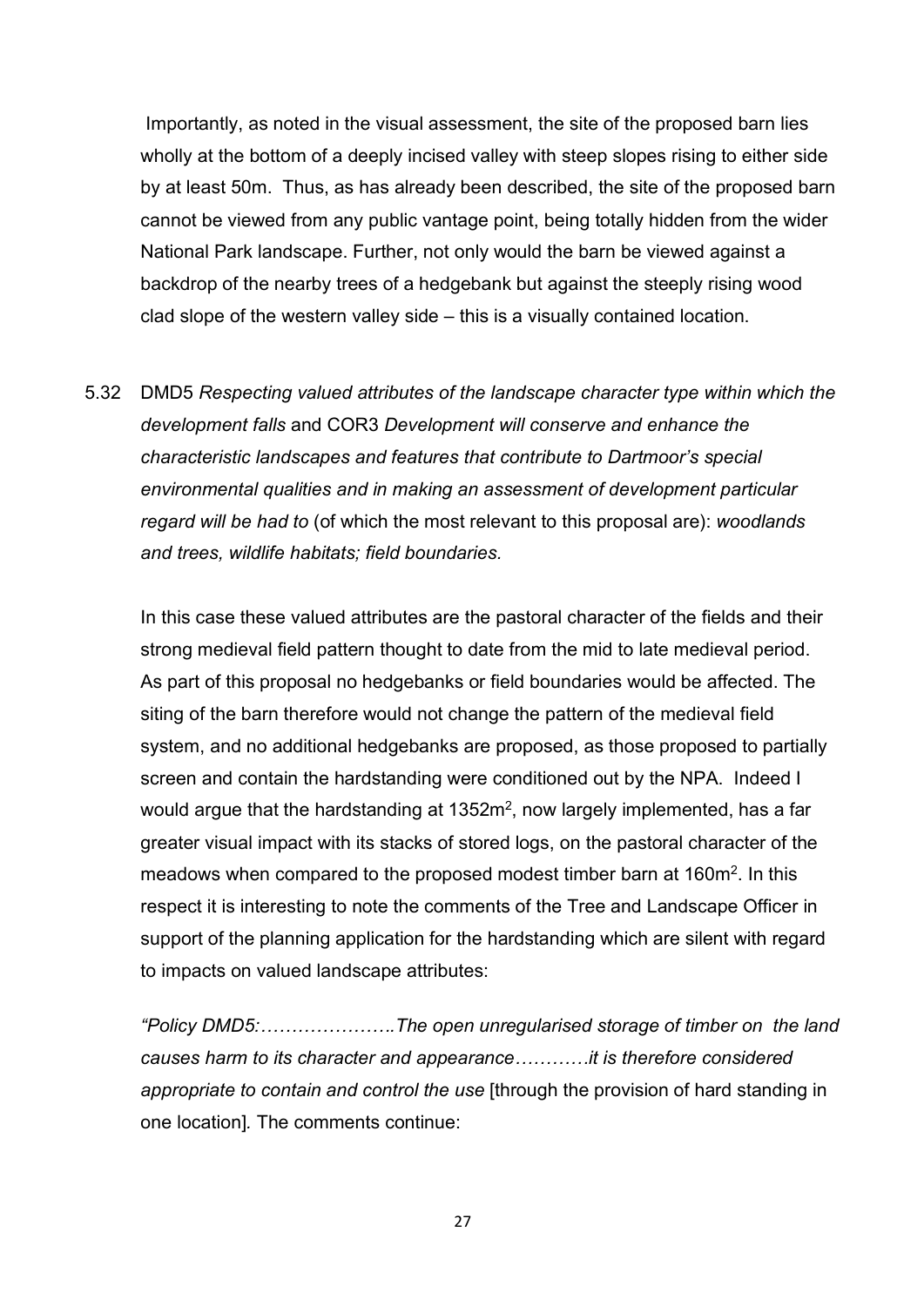Importantly, as noted in the visual assessment, the site of the proposed barn lies wholly at the bottom of a deeply incised valley with steep slopes rising to either side by at least 50m. Thus, as has already been described, the site of the proposed barn cannot be viewed from any public vantage point, being totally hidden from the wider National Park landscape. Further, not only would the barn be viewed against a backdrop of the nearby trees of a hedgebank but against the steeply rising wood clad slope of the western valley side – this is a visually contained location.

5.32 DMD5 *Respecting valued attributes of the landscape character type within which the development falls* and COR3 *Development will conserve and enhance the characteristic landscapes and features that contribute to Dartmoor's special environmental qualities and in making an assessment of development particular regard will be had to* (of which the most relevant to this proposal are): *woodlands and trees, wildlife habitats; field boundaries.*

In this case these valued attributes are the pastoral character of the fields and their strong medieval field pattern thought to date from the mid to late medieval period. As part of this proposal no hedgebanks or field boundaries would be affected. The siting of the barn therefore would not change the pattern of the medieval field system, and no additional hedgebanks are proposed, as those proposed to partially screen and contain the hardstanding were conditioned out by the NPA. Indeed I would argue that the hardstanding at $1352m^2$, now largely implemented, has a far greater visual impact with its stacks of stored logs, on the pastoral character of the meadows when compared to the proposed modest timber barn at $160m^2$. In this respect it is interesting to note the comments of the Tree and Landscape Officer in support of the planning application for the hardstanding which are silent with regard to impacts on valued landscape attributes:

*"Policy DMD5:………………….The open unregularised storage of timber on the land causes harm to its character and appearance…………it is therefore considered appropriate to contain and control the use* [through the provision of hard standing in one location]*.* The comments continue: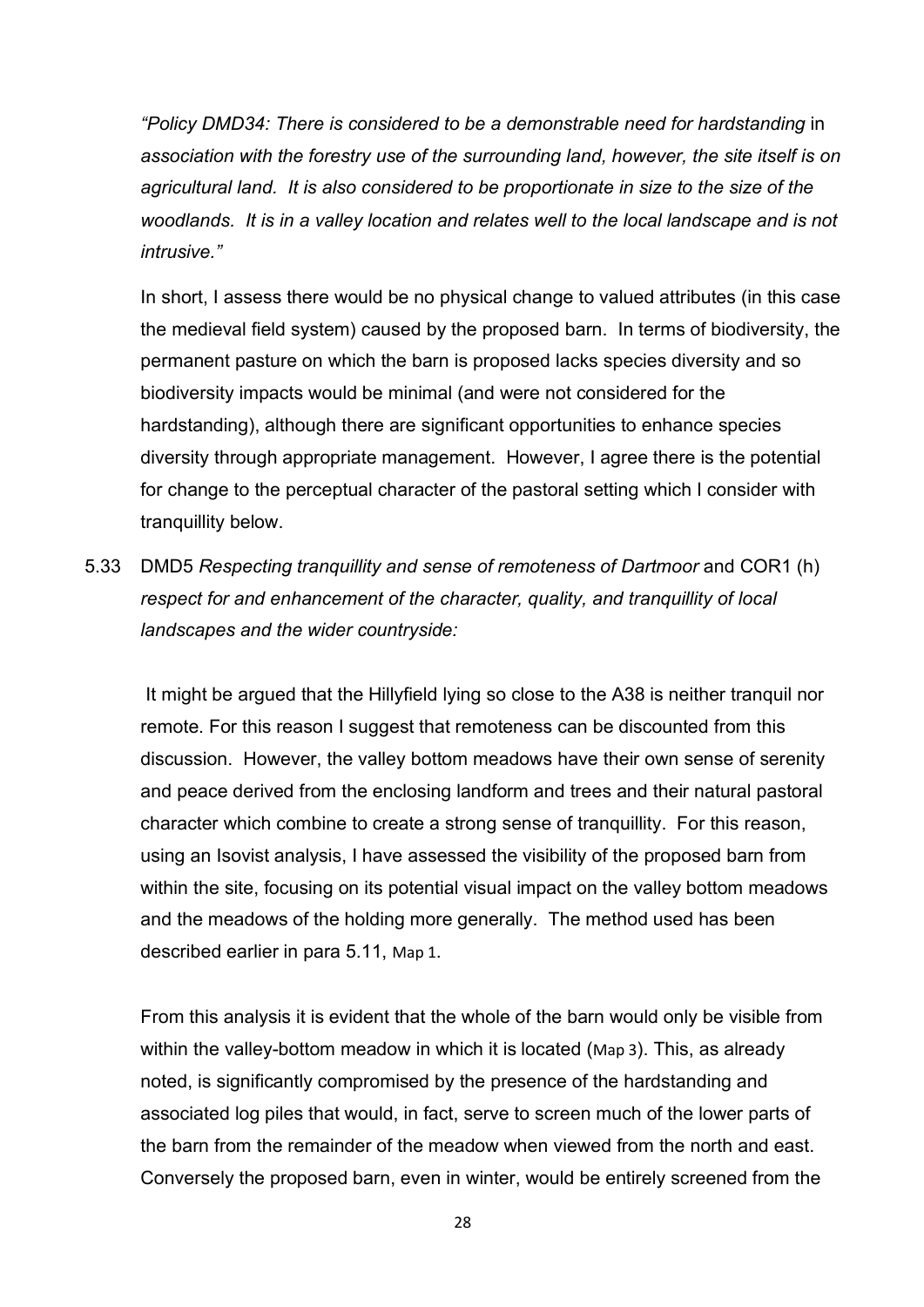*"Policy DMD34: There is considered to be a demonstrable need for hardstanding* in *association with the forestry use of the surrounding land, however, the site itself is on agricultural land. It is also considered to be proportionate in size to the size of the woodlands. It is in a valley location and relates well to the local landscape and is not intrusive."*

In short, I assess there would be no physical change to valued attributes (in this case the medieval field system) caused by the proposed barn. In terms of biodiversity, the permanent pasture on which the barn is proposed lacks species diversity and so biodiversity impacts would be minimal (and were not considered for the hardstanding), although there are significant opportunities to enhance species diversity through appropriate management. However, I agree there is the potential for change to the perceptual character of the pastoral setting which I consider with tranquillity below.

5.33 DMD5 *Respecting tranquillity and sense of remoteness of Dartmoor* and COR1 (h) *respect for and enhancement of the character, quality, and tranquillity of local landscapes and the wider countryside:*

It might be argued that the Hillyfield lying so close to the A38 is neither tranquil nor remote. For this reason I suggest that remoteness can be discounted from this discussion. However, the valley bottom meadows have their own sense of serenity and peace derived from the enclosing landform and trees and their natural pastoral character which combine to create a strong sense of tranquillity. For this reason, using an Isovist analysis, I have assessed the visibility of the proposed barn from within the site, focusing on its potential visual impact on the valley bottom meadows and the meadows of the holding more generally. The method used has been described earlier in para 5.11, Map 1.

From this analysis it is evident that the whole of the barn would only be visible from within the valley-bottom meadow in which it is located (Map 3). This, as already noted, is significantly compromised by the presence of the hardstanding and associated log piles that would, in fact, serve to screen much of the lower parts of the barn from the remainder of the meadow when viewed from the north and east. Conversely the proposed barn, even in winter, would be entirely screened from the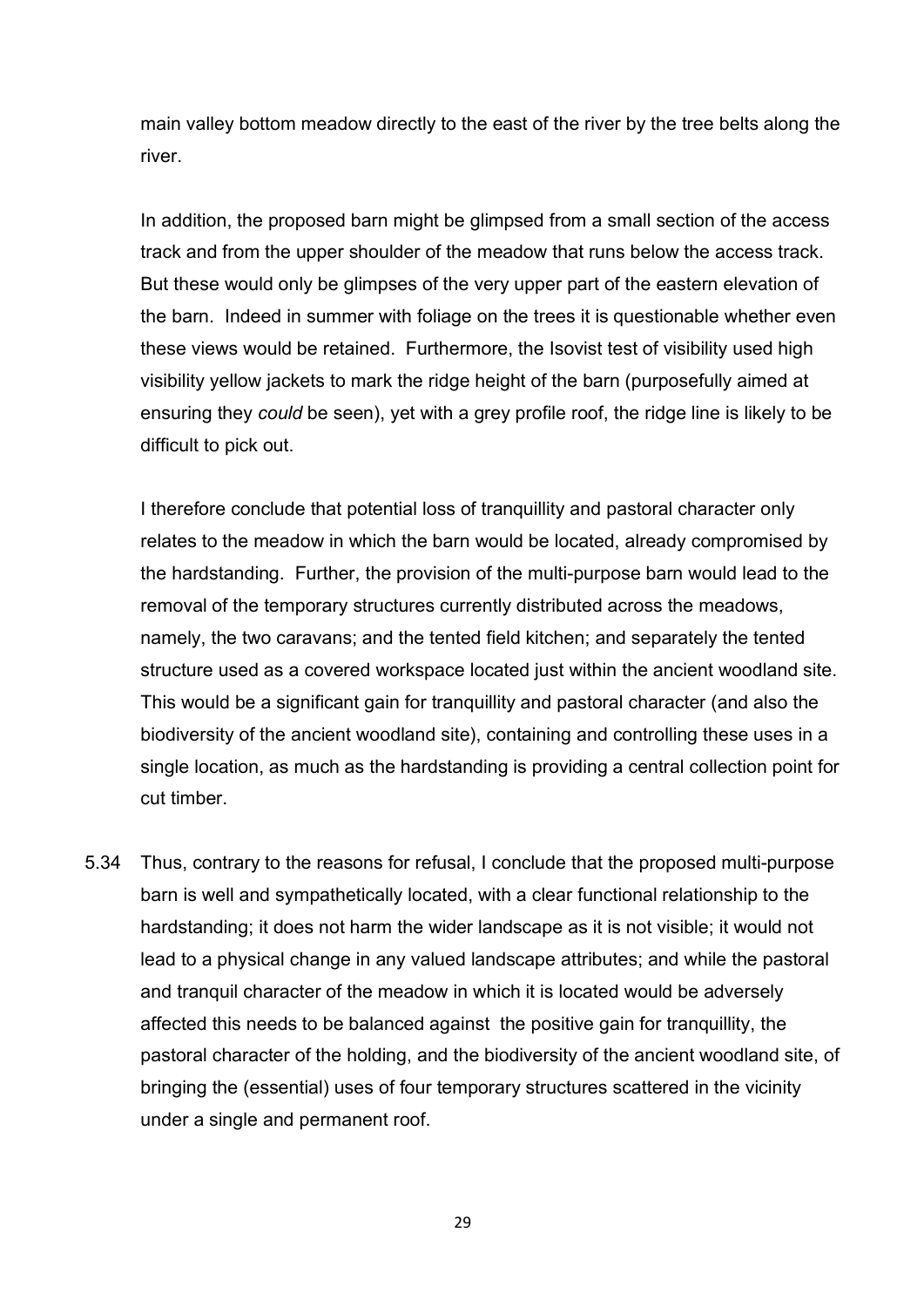main valley bottom meadow directly to the east of the river by the tree belts along the river.

In addition, the proposed barn might be glimpsed from a small section of the access track and from the upper shoulder of the meadow that runs below the access track. But these would only be glimpses of the very upper part of the eastern elevation of the barn. Indeed in summer with foliage on the trees it is questionable whether even these views would be retained. Furthermore, the Isovist test of visibility used high visibility yellow jackets to mark the ridge height of the barn (purposefully aimed at ensuring they *could* be seen), yet with a grey profile roof, the ridge line is likely to be difficult to pick out.

I therefore conclude that potential loss of tranquillity and pastoral character only relates to the meadow in which the barn would be located, already compromised by the hardstanding. Further, the provision of the multi-purpose barn would lead to the removal of the temporary structures currently distributed across the meadows, namely, the two caravans; and the tented field kitchen; and separately the tented structure used as a covered workspace located just within the ancient woodland site. This would be a significant gain for tranquillity and pastoral character (and also the biodiversity of the ancient woodland site), containing and controlling these uses in a single location, as much as the hardstanding is providing a central collection point for cut timber.

5.34 Thus, contrary to the reasons for refusal, I conclude that the proposed multi-purpose barn is well and sympathetically located, with a clear functional relationship to the hardstanding; it does not harm the wider landscape as it is not visible; it would not lead to a physical change in any valued landscape attributes; and while the pastoral and tranquil character of the meadow in which it is located would be adversely affected this needs to be balanced against the positive gain for tranquillity, the pastoral character of the holding, and the biodiversity of the ancient woodland site, of bringing the (essential) uses of four temporary structures scattered in the vicinity under a single and permanent roof.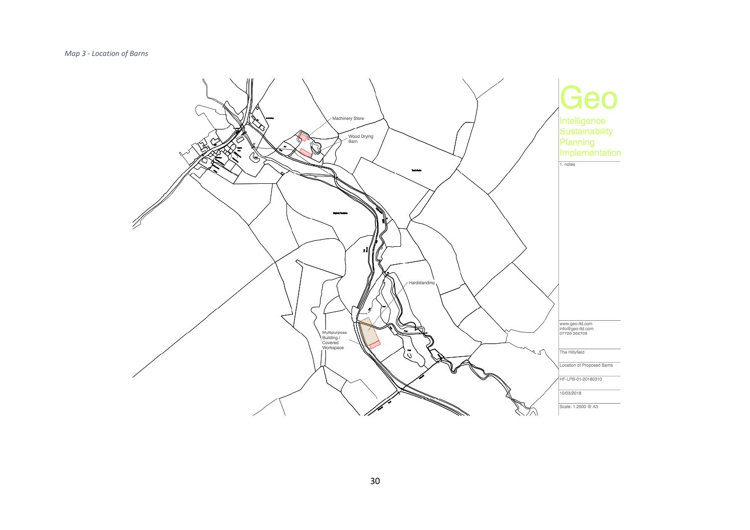*Map 3 - Location of Barns*

Machinery Store

Wood Drying Barn

Hardstanding

Multipurpose Building / Covered Workspace

Geo

Intelligence
Sustainability
Planning
Implementation

1. notes

www.geo-ltd.com
info@geo-ltd.com
07720 362709

The Hillyfield

Location of Proposed Barns

HF-LPB-01-20180310

10/03/2018

Scale: 1:2500 @ A3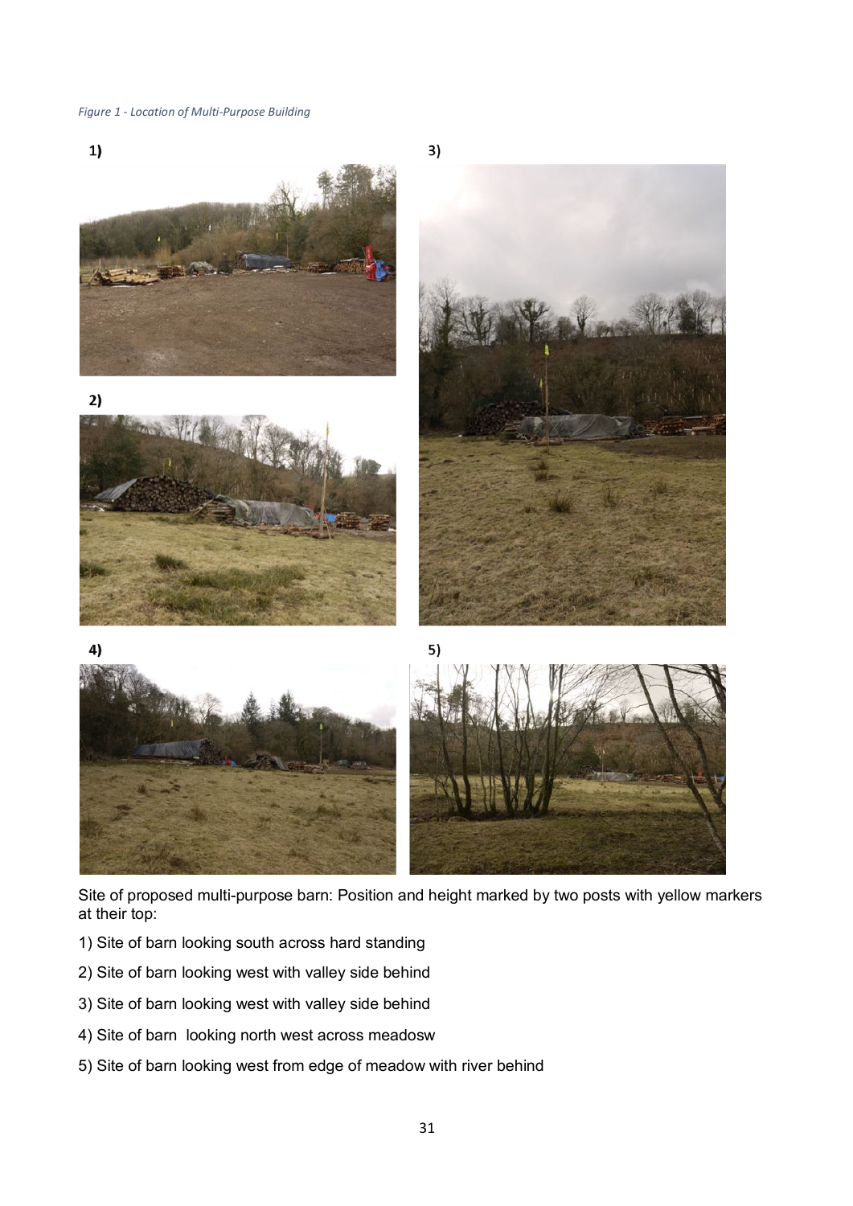*Figure 1 - Location of Multi-Purpose Building*

**1)**

**3)**

**2)**

**4)**

**5)**

Site of proposed multi-purpose barn: Position and height marked by two posts with yellow markers at their top:

1) Site of barn looking south across hard standing

2) Site of barn looking west with valley side behind

3) Site of barn looking west with valley side behind

4) Site of barn  looking north west across meadosw

5) Site of barn looking west from edge of meadow with river behind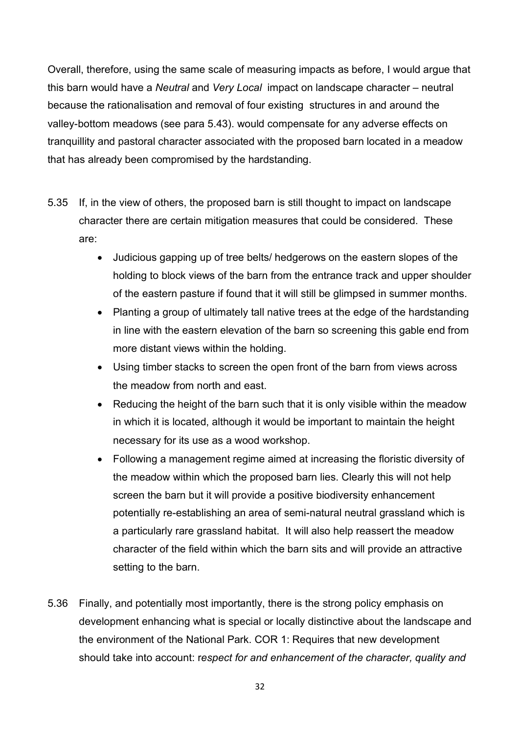Overall, therefore, using the same scale of measuring impacts as before, I would argue that this barn would have a *Neutral* and *Very Local* impact on landscape character – neutral because the rationalisation and removal of four existing structures in and around the valley-bottom meadows (see para 5.43). would compensate for any adverse effects on tranquillity and pastoral character associated with the proposed barn located in a meadow that has already been compromised by the hardstanding.

5.35 If, in the view of others, the proposed barn is still thought to impact on landscape character there are certain mitigation measures that could be considered. These are:

- Judicious gapping up of tree belts/ hedgerows on the eastern slopes of the holding to block views of the barn from the entrance track and upper shoulder of the eastern pasture if found that it will still be glimpsed in summer months.
- Planting a group of ultimately tall native trees at the edge of the hardstanding in line with the eastern elevation of the barn so screening this gable end from more distant views within the holding.
- Using timber stacks to screen the open front of the barn from views across the meadow from north and east.
- Reducing the height of the barn such that it is only visible within the meadow in which it is located, although it would be important to maintain the height necessary for its use as a wood workshop.
- Following a management regime aimed at increasing the floristic diversity of the meadow within which the proposed barn lies. Clearly this will not help screen the barn but it will provide a positive biodiversity enhancement potentially re-establishing an area of semi-natural neutral grassland which is a particularly rare grassland habitat. It will also help reassert the meadow character of the field within which the barn sits and will provide an attractive setting to the barn.

5.36 Finally, and potentially most importantly, there is the strong policy emphasis on development enhancing what is special or locally distinctive about the landscape and the environment of the National Park. COR 1: Requires that new development should take into account: r*espect for and enhancement of the character, quality and*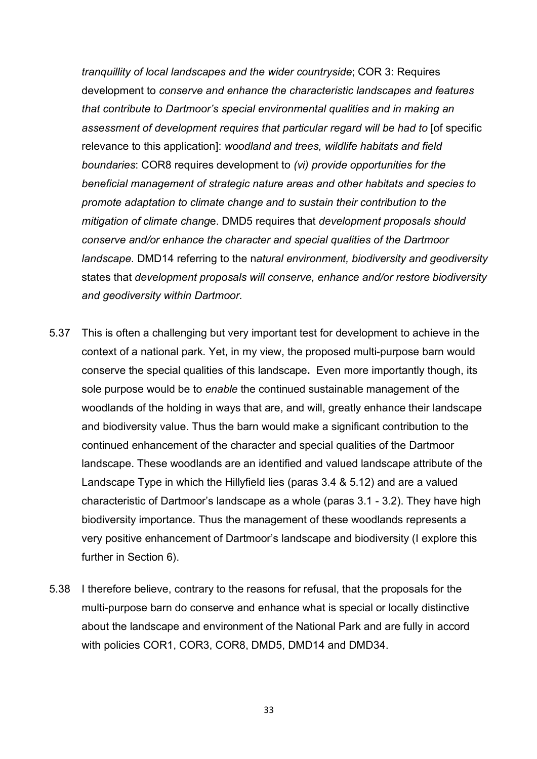*tranquillity of local landscapes and the wider countryside*; COR 3: Requires development to *conserve and enhance the characteristic landscapes and features that contribute to Dartmoor's special environmental qualities and in making an assessment of development requires that particular regard will be had to* [of specific relevance to this application]: *woodland and trees, wildlife habitats and field boundaries*: COR8 requires development to *(vi) provide opportunities for the beneficial management of strategic nature areas and other habitats and species to promote adaptation to climate change and to sustain their contribution to the mitigation of climate chang*e. DMD5 requires that *development proposals should conserve and/or enhance the character and special qualities of the Dartmoor landscape.* DMD14 referring to the n*atural environment, biodiversity and geodiversity* states that *development proposals will conserve, enhance and/or restore biodiversity and geodiversity within Dartmoor.*

5.37 This is often a challenging but very important test for development to achieve in the context of a national park. Yet, in my view, the proposed multi-purpose barn would conserve the special qualities of this landscape**.** Even more importantly though, its sole purpose would be to *enable* the continued sustainable management of the woodlands of the holding in ways that are, and will, greatly enhance their landscape and biodiversity value. Thus the barn would make a significant contribution to the continued enhancement of the character and special qualities of the Dartmoor landscape. These woodlands are an identified and valued landscape attribute of the Landscape Type in which the Hillyfield lies (paras 3.4 & 5.12) and are a valued characteristic of Dartmoor's landscape as a whole (paras 3.1 - 3.2). They have high biodiversity importance. Thus the management of these woodlands represents a very positive enhancement of Dartmoor's landscape and biodiversity (I explore this further in Section 6).

5.38 I therefore believe, contrary to the reasons for refusal, that the proposals for the multi-purpose barn do conserve and enhance what is special or locally distinctive about the landscape and environment of the National Park and are fully in accord with policies COR1, COR3, COR8, DMD5, DMD14 and DMD34.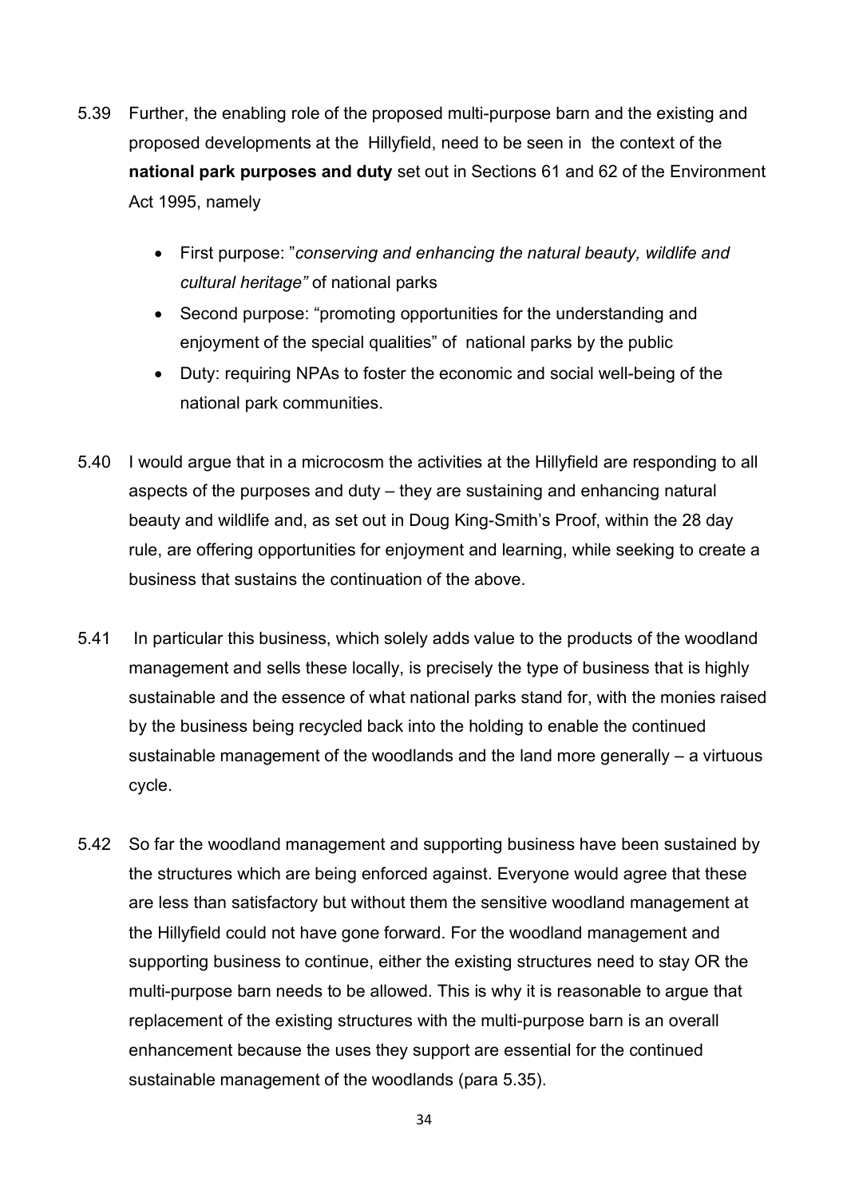5.39 Further, the enabling role of the proposed multi-purpose barn and the existing and proposed developments at the Hillyfield, need to be seen in the context of the **national park purposes and duty** set out in Sections 61 and 62 of the Environment Act 1995, namely

- First purpose: "*conserving and enhancing the natural beauty, wildlife and cultural heritage"* of national parks
- Second purpose: "promoting opportunities for the understanding and enjoyment of the special qualities" of national parks by the public
- Duty: requiring NPAs to foster the economic and social well-being of the national park communities.

5.40 I would argue that in a microcosm the activities at the Hillyfield are responding to all aspects of the purposes and duty – they are sustaining and enhancing natural beauty and wildlife and, as set out in Doug King-Smith's Proof, within the 28 day rule, are offering opportunities for enjoyment and learning, while seeking to create a business that sustains the continuation of the above.

5.41 In particular this business, which solely adds value to the products of the woodland management and sells these locally, is precisely the type of business that is highly sustainable and the essence of what national parks stand for, with the monies raised by the business being recycled back into the holding to enable the continued sustainable management of the woodlands and the land more generally – a virtuous cycle.

5.42 So far the woodland management and supporting business have been sustained by the structures which are being enforced against. Everyone would agree that these are less than satisfactory but without them the sensitive woodland management at the Hillyfield could not have gone forward. For the woodland management and supporting business to continue, either the existing structures need to stay OR the multi-purpose barn needs to be allowed. This is why it is reasonable to argue that replacement of the existing structures with the multi-purpose barn is an overall enhancement because the uses they support are essential for the continued sustainable management of the woodlands (para 5.35).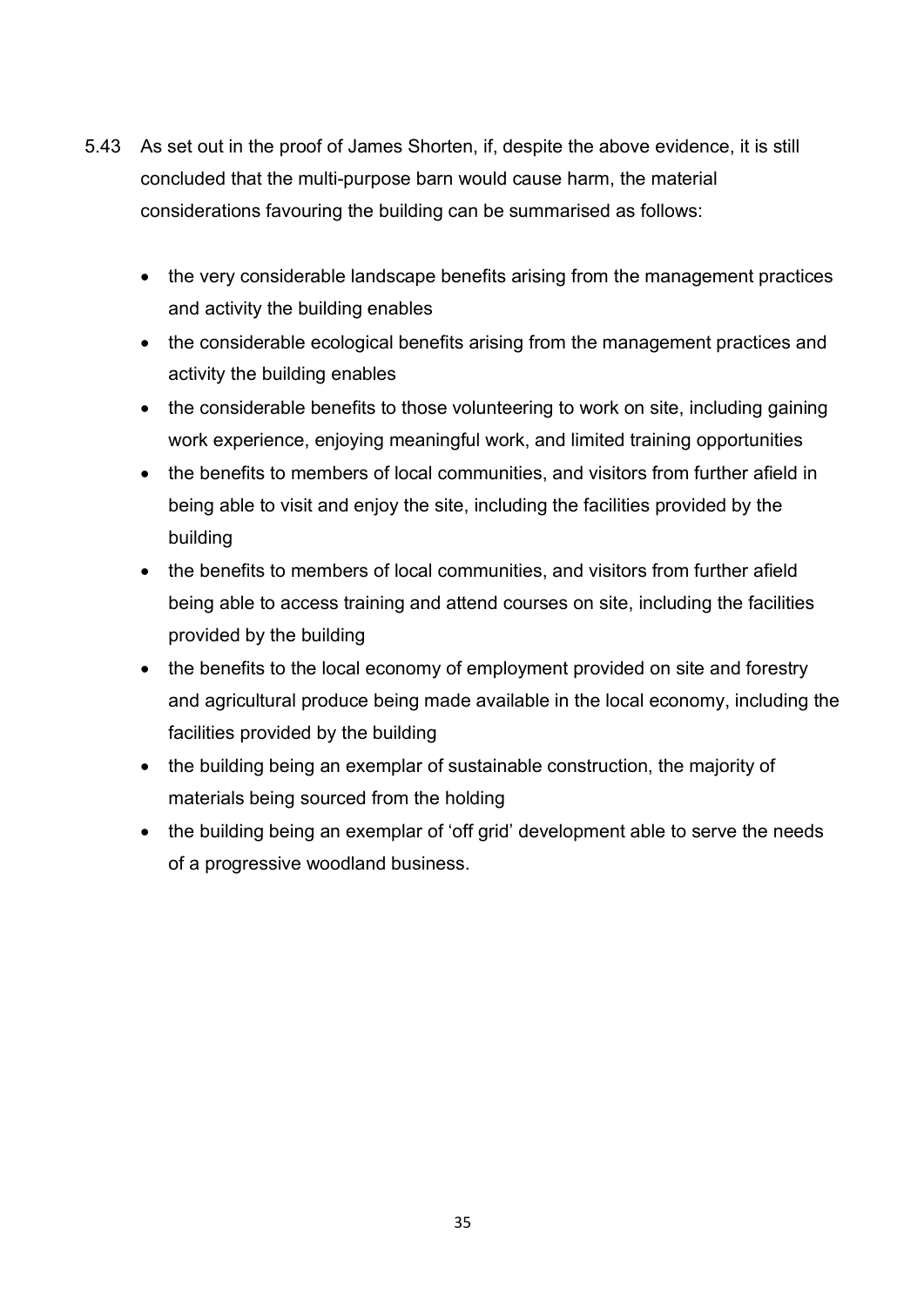5.43 As set out in the proof of James Shorten, if, despite the above evidence, it is still concluded that the multi-purpose barn would cause harm, the material considerations favouring the building can be summarised as follows:

- the very considerable landscape benefits arising from the management practices and activity the building enables
- the considerable ecological benefits arising from the management practices and activity the building enables
- the considerable benefits to those volunteering to work on site, including gaining work experience, enjoying meaningful work, and limited training opportunities
- the benefits to members of local communities, and visitors from further afield in being able to visit and enjoy the site, including the facilities provided by the building
- the benefits to members of local communities, and visitors from further afield being able to access training and attend courses on site, including the facilities provided by the building
- the benefits to the local economy of employment provided on site and forestry and agricultural produce being made available in the local economy, including the facilities provided by the building
- the building being an exemplar of sustainable construction, the majority of materials being sourced from the holding
- the building being an exemplar of 'off grid' development able to serve the needs of a progressive woodland business.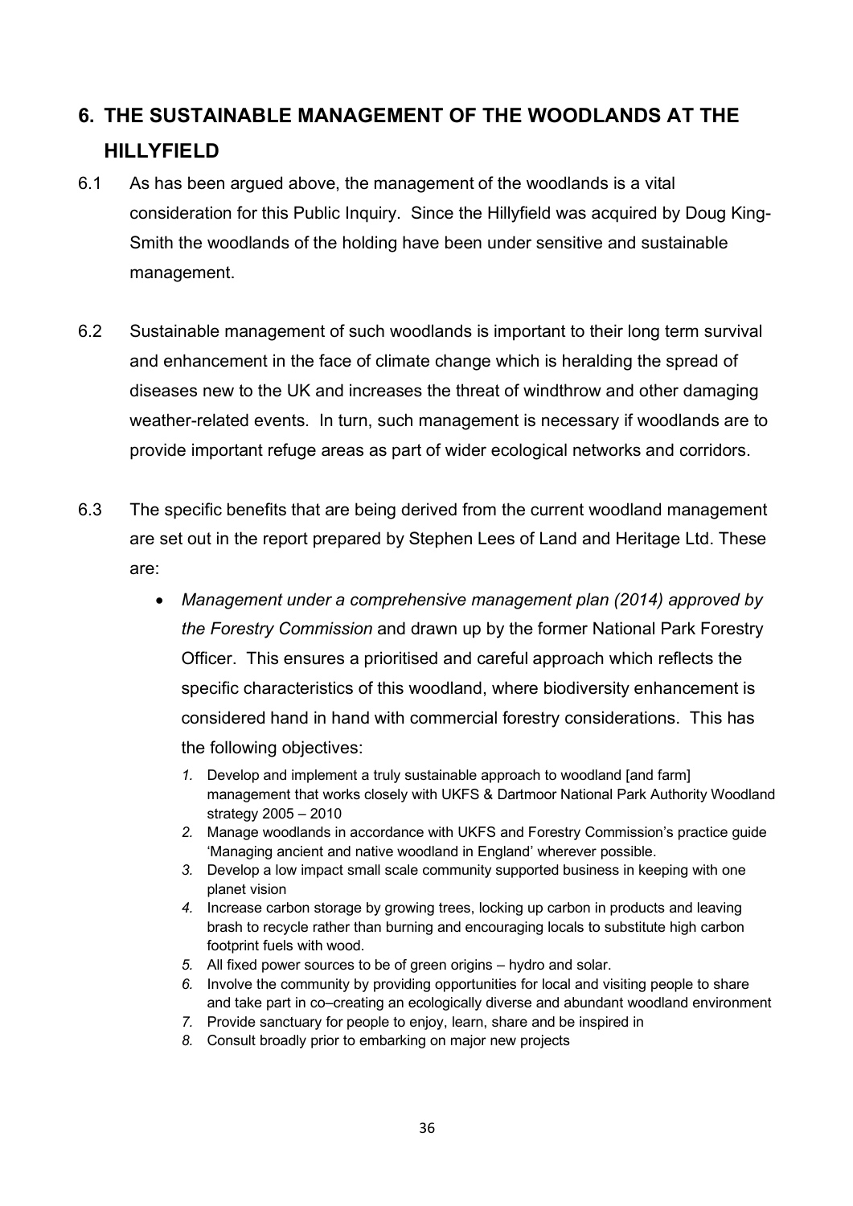## 6. THE SUSTAINABLE MANAGEMENT OF THE WOODLANDS AT THE HILLYFIELD

6.1 As has been argued above, the management of the woodlands is a vital consideration for this Public Inquiry. Since the Hillyfield was acquired by Doug King-Smith the woodlands of the holding have been under sensitive and sustainable management.

6.2 Sustainable management of such woodlands is important to their long term survival and enhancement in the face of climate change which is heralding the spread of diseases new to the UK and increases the threat of windthrow and other damaging weather-related events. In turn, such management is necessary if woodlands are to provide important refuge areas as part of wider ecological networks and corridors.

6.3 The specific benefits that are being derived from the current woodland management are set out in the report prepared by Stephen Lees of Land and Heritage Ltd. These are:

- *Management under a comprehensive management plan (2014) approved by the Forestry Commission* and drawn up by the former National Park Forestry Officer. This ensures a prioritised and careful approach which reflects the specific characteristics of this woodland, where biodiversity enhancement is considered hand in hand with commercial forestry considerations. This has the following objectives:

  1. Develop and implement a truly sustainable approach to woodland [and farm] management that works closely with UKFS & Dartmoor National Park Authority Woodland strategy 2005 – 2010
  2. Manage woodlands in accordance with UKFS and Forestry Commission's practice guide 'Managing ancient and native woodland in England' wherever possible.
  3. Develop a low impact small scale community supported business in keeping with one planet vision
  4. Increase carbon storage by growing trees, locking up carbon in products and leaving brash to recycle rather than burning and encouraging locals to substitute high carbon footprint fuels with wood.
  5. All fixed power sources to be of green origins – hydro and solar.
  6. Involve the community by providing opportunities for local and visiting people to share and take part in co–creating an ecologically diverse and abundant woodland environment
  7. Provide sanctuary for people to enjoy, learn, share and be inspired in
  8. Consult broadly prior to embarking on major new projects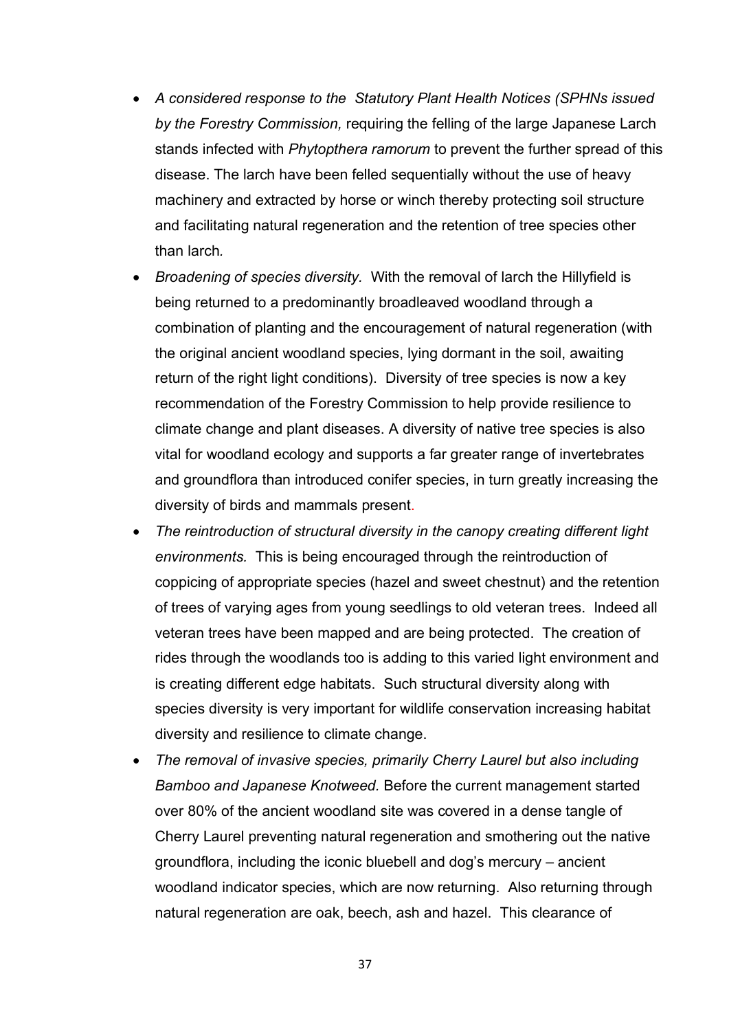- *A considered response to the  Statutory Plant Health Notices (SPHNs issued by the Forestry Commission,* requiring the felling of the large Japanese Larch stands infected with *Phytopthera ramorum* to prevent the further spread of this disease. The larch have been felled sequentially without the use of heavy machinery and extracted by horse or winch thereby protecting soil structure and facilitating natural regeneration and the retention of tree species other than larch.
- *Broadening of species diversity.* With the removal of larch the Hillyfield is being returned to a predominantly broadleaved woodland through a combination of planting and the encouragement of natural regeneration (with the original ancient woodland species, lying dormant in the soil, awaiting return of the right light conditions). Diversity of tree species is now a key recommendation of the Forestry Commission to help provide resilience to climate change and plant diseases. A diversity of native tree species is also vital for woodland ecology and supports a far greater range of invertebrates and groundflora than introduced conifer species, in turn greatly increasing the diversity of birds and mammals present.
- *The reintroduction of structural diversity in the canopy creating different light environments.* This is being encouraged through the reintroduction of coppicing of appropriate species (hazel and sweet chestnut) and the retention of trees of varying ages from young seedlings to old veteran trees. Indeed all veteran trees have been mapped and are being protected. The creation of rides through the woodlands too is adding to this varied light environment and is creating different edge habitats. Such structural diversity along with species diversity is very important for wildlife conservation increasing habitat diversity and resilience to climate change.
- *The removal of invasive species, primarily Cherry Laurel but also including Bamboo and Japanese Knotweed.* Before the current management started over 80% of the ancient woodland site was covered in a dense tangle of Cherry Laurel preventing natural regeneration and smothering out the native groundflora, including the iconic bluebell and dog's mercury – ancient woodland indicator species, which are now returning. Also returning through natural regeneration are oak, beech, ash and hazel. This clearance of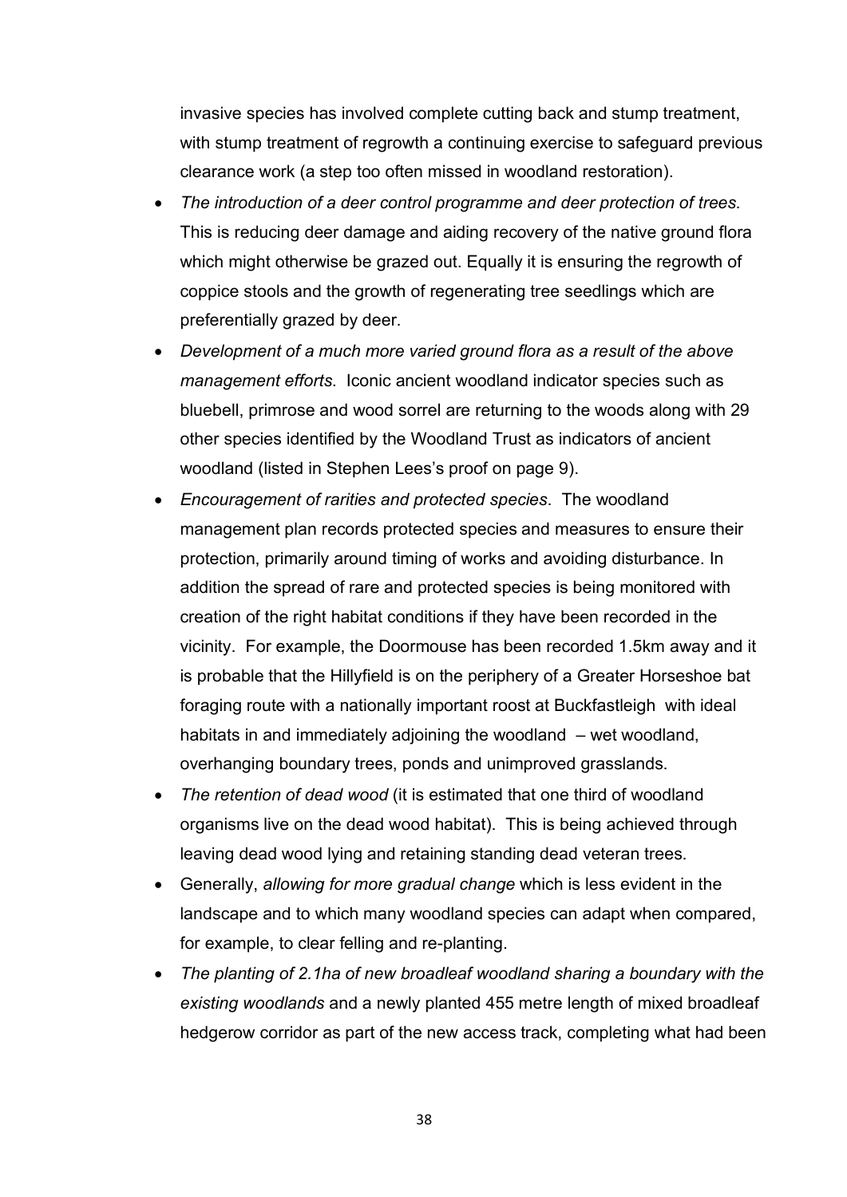invasive species has involved complete cutting back and stump treatment, with stump treatment of regrowth a continuing exercise to safeguard previous clearance work (a step too often missed in woodland restoration).

- *The introduction of a deer control programme and deer protection of trees.* This is reducing deer damage and aiding recovery of the native ground flora which might otherwise be grazed out. Equally it is ensuring the regrowth of coppice stools and the growth of regenerating tree seedlings which are preferentially grazed by deer.
- *Development of a much more varied ground flora as a result of the above management efforts.* Iconic ancient woodland indicator species such as bluebell, primrose and wood sorrel are returning to the woods along with 29 other species identified by the Woodland Trust as indicators of ancient woodland (listed in Stephen Lees's proof on page 9).
- *Encouragement of rarities and protected species*. The woodland management plan records protected species and measures to ensure their protection, primarily around timing of works and avoiding disturbance. In addition the spread of rare and protected species is being monitored with creation of the right habitat conditions if they have been recorded in the vicinity. For example, the Doormouse has been recorded 1.5km away and it is probable that the Hillyfield is on the periphery of a Greater Horseshoe bat foraging route with a nationally important roost at Buckfastleigh with ideal habitats in and immediately adjoining the woodland – wet woodland, overhanging boundary trees, ponds and unimproved grasslands.
- *The retention of dead wood* (it is estimated that one third of woodland organisms live on the dead wood habitat). This is being achieved through leaving dead wood lying and retaining standing dead veteran trees.
- Generally, *allowing for more gradual change* which is less evident in the landscape and to which many woodland species can adapt when compared, for example, to clear felling and re-planting.
- *The planting of 2.1ha of new broadleaf woodland sharing a boundary with the existing woodlands* and a newly planted 455 metre length of mixed broadleaf hedgerow corridor as part of the new access track, completing what had been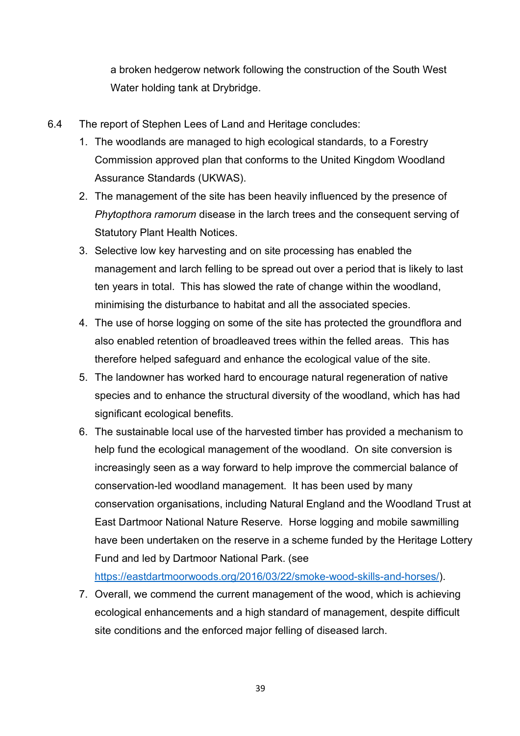a broken hedgerow network following the construction of the South West Water holding tank at Drybridge.

6.4 The report of Stephen Lees of Land and Heritage concludes:

1. The woodlands are managed to high ecological standards, to a Forestry Commission approved plan that conforms to the United Kingdom Woodland Assurance Standards (UKWAS).
2. The management of the site has been heavily influenced by the presence of *Phytopthora ramorum* disease in the larch trees and the consequent serving of Statutory Plant Health Notices.
3. Selective low key harvesting and on site processing has enabled the management and larch felling to be spread out over a period that is likely to last ten years in total. This has slowed the rate of change within the woodland, minimising the disturbance to habitat and all the associated species.
4. The use of horse logging on some of the site has protected the groundflora and also enabled retention of broadleaved trees within the felled areas. This has therefore helped safeguard and enhance the ecological value of the site.
5. The landowner has worked hard to encourage natural regeneration of native species and to enhance the structural diversity of the woodland, which has had significant ecological benefits.
6. The sustainable local use of the harvested timber has provided a mechanism to help fund the ecological management of the woodland. On site conversion is increasingly seen as a way forward to help improve the commercial balance of conservation-led woodland management. It has been used by many conservation organisations, including Natural England and the Woodland Trust at East Dartmoor National Nature Reserve. Horse logging and mobile sawmilling have been undertaken on the reserve in a scheme funded by the Heritage Lottery Fund and led by Dartmoor National Park. (see https://eastdartmoorwoods.org/2016/03/22/smoke-wood-skills-and-horses/).
7. Overall, we commend the current management of the wood, which is achieving ecological enhancements and a high standard of management, despite difficult site conditions and the enforced major felling of diseased larch.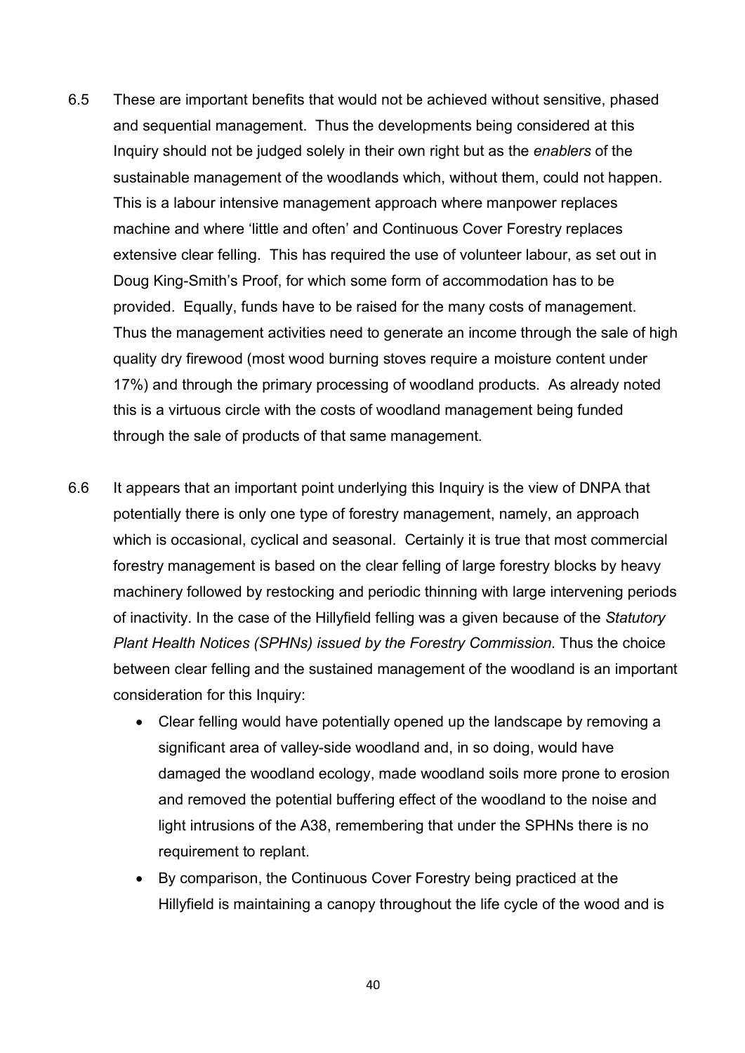6.5 These are important benefits that would not be achieved without sensitive, phased and sequential management. Thus the developments being considered at this Inquiry should not be judged solely in their own right but as the *enablers* of the sustainable management of the woodlands which, without them, could not happen. This is a labour intensive management approach where manpower replaces machine and where 'little and often' and Continuous Cover Forestry replaces extensive clear felling. This has required the use of volunteer labour, as set out in Doug King-Smith's Proof, for which some form of accommodation has to be provided. Equally, funds have to be raised for the many costs of management. Thus the management activities need to generate an income through the sale of high quality dry firewood (most wood burning stoves require a moisture content under 17%) and through the primary processing of woodland products. As already noted this is a virtuous circle with the costs of woodland management being funded through the sale of products of that same management.

6.6 It appears that an important point underlying this Inquiry is the view of DNPA that potentially there is only one type of forestry management, namely, an approach which is occasional, cyclical and seasonal. Certainly it is true that most commercial forestry management is based on the clear felling of large forestry blocks by heavy machinery followed by restocking and periodic thinning with large intervening periods of inactivity. In the case of the Hillyfield felling was a given because of the *Statutory Plant Health Notices (SPHNs) issued by the Forestry Commission.* Thus the choice between clear felling and the sustained management of the woodland is an important consideration for this Inquiry:

- Clear felling would have potentially opened up the landscape by removing a significant area of valley-side woodland and, in so doing, would have damaged the woodland ecology, made woodland soils more prone to erosion and removed the potential buffering effect of the woodland to the noise and light intrusions of the A38, remembering that under the SPHNs there is no requirement to replant.
- By comparison, the Continuous Cover Forestry being practiced at the Hillyfield is maintaining a canopy throughout the life cycle of the wood and is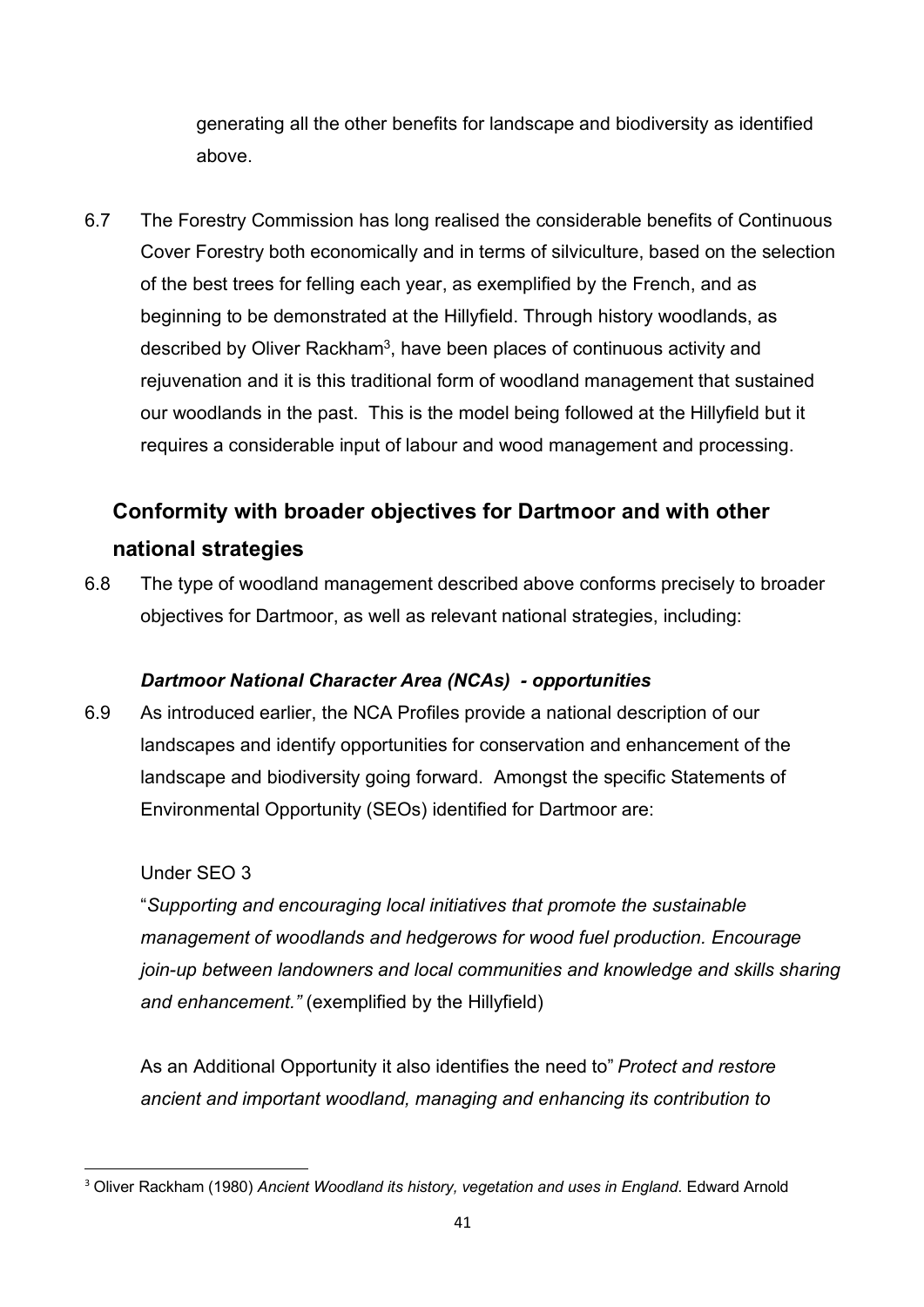generating all the other benefits for landscape and biodiversity as identified above.

6.7 The Forestry Commission has long realised the considerable benefits of Continuous Cover Forestry both economically and in terms of silviculture, based on the selection of the best trees for felling each year, as exemplified by the French, and as beginning to be demonstrated at the Hillyfield. Through history woodlands, as described by Oliver Rackham[3], have been places of continuous activity and rejuvenation and it is this traditional form of woodland management that sustained our woodlands in the past. This is the model being followed at the Hillyfield but it requires a considerable input of labour and wood management and processing.

## Conformity with broader objectives for Dartmoor and with other national strategies

6.8 The type of woodland management described above conforms precisely to broader objectives for Dartmoor, as well as relevant national strategies, including:

### *Dartmoor National Character Area (NCAs) - opportunities*

6.9 As introduced earlier, the NCA Profiles provide a national description of our landscapes and identify opportunities for conservation and enhancement of the landscape and biodiversity going forward. Amongst the specific Statements of Environmental Opportunity (SEOs) identified for Dartmoor are:

Under SEO 3

"*Supporting and encouraging local initiatives that promote the sustainable management of woodlands and hedgerows for wood fuel production. Encourage join-up between landowners and local communities and knowledge and skills sharing and enhancement."* (exemplified by the Hillyfield)

As an Additional Opportunity it also identifies the need to" *Protect and restore ancient and important woodland, managing and enhancing its contribution to*

[3] Oliver Rackham (1980) *Ancient Woodland its history, vegetation and uses in England*. Edward Arnold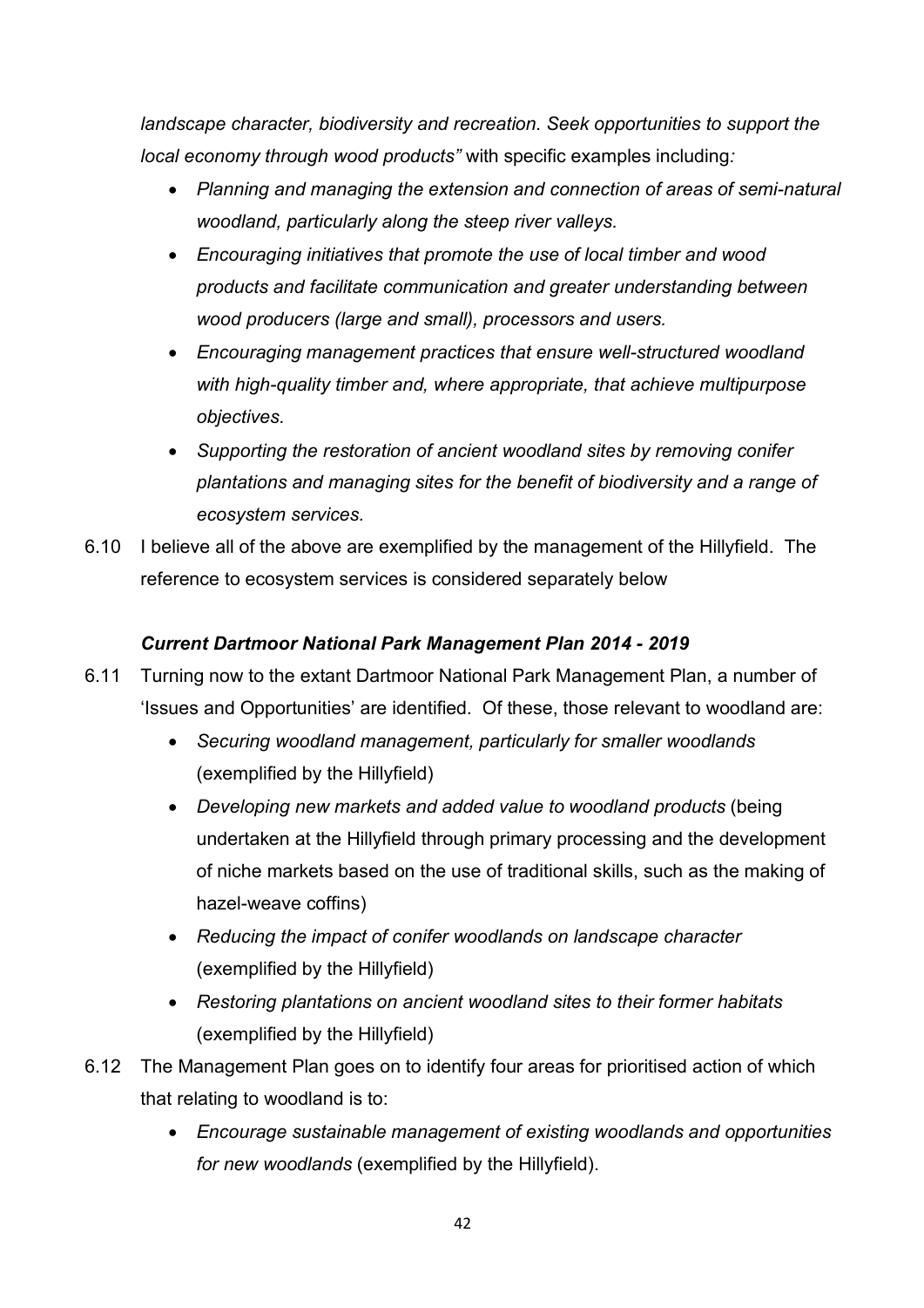*landscape character, biodiversity and recreation. Seek opportunities to support the local economy through wood products"* with specific examples including*:*

- *Planning and managing the extension and connection of areas of semi-natural woodland, particularly along the steep river valleys.*
- *Encouraging initiatives that promote the use of local timber and wood products and facilitate communication and greater understanding between wood producers (large and small), processors and users.*
- *Encouraging management practices that ensure well-structured woodland with high-quality timber and, where appropriate, that achieve multipurpose objectives.*
- *Supporting the restoration of ancient woodland sites by removing conifer plantations and managing sites for the benefit of biodiversity and a range of ecosystem services.*

6.10 I believe all of the above are exemplified by the management of the Hillyfield. The reference to ecosystem services is considered separately below

***Current Dartmoor National Park Management Plan 2014 - 2019***

6.11 Turning now to the extant Dartmoor National Park Management Plan, a number of 'Issues and Opportunities' are identified. Of these, those relevant to woodland are:

- *Securing woodland management, particularly for smaller woodlands* (exemplified by the Hillyfield)
- *Developing new markets and added value to woodland products* (being undertaken at the Hillyfield through primary processing and the development of niche markets based on the use of traditional skills, such as the making of hazel-weave coffins)
- *Reducing the impact of conifer woodlands on landscape character* (exemplified by the Hillyfield)
- *Restoring plantations on ancient woodland sites to their former habitats* (exemplified by the Hillyfield)

6.12 The Management Plan goes on to identify four areas for prioritised action of which that relating to woodland is to:

- *Encourage sustainable management of existing woodlands and opportunities for new woodlands* (exemplified by the Hillyfield).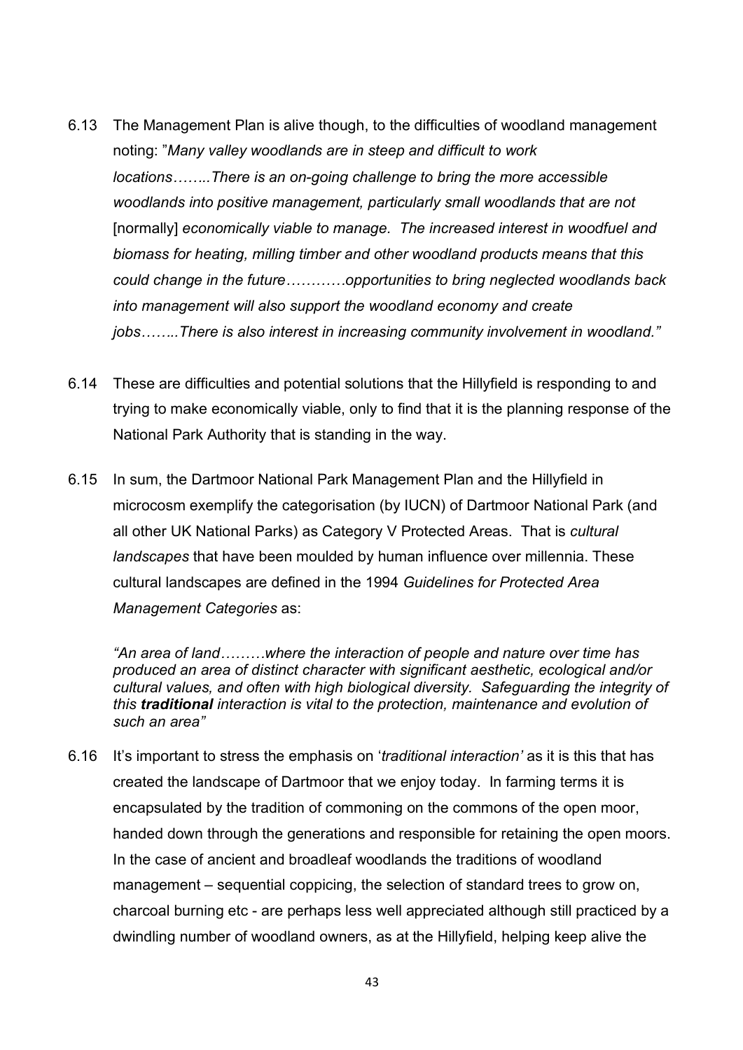6.13 The Management Plan is alive though, to the difficulties of woodland management noting: "*Many valley woodlands are in steep and difficult to work locations……..There is an on-going challenge to bring the more accessible woodlands into positive management, particularly small woodlands that are not* [normally] *economically viable to manage. The increased interest in woodfuel and biomass for heating, milling timber and other woodland products means that this could change in the future…………opportunities to bring neglected woodlands back into management will also support the woodland economy and create jobs……..There is also interest in increasing community involvement in woodland."*

6.14 These are difficulties and potential solutions that the Hillyfield is responding to and trying to make economically viable, only to find that it is the planning response of the National Park Authority that is standing in the way.

6.15 In sum, the Dartmoor National Park Management Plan and the Hillyfield in microcosm exemplify the categorisation (by IUCN) of Dartmoor National Park (and all other UK National Parks) as Category V Protected Areas. That is *cultural landscapes* that have been moulded by human influence over millennia. These cultural landscapes are defined in the 1994 *Guidelines for Protected Area Management Categories* as:

> *"An area of land………where the interaction of people and nature over time has produced an area of distinct character with significant aesthetic, ecological and/or cultural values, and often with high biological diversity. Safeguarding the integrity of this **traditional** interaction is vital to the protection, maintenance and evolution of such an area"*

6.16 It's important to stress the emphasis on '*traditional interaction'* as it is this that has created the landscape of Dartmoor that we enjoy today. In farming terms it is encapsulated by the tradition of commoning on the commons of the open moor, handed down through the generations and responsible for retaining the open moors. In the case of ancient and broadleaf woodlands the traditions of woodland management – sequential coppicing, the selection of standard trees to grow on, charcoal burning etc - are perhaps less well appreciated although still practiced by a dwindling number of woodland owners, as at the Hillyfield, helping keep alive the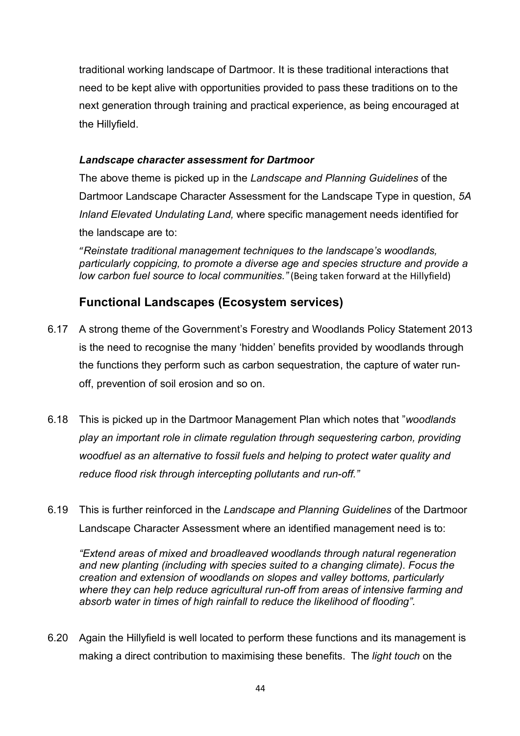traditional working landscape of Dartmoor. It is these traditional interactions that need to be kept alive with opportunities provided to pass these traditions on to the next generation through training and practical experience, as being encouraged at the Hillyfield.

***Landscape character assessment for Dartmoor***

The above theme is picked up in the *Landscape and Planning Guidelines* of the Dartmoor Landscape Character Assessment for the Landscape Type in question, *5A Inland Elevated Undulating Land,* where specific management needs identified for the landscape are to:

"*Reinstate traditional management techniques to the landscape's woodlands, particularly coppicing, to promote a diverse age and species structure and provide a low carbon fuel source to local communities."* (Being taken forward at the Hillyfield)

## Functional Landscapes (Ecosystem services)

6.17 A strong theme of the Government's Forestry and Woodlands Policy Statement 2013 is the need to recognise the many 'hidden' benefits provided by woodlands through the functions they perform such as carbon sequestration, the capture of water run-off, prevention of soil erosion and so on.

6.18 This is picked up in the Dartmoor Management Plan which notes that "*woodlands play an important role in climate regulation through sequestering carbon, providing woodfuel as an alternative to fossil fuels and helping to protect water quality and reduce flood risk through intercepting pollutants and run-off."*

6.19 This is further reinforced in the *Landscape and Planning Guidelines* of the Dartmoor Landscape Character Assessment where an identified management need is to:

*"Extend areas of mixed and broadleaved woodlands through natural regeneration and new planting (including with species suited to a changing climate). Focus the creation and extension of woodlands on slopes and valley bottoms, particularly where they can help reduce agricultural run-off from areas of intensive farming and absorb water in times of high rainfall to reduce the likelihood of flooding".*

6.20 Again the Hillyfield is well located to perform these functions and its management is making a direct contribution to maximising these benefits. The *light touch* on the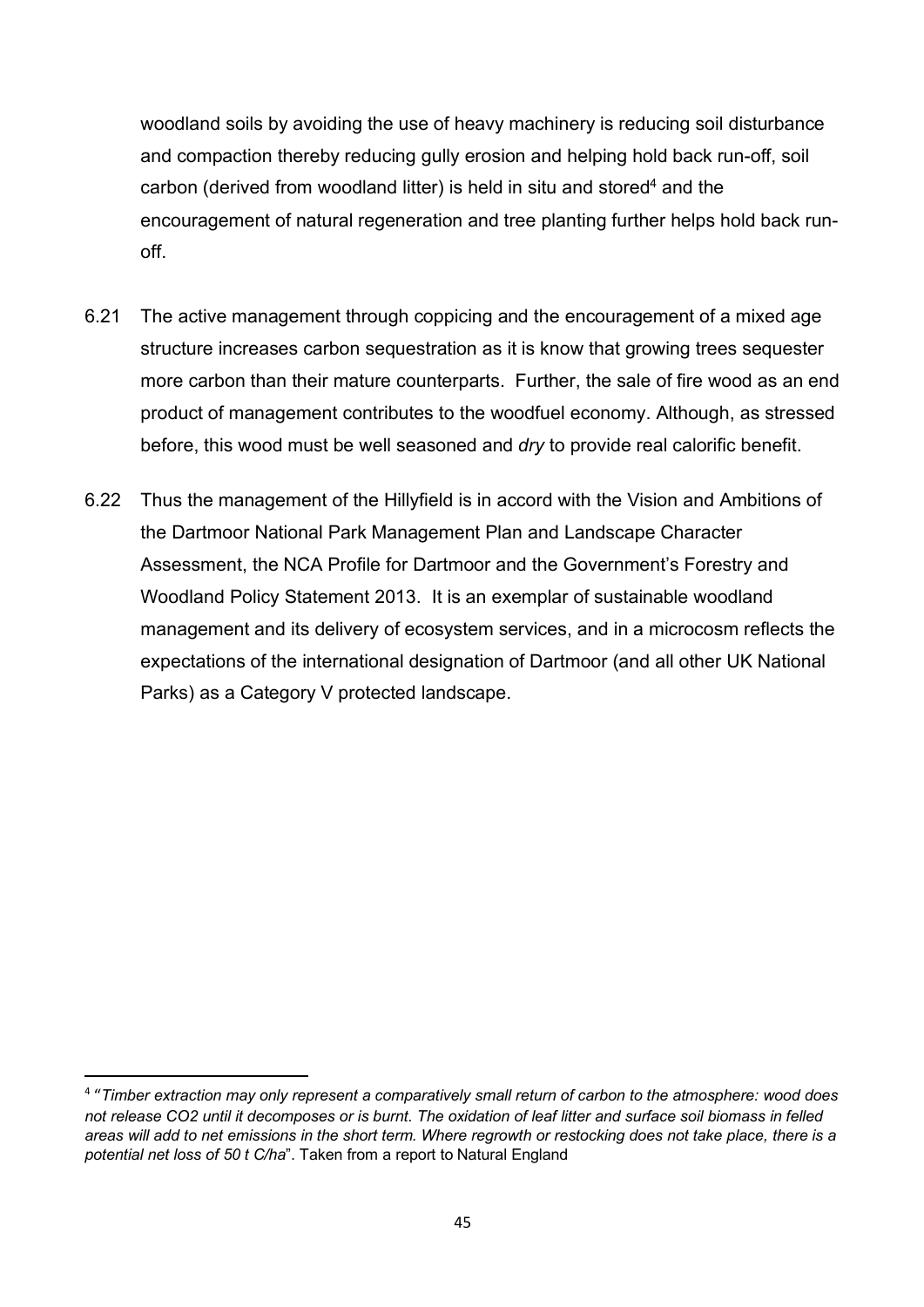woodland soils by avoiding the use of heavy machinery is reducing soil disturbance and compaction thereby reducing gully erosion and helping hold back run-off, soil carbon (derived from woodland litter) is held in situ and stored[4] and the encouragement of natural regeneration and tree planting further helps hold back run-off.

6.21 The active management through coppicing and the encouragement of a mixed age structure increases carbon sequestration as it is know that growing trees sequester more carbon than their mature counterparts. Further, the sale of fire wood as an end product of management contributes to the woodfuel economy. Although, as stressed before, this wood must be well seasoned and *dry* to provide real calorific benefit.

6.22 Thus the management of the Hillyfield is in accord with the Vision and Ambitions of the Dartmoor National Park Management Plan and Landscape Character Assessment, the NCA Profile for Dartmoor and the Government's Forestry and Woodland Policy Statement 2013. It is an exemplar of sustainable woodland management and its delivery of ecosystem services, and in a microcosm reflects the expectations of the international designation of Dartmoor (and all other UK National Parks) as a Category V protected landscape.

---

[4] "*Timber extraction may only represent a comparatively small return of carbon to the atmosphere: wood does not release CO2 until it decomposes or is burnt. The oxidation of leaf litter and surface soil biomass in felled areas will add to net emissions in the short term. Where regrowth or restocking does not take place, there is a potential net loss of 50 t C/ha*". Taken from a report to Natural England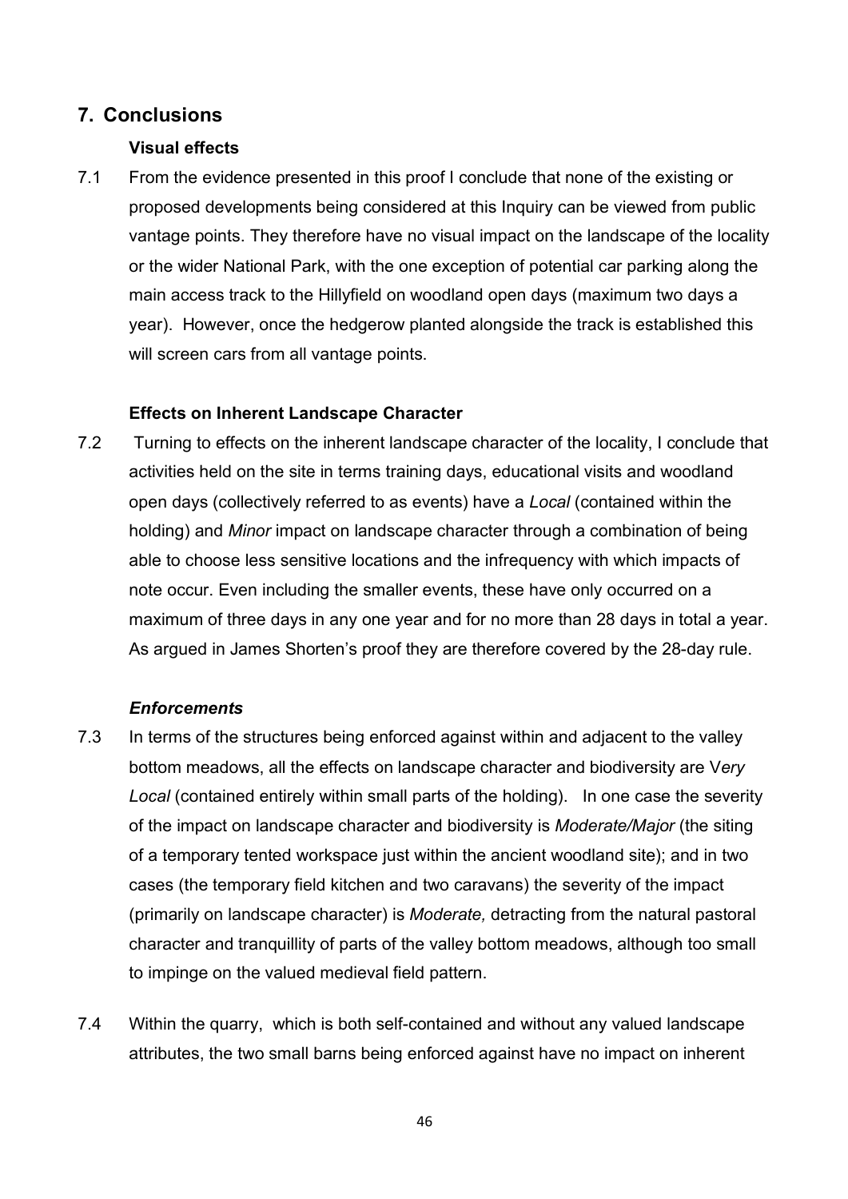## 7. Conclusions

### Visual effects

7.1 From the evidence presented in this proof I conclude that none of the existing or proposed developments being considered at this Inquiry can be viewed from public vantage points. They therefore have no visual impact on the landscape of the locality or the wider National Park, with the one exception of potential car parking along the main access track to the Hillyfield on woodland open days (maximum two days a year). However, once the hedgerow planted alongside the track is established this will screen cars from all vantage points.

### Effects on Inherent Landscape Character

7.2 Turning to effects on the inherent landscape character of the locality, I conclude that activities held on the site in terms training days, educational visits and woodland open days (collectively referred to as events) have a *Local* (contained within the holding) and *Minor* impact on landscape character through a combination of being able to choose less sensitive locations and the infrequency with which impacts of note occur. Even including the smaller events, these have only occurred on a maximum of three days in any one year and for no more than 28 days in total a year. As argued in James Shorten's proof they are therefore covered by the 28-day rule.

### *Enforcements*

7.3 In terms of the structures being enforced against within and adjacent to the valley bottom meadows, all the effects on landscape character and biodiversity are V*ery Local* (contained entirely within small parts of the holding). In one case the severity of the impact on landscape character and biodiversity is *Moderate/Major* (the siting of a temporary tented workspace just within the ancient woodland site); and in two cases (the temporary field kitchen and two caravans) the severity of the impact (primarily on landscape character) is *Moderate,* detracting from the natural pastoral character and tranquillity of parts of the valley bottom meadows, although too small to impinge on the valued medieval field pattern.

7.4 Within the quarry, which is both self-contained and without any valued landscape attributes, the two small barns being enforced against have no impact on inherent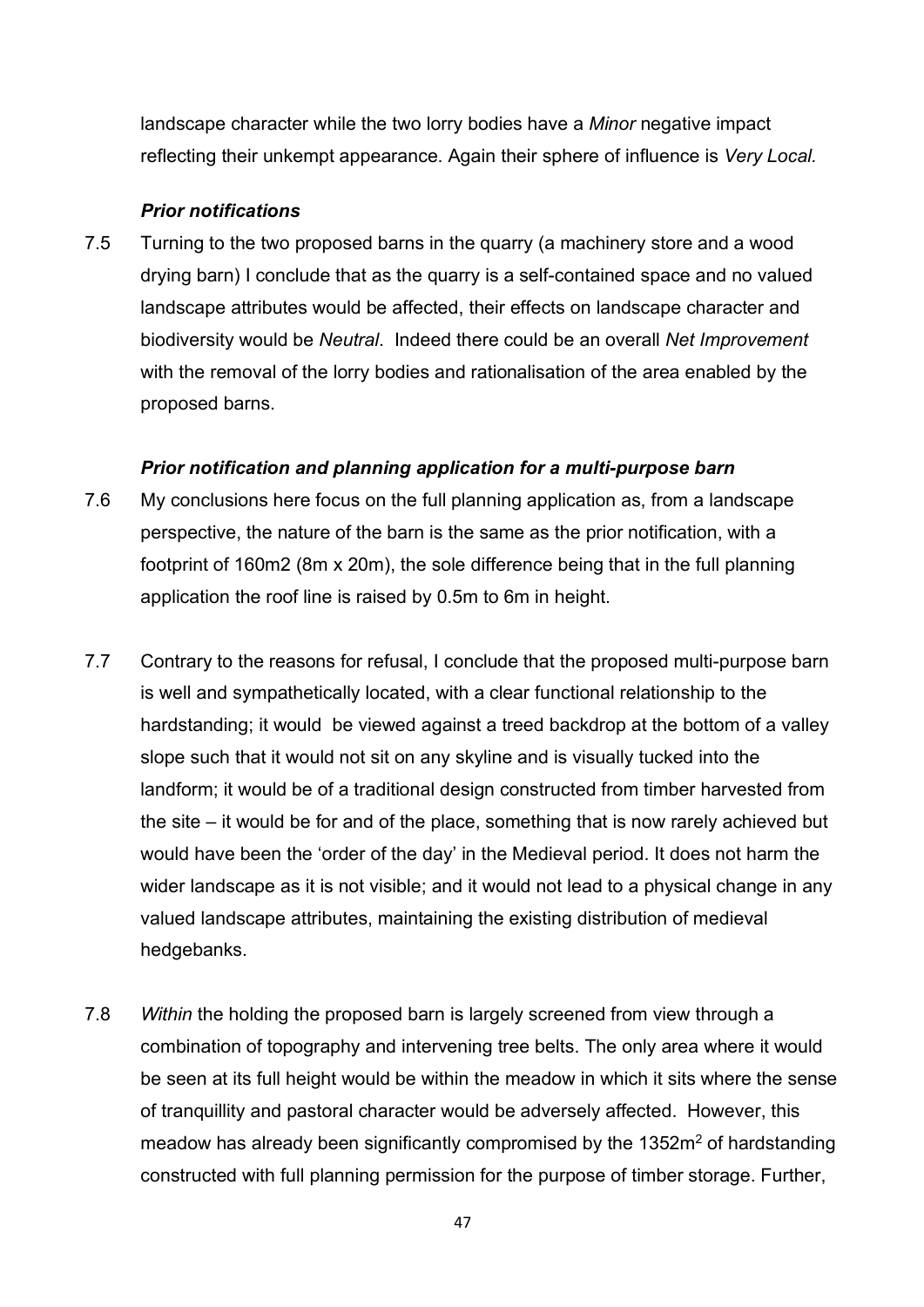landscape character while the two lorry bodies have a *Minor* negative impact reflecting their unkempt appearance. Again their sphere of influence is *Very Local.*

### *Prior notifications*

7.5 Turning to the two proposed barns in the quarry (a machinery store and a wood drying barn) I conclude that as the quarry is a self-contained space and no valued landscape attributes would be affected, their effects on landscape character and biodiversity would be *Neutral*. Indeed there could be an overall *Net Improvement* with the removal of the lorry bodies and rationalisation of the area enabled by the proposed barns.

### *Prior notification and planning application for a multi-purpose barn*

7.6 My conclusions here focus on the full planning application as, from a landscape perspective, the nature of the barn is the same as the prior notification, with a footprint of 160m2 (8m x 20m), the sole difference being that in the full planning application the roof line is raised by 0.5m to 6m in height.

7.7 Contrary to the reasons for refusal, I conclude that the proposed multi-purpose barn is well and sympathetically located, with a clear functional relationship to the hardstanding; it would be viewed against a treed backdrop at the bottom of a valley slope such that it would not sit on any skyline and is visually tucked into the landform; it would be of a traditional design constructed from timber harvested from the site – it would be for and of the place, something that is now rarely achieved but would have been the 'order of the day' in the Medieval period. It does not harm the wider landscape as it is not visible; and it would not lead to a physical change in any valued landscape attributes, maintaining the existing distribution of medieval hedgebanks.

7.8 *Within* the holding the proposed barn is largely screened from view through a combination of topography and intervening tree belts. The only area where it would be seen at its full height would be within the meadow in which it sits where the sense of tranquillity and pastoral character would be adversely affected. However, this meadow has already been significantly compromised by the 1352m$^2$ of hardstanding constructed with full planning permission for the purpose of timber storage. Further,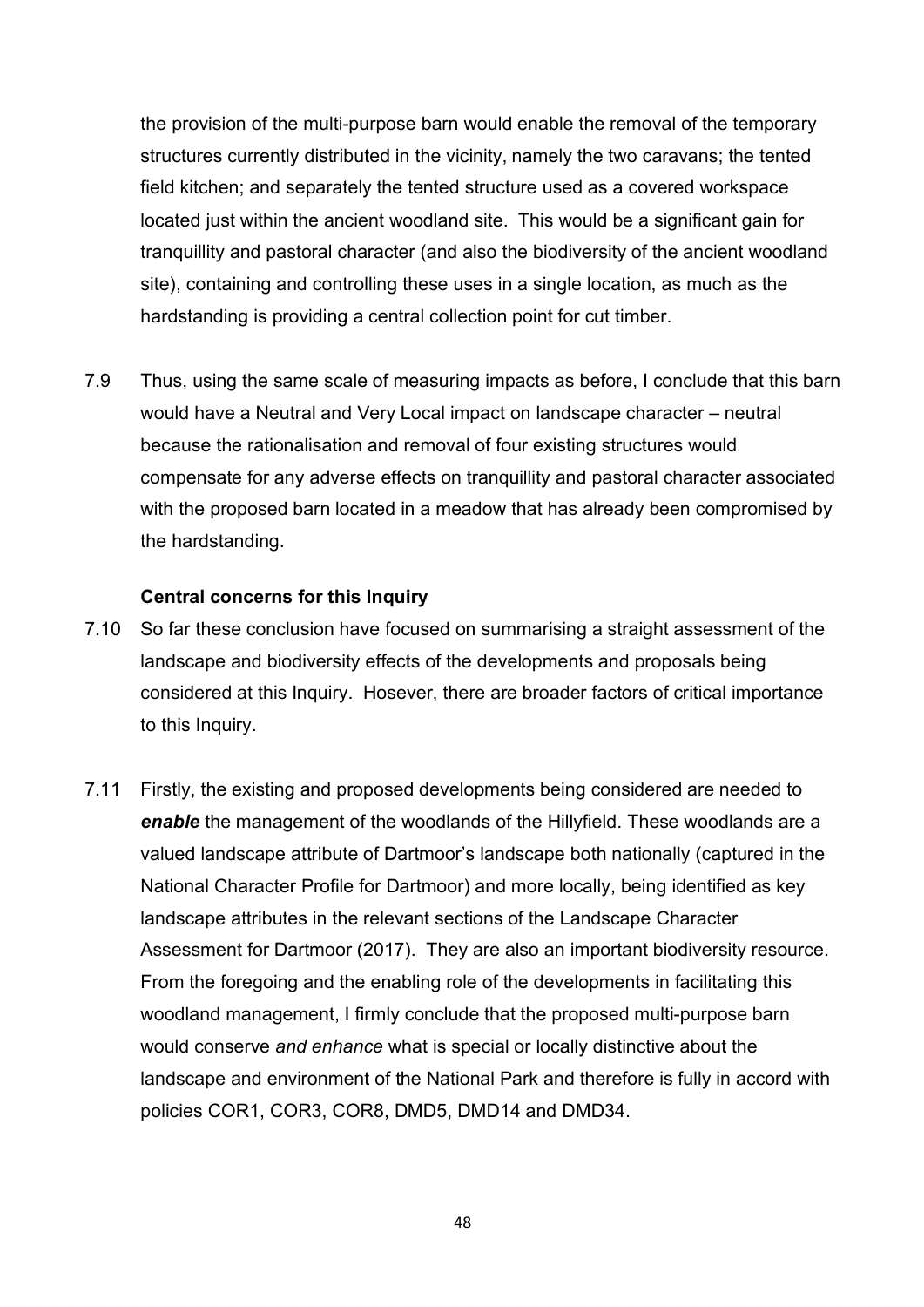the provision of the multi-purpose barn would enable the removal of the temporary structures currently distributed in the vicinity, namely the two caravans; the tented field kitchen; and separately the tented structure used as a covered workspace located just within the ancient woodland site. This would be a significant gain for tranquillity and pastoral character (and also the biodiversity of the ancient woodland site), containing and controlling these uses in a single location, as much as the hardstanding is providing a central collection point for cut timber.

7.9 Thus, using the same scale of measuring impacts as before, I conclude that this barn would have a Neutral and Very Local impact on landscape character – neutral because the rationalisation and removal of four existing structures would compensate for any adverse effects on tranquillity and pastoral character associated with the proposed barn located in a meadow that has already been compromised by the hardstanding.

**Central concerns for this Inquiry**

7.10 So far these conclusion have focused on summarising a straight assessment of the landscape and biodiversity effects of the developments and proposals being considered at this Inquiry. Hosever, there are broader factors of critical importance to this Inquiry.

7.11 Firstly, the existing and proposed developments being considered are needed to ***enable*** the management of the woodlands of the Hillyfield. These woodlands are a valued landscape attribute of Dartmoor's landscape both nationally (captured in the National Character Profile for Dartmoor) and more locally, being identified as key landscape attributes in the relevant sections of the Landscape Character Assessment for Dartmoor (2017). They are also an important biodiversity resource. From the foregoing and the enabling role of the developments in facilitating this woodland management, I firmly conclude that the proposed multi-purpose barn would conserve *and enhance* what is special or locally distinctive about the landscape and environment of the National Park and therefore is fully in accord with policies COR1, COR3, COR8, DMD5, DMD14 and DMD34.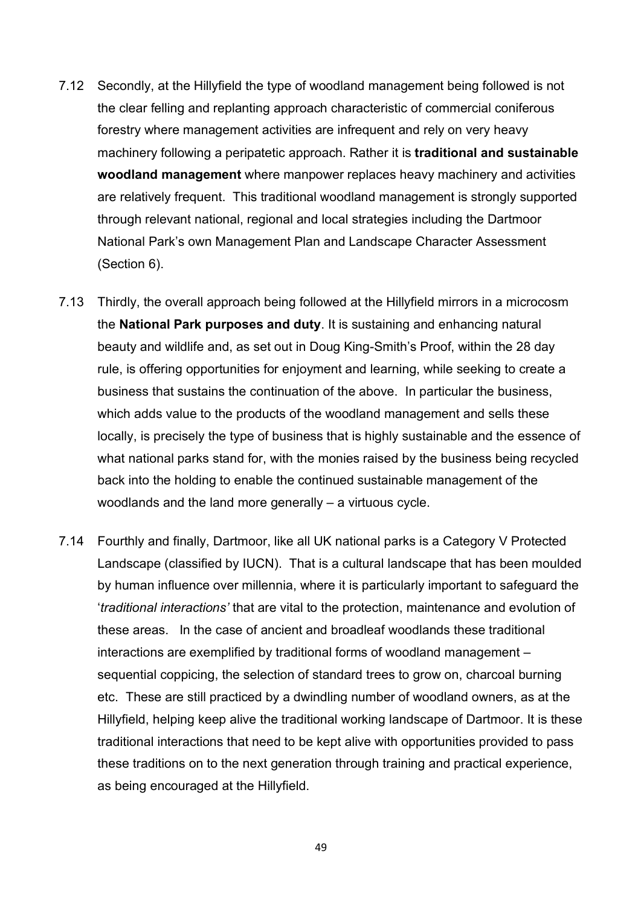7.12 Secondly, at the Hillyfield the type of woodland management being followed is not the clear felling and replanting approach characteristic of commercial coniferous forestry where management activities are infrequent and rely on very heavy machinery following a peripatetic approach. Rather it is **traditional and sustainable woodland management** where manpower replaces heavy machinery and activities are relatively frequent. This traditional woodland management is strongly supported through relevant national, regional and local strategies including the Dartmoor National Park's own Management Plan and Landscape Character Assessment (Section 6).

7.13 Thirdly, the overall approach being followed at the Hillyfield mirrors in a microcosm the **National Park purposes and duty**. It is sustaining and enhancing natural beauty and wildlife and, as set out in Doug King-Smith's Proof, within the 28 day rule, is offering opportunities for enjoyment and learning, while seeking to create a business that sustains the continuation of the above. In particular the business, which adds value to the products of the woodland management and sells these locally, is precisely the type of business that is highly sustainable and the essence of what national parks stand for, with the monies raised by the business being recycled back into the holding to enable the continued sustainable management of the woodlands and the land more generally – a virtuous cycle.

7.14 Fourthly and finally, Dartmoor, like all UK national parks is a Category V Protected Landscape (classified by IUCN). That is a cultural landscape that has been moulded by human influence over millennia, where it is particularly important to safeguard the '*traditional interactions'* that are vital to the protection, maintenance and evolution of these areas. In the case of ancient and broadleaf woodlands these traditional interactions are exemplified by traditional forms of woodland management – sequential coppicing, the selection of standard trees to grow on, charcoal burning etc. These are still practiced by a dwindling number of woodland owners, as at the Hillyfield, helping keep alive the traditional working landscape of Dartmoor. It is these traditional interactions that need to be kept alive with opportunities provided to pass these traditions on to the next generation through training and practical experience, as being encouraged at the Hillyfield.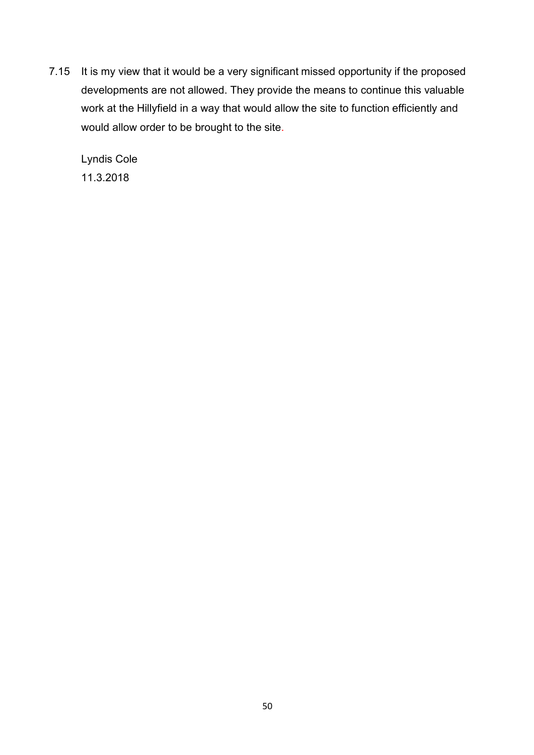7.15 It is my view that it would be a very significant missed opportunity if the proposed developments are not allowed. They provide the means to continue this valuable work at the Hillyfield in a way that would allow the site to function efficiently and would allow order to be brought to the site.

Lyndis Cole
11.3.2018